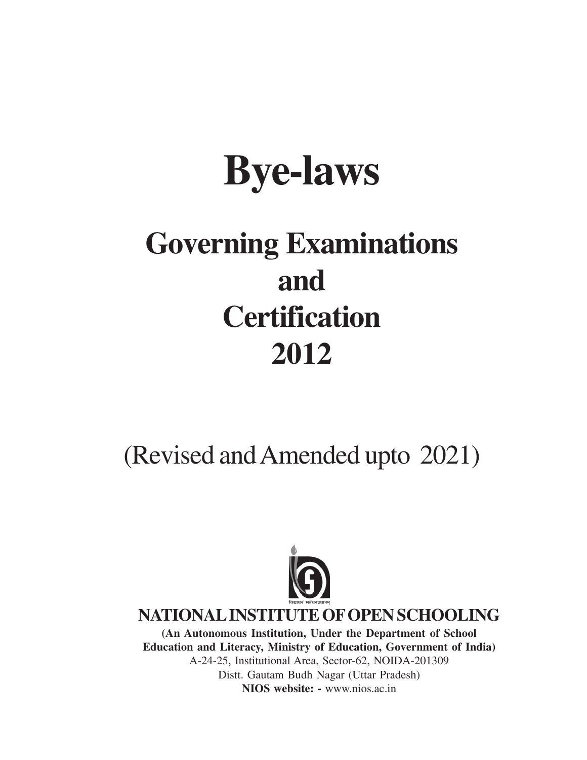# Bye-laws

## Governing Examinations and Certification 2012

(Revised and Amended upto 2021)

विद्याधनं सर्वधनप्रधानम्

**NATIONAL INSTITUTE OF OPEN SCHOOLING**

**(An Autonomous Institution, Under the Department of School Education and Literacy, Ministry of Education, Government of India)**

A-24-25, Institutional Area, Sector-62, NOIDA-201309

Distt. Gautam Budh Nagar (Uttar Pradesh)

**NIOS website: -** www.nios.ac.in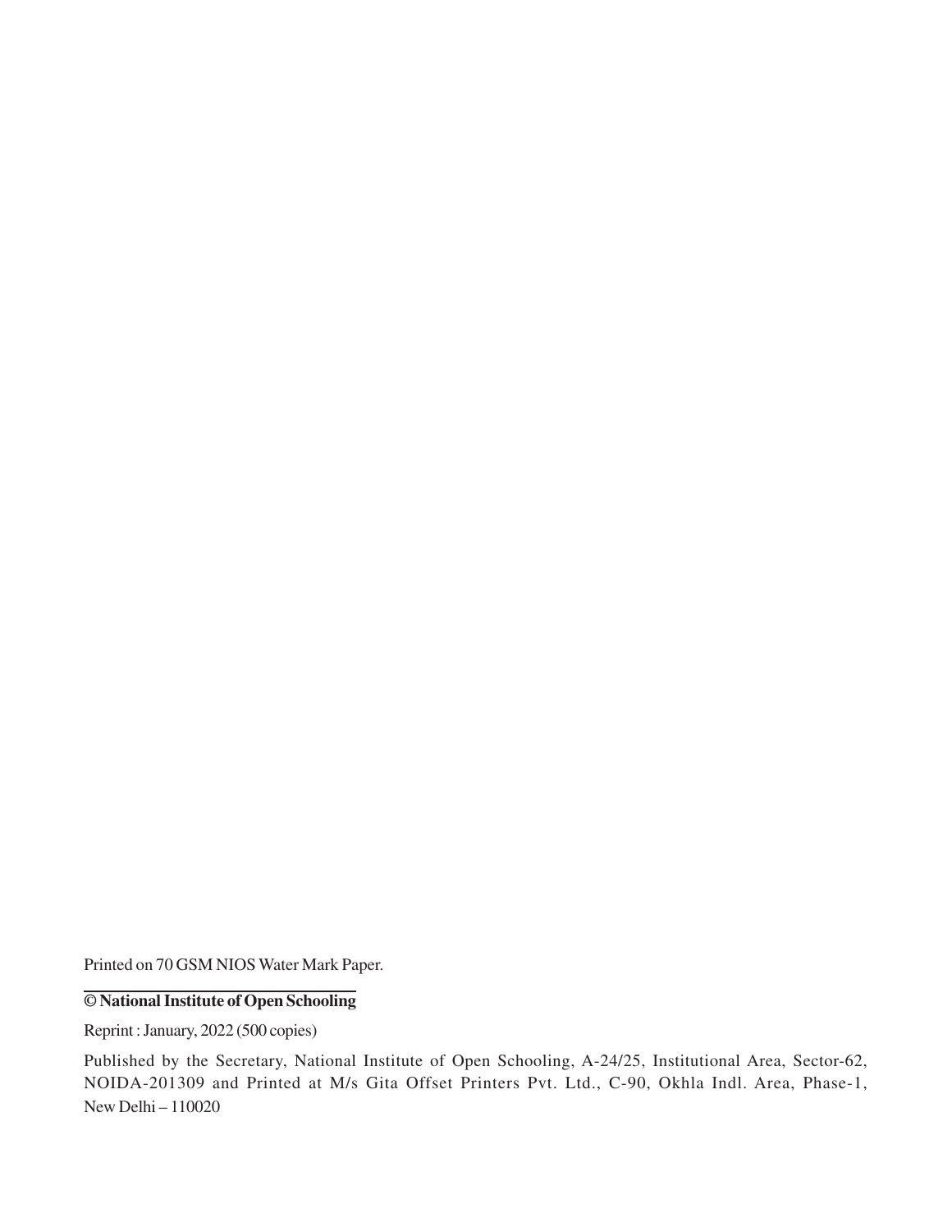Printed on 70 GSM NIOS Water Mark Paper.

---

**© National Institute of Open Schooling**

Reprint : January, 2022 (500 copies)

Published by the Secretary, National Institute of Open Schooling, A-24/25, Institutional Area, Sector-62, NOIDA-201309 and Printed at M/s Gita Offset Printers Pvt. Ltd., C-90, Okhla Indl. Area, Phase-1, New Delhi – 110020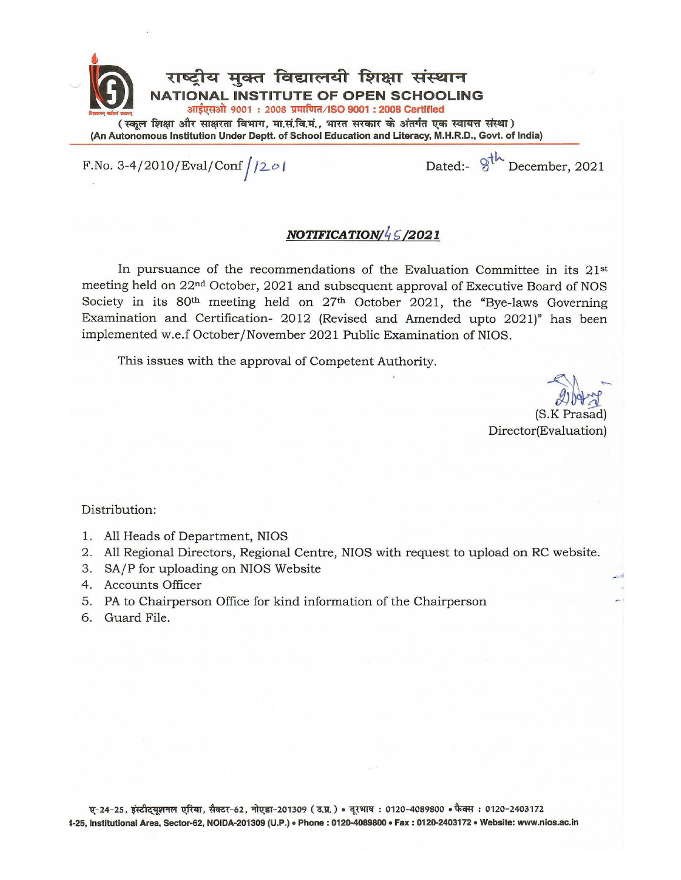राष्ट्रीय मुक्त विद्यालयी शिक्षा संस्थान

**NATIONAL INSTITUTE OF OPEN SCHOOLING**

आईएसओ 9001 : 2008 प्रमाणित/ISO 9001 : 2008 Certified

(स्कूल शिक्षा और साक्षरता विभाग, मा.सं.वि.मं., भारत सरकार के अंतर्गत एक स्वायत्त संस्था)

(An Autonomous Institution Under Deptt. of School Education and Literacy, M.H.R.D., Govt. of India)

F.No. 3-4/2010/Eval/Conf/1201 Dated:- 8th December, 2021

## *NOTIFICATION/45/2021*

In pursuance of the recommendations of the Evaluation Committee in its 21st meeting held on 22nd October, 2021 and subsequent approval of Executive Board of NOS Society in its 80th meeting held on 27th October 2021, the "Bye-laws Governing Examination and Certification- 2012 (Revised and Amended upto 2021)" has been implemented w.e.f October/November 2021 Public Examination of NIOS.

This issues with the approval of Competent Authority.

(S.K Prasad)
Director(Evaluation)

Distribution:

1. All Heads of Department, NIOS
2. All Regional Directors, Regional Centre, NIOS with request to upload on RC website.
3. SA/P for uploading on NIOS Website
4. Accounts Officer
5. PA to Chairperson Office for kind information of the Chairperson
6. Guard File.

ए-24-25, इंस्टीट्यूशनल एरिया, सैक्टर-62, नोएडा-201309 (उ.प्र.) • दूरभाष : 0120-4089800 • फैक्स : 0120-2403172

A-24-25, Institutional Area, Sector-62, NOIDA-201309 (U.P.) • Phone : 0120-4089800 • Fax : 0120-2403172 • Website: www.nios.ac.in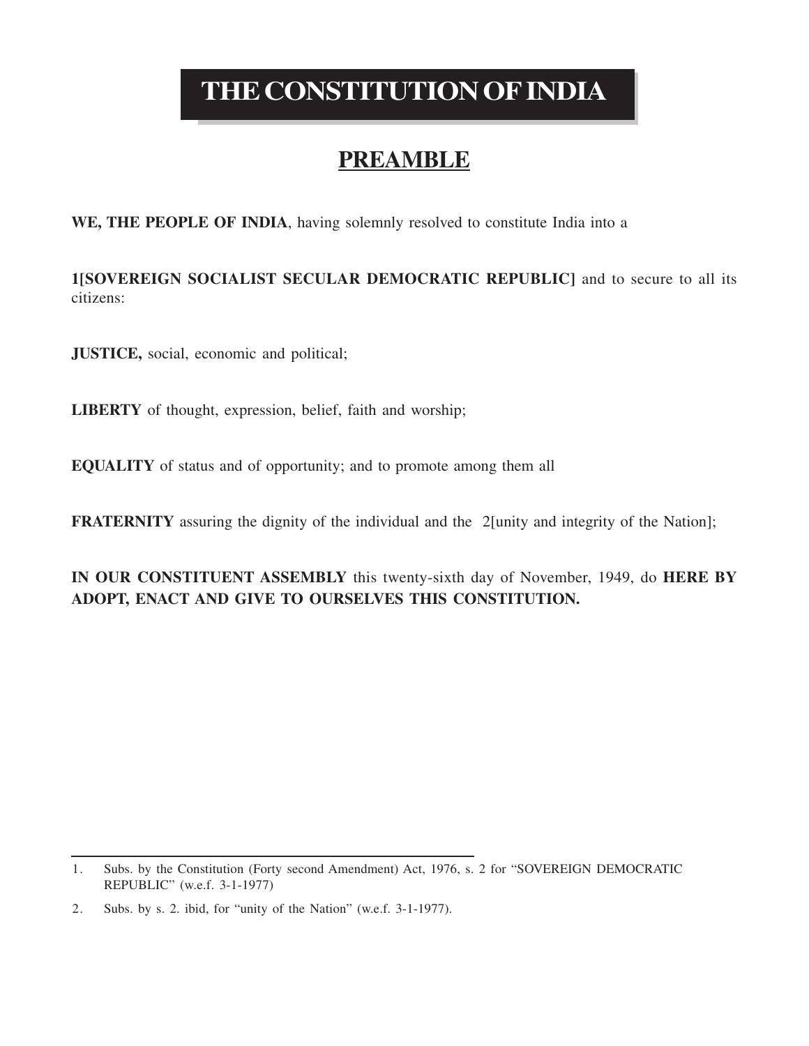# THE CONSTITUTION OF INDIA

## PREAMBLE

**WE, THE PEOPLE OF INDIA**, having solemnly resolved to constitute India into a

**1[SOVEREIGN SOCIALIST SECULAR DEMOCRATIC REPUBLIC]** and to secure to all its citizens:

**JUSTICE,** social, economic and political;

**LIBERTY** of thought, expression, belief, faith and worship;

**EQUALITY** of status and of opportunity; and to promote among them all

**FRATERNITY** assuring the dignity of the individual and the 2[unity and integrity of the Nation];

**IN OUR CONSTITUENT ASSEMBLY** this twenty-sixth day of November, 1949, do **HERE BY ADOPT, ENACT AND GIVE TO OURSELVES THIS CONSTITUTION.**

---

1. Subs. by the Constitution (Forty second Amendment) Act, 1976, s. 2 for "SOVEREIGN DEMOCRATIC REPUBLIC" (w.e.f. 3-1-1977)

2. Subs. by s. 2. ibid, for "unity of the Nation" (w.e.f. 3-1-1977).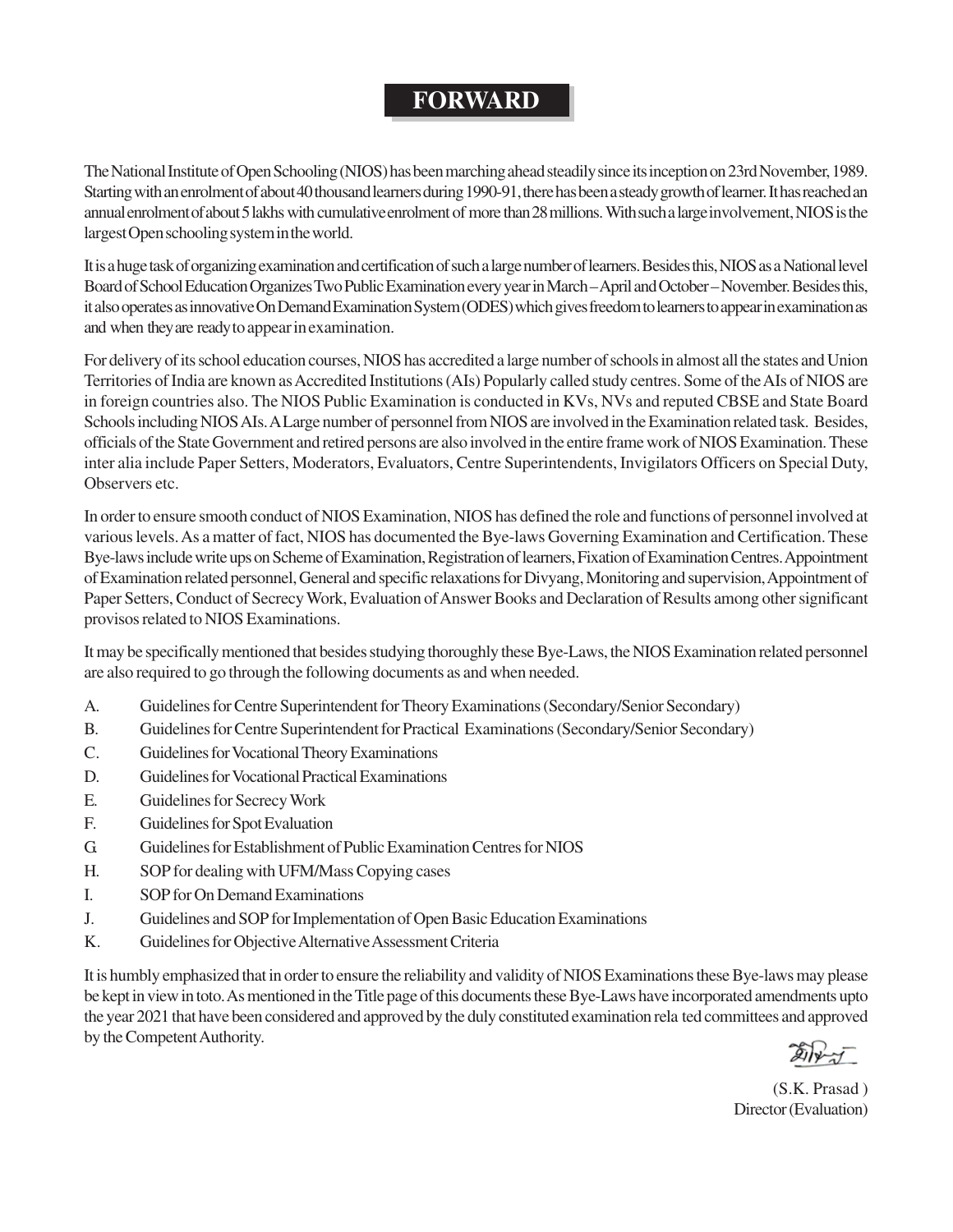# FORWARD

The National Institute of Open Schooling (NIOS) has been marching ahead steadily since its inception on 23rd November, 1989. Starting with an enrolment of about 40 thousand learners during 1990-91, there has been a steady growth of learner. It has reached an annual enrolment of about 5 lakhs with cumulative enrolment of more than 28 millions. With such a large involvement, NIOS is the largest Open schooling system in the world.

It is a huge task of organizing examination and certification of such a large number of learners. Besides this, NIOS as a National level Board of School Education Organizes Two Public Examination every year in March – April and October – November. Besides this, it also operates as innovative On Demand Examination System (ODES) which gives freedom to learners to appear in examination as and when they are ready to appear in examination.

For delivery of its school education courses, NIOS has accredited a large number of schools in almost all the states and Union Territories of India are known as Accredited Institutions (AIs) Popularly called study centres. Some of the AIs of NIOS are in foreign countries also. The NIOS Public Examination is conducted in KVs, NVs and reputed CBSE and State Board Schools including NIOS AIs. A Large number of personnel from NIOS are involved in the Examination related task. Besides, officials of the State Government and retired persons are also involved in the entire frame work of NIOS Examination. These inter alia include Paper Setters, Moderators, Evaluators, Centre Superintendents, Invigilators Officers on Special Duty, Observers etc.

In order to ensure smooth conduct of NIOS Examination, NIOS has defined the role and functions of personnel involved at various levels. As a matter of fact, NIOS has documented the Bye-laws Governing Examination and Certification. These Bye-laws include write ups on Scheme of Examination, Registration of learners, Fixation of Examination Centres. Appointment of Examination related personnel, General and specific relaxations for Divyang, Monitoring and supervision, Appointment of Paper Setters, Conduct of Secrecy Work, Evaluation of Answer Books and Declaration of Results among other significant provisos related to NIOS Examinations.

It may be specifically mentioned that besides studying thoroughly these Bye-Laws, the NIOS Examination related personnel are also required to go through the following documents as and when needed.

A. Guidelines for Centre Superintendent for Theory Examinations (Secondary/Senior Secondary)

B. Guidelines for Centre Superintendent for Practical Examinations (Secondary/Senior Secondary)

C. Guidelines for Vocational Theory Examinations

D. Guidelines for Vocational Practical Examinations

E. Guidelines for Secrecy Work

F. Guidelines for Spot Evaluation

G. Guidelines for Establishment of Public Examination Centres for NIOS

H. SOP for dealing with UFM/Mass Copying cases

I. SOP for On Demand Examinations

J. Guidelines and SOP for Implementation of Open Basic Education Examinations

K. Guidelines for Objective Alternative Assessment Criteria

It is humbly emphasized that in order to ensure the reliability and validity of NIOS Examinations these Bye-laws may please be kept in view in toto. As mentioned in the Title page of this documents these Bye-Laws have incorporated amendments upto the year 2021 that have been considered and approved by the duly constituted examination rela ted committees and approved by the Competent Authority.

(S.K. Prasad )
Director (Evaluation)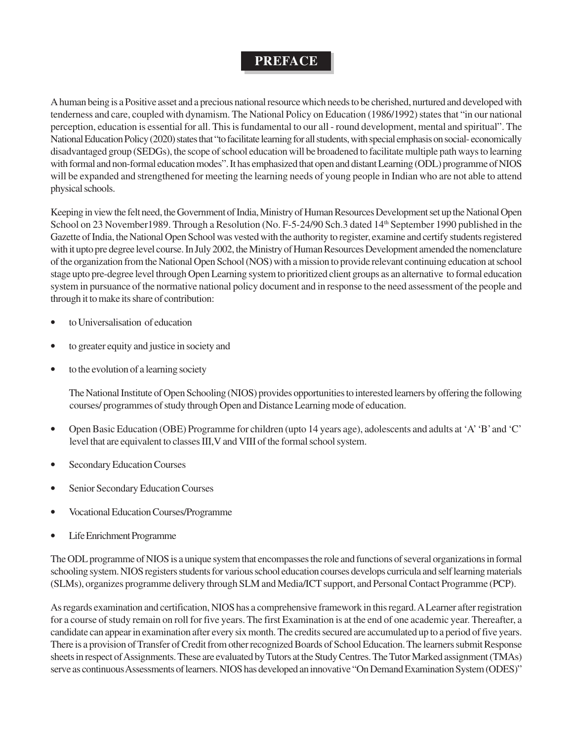# PREFACE

A human being is a Positive asset and a precious national resource which needs to be cherished, nurtured and developed with tenderness and care, coupled with dynamism. The National Policy on Education (1986/1992) states that "in our national perception, education is essential for all. This is fundamental to our all - round development, mental and spiritual". The National Education Policy (2020) states that "to facilitate learning for all students, with special emphasis on social- economically disadvantaged group (SEDGs), the scope of school education will be broadened to facilitate multiple path ways to learning with formal and non-formal education modes". It has emphasized that open and distant Learning (ODL) programme of NIOS will be expanded and strengthened for meeting the learning needs of young people in Indian who are not able to attend physical schools.

Keeping in view the felt need, the Government of India, Ministry of Human Resources Development set up the National Open School on 23 November1989. Through a Resolution (No. F-5-24/90 Sch.3 dated 14th September 1990 published in the Gazette of India, the National Open School was vested with the authority to register, examine and certify students registered with it upto pre degree level course. In July 2002, the Ministry of Human Resources Development amended the nomenclature of the organization from the National Open School (NOS) with a mission to provide relevant continuing education at school stage upto pre-degree level through Open Learning system to prioritized client groups as an alternative to formal education system in pursuance of the normative national policy document and in response to the need assessment of the people and through it to make its share of contribution:

- to Universalisation of education
- to greater equity and justice in society and
- to the evolution of a learning society

The National Institute of Open Schooling (NIOS) provides opportunities to interested learners by offering the following courses/ programmes of study through Open and Distance Learning mode of education.

- Open Basic Education (OBE) Programme for children (upto 14 years age), adolescents and adults at 'A' 'B' and 'C' level that are equivalent to classes III,V and VIII of the formal school system.
- Secondary Education Courses
- Senior Secondary Education Courses
- Vocational Education Courses/Programme
- Life Enrichment Programme

The ODL programme of NIOS is a unique system that encompasses the role and functions of several organizations in formal schooling system. NIOS registers students for various school education courses develops curricula and self learning materials (SLMs), organizes programme delivery through SLM and Media/ICT support, and Personal Contact Programme (PCP).

As regards examination and certification, NIOS has a comprehensive framework in this regard. A Learner after registration for a course of study remain on roll for five years. The first Examination is at the end of one academic year. Thereafter, a candidate can appear in examination after every six month. The credits secured are accumulated up to a period of five years. There is a provision of Transfer of Credit from other recognized Boards of School Education. The learners submit Response sheets in respect of Assignments. These are evaluated by Tutors at the Study Centres. The Tutor Marked assignment (TMAs) serve as continuous Assessments of learners. NIOS has developed an innovative "On Demand Examination System (ODES)"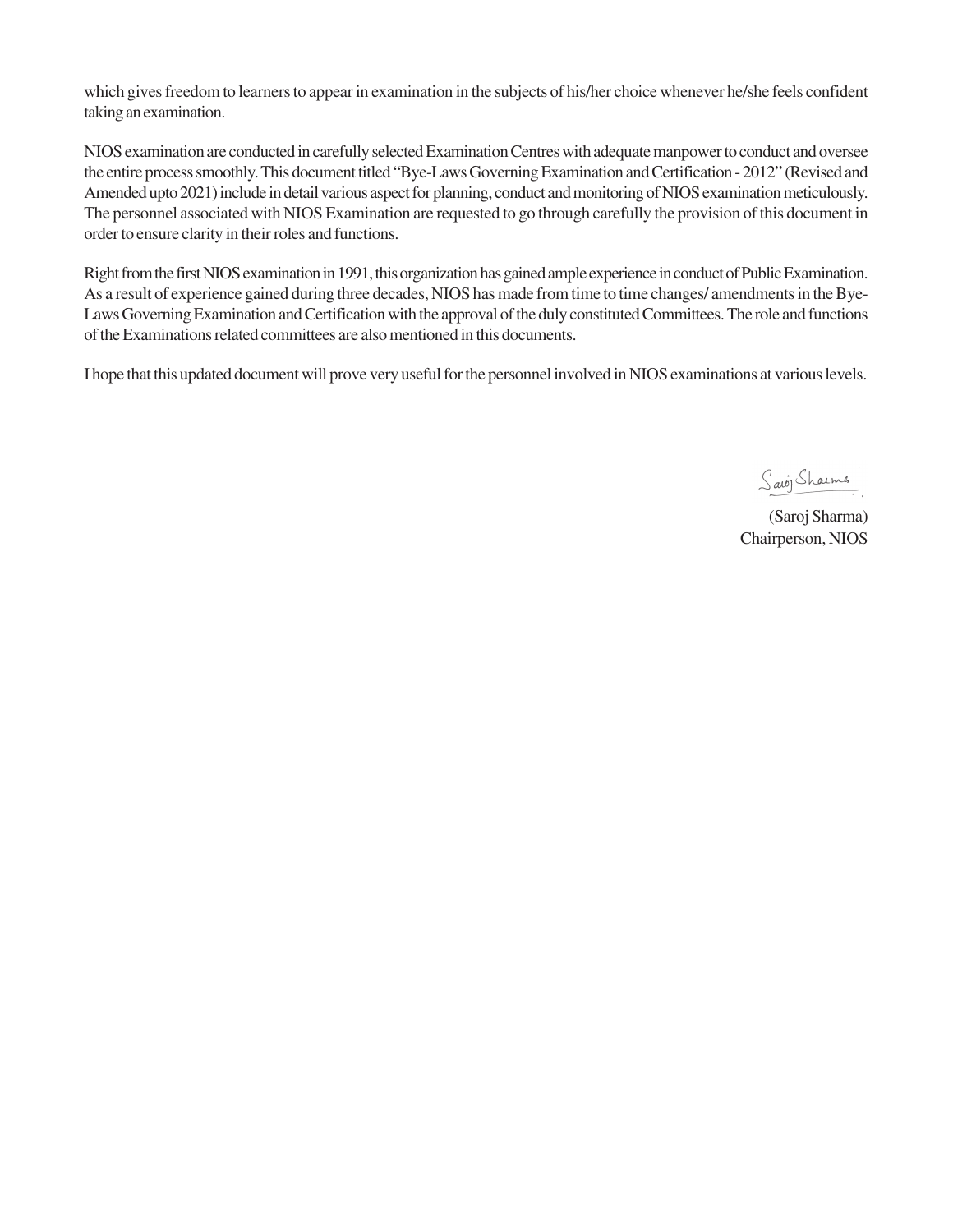which gives freedom to learners to appear in examination in the subjects of his/her choice whenever he/she feels confident taking an examination.

NIOS examination are conducted in carefully selected Examination Centres with adequate manpower to conduct and oversee the entire process smoothly. This document titled "Bye-Laws Governing Examination and Certification - 2012" (Revised and Amended upto 2021) include in detail various aspect for planning, conduct and monitoring of NIOS examination meticulously. The personnel associated with NIOS Examination are requested to go through carefully the provision of this document in order to ensure clarity in their roles and functions.

Right from the first NIOS examination in 1991, this organization has gained ample experience in conduct of Public Examination. As a result of experience gained during three decades, NIOS has made from time to time changes/ amendments in the Bye-Laws Governing Examination and Certification with the approval of the duly constituted Committees. The role and functions of the Examinations related committees are also mentioned in this documents.

I hope that this updated document will prove very useful for the personnel involved in NIOS examinations at various levels.

Saroj Sharma

(Saroj Sharma)
Chairperson, NIOS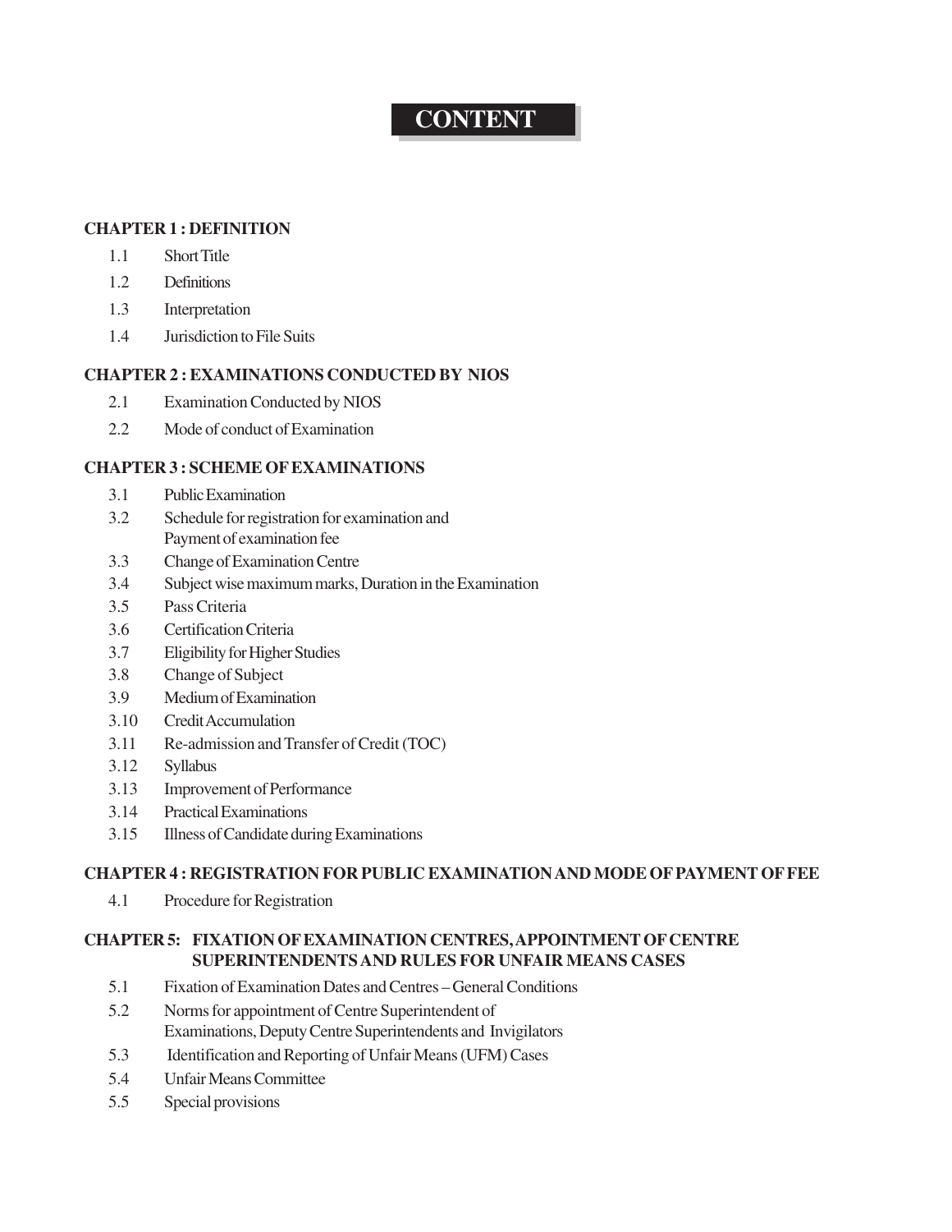# CONTENT

**CHAPTER 1 : DEFINITION**

- 1.1 Short Title
- 1.2 Definitions
- 1.3 Interpretation
- 1.4 Jurisdiction to File Suits

**CHAPTER 2 : EXAMINATIONS CONDUCTED BY NIOS**

- 2.1 Examination Conducted by NIOS
- 2.2 Mode of conduct of Examination

**CHAPTER 3 : SCHEME OF EXAMINATIONS**

- 3.1 Public Examination
- 3.2 Schedule for registration for examination and Payment of examination fee
- 3.3 Change of Examination Centre
- 3.4 Subject wise maximum marks, Duration in the Examination
- 3.5 Pass Criteria
- 3.6 Certification Criteria
- 3.7 Eligibility for Higher Studies
- 3.8 Change of Subject
- 3.9 Medium of Examination
- 3.10 Credit Accumulation
- 3.11 Re-admission and Transfer of Credit (TOC)
- 3.12 Syllabus
- 3.13 Improvement of Performance
- 3.14 Practical Examinations
- 3.15 Illness of Candidate during Examinations

**CHAPTER 4 : REGISTRATION FOR PUBLIC EXAMINATION AND MODE OF PAYMENT OF FEE**

- 4.1 Procedure for Registration

**CHAPTER 5: FIXATION OF EXAMINATION CENTRES, APPOINTMENT OF CENTRE SUPERINTENDENTS AND RULES FOR UNFAIR MEANS CASES**

- 5.1 Fixation of Examination Dates and Centres – General Conditions
- 5.2 Norms for appointment of Centre Superintendent of Examinations, Deputy Centre Superintendents and Invigilators
- 5.3 Identification and Reporting of Unfair Means (UFM) Cases
- 5.4 Unfair Means Committee
- 5.5 Special provisions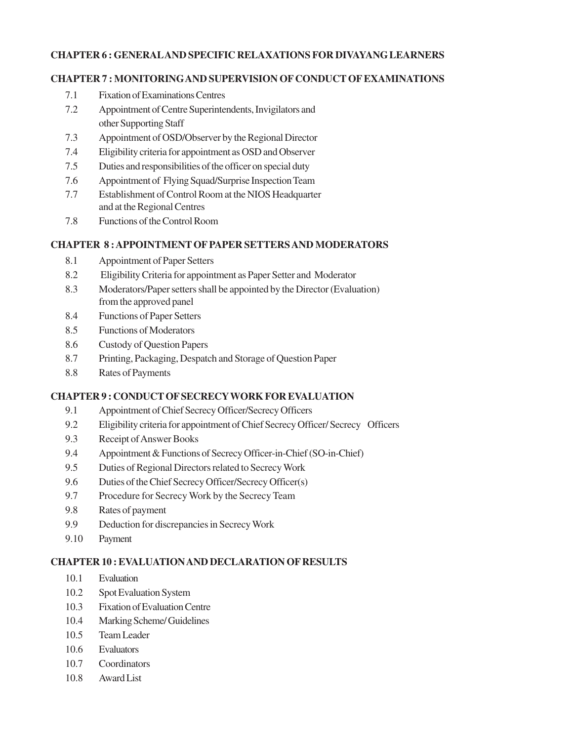**CHAPTER 6 : GENERAL AND SPECIFIC RELAXATIONS FOR DIVAYANG LEARNERS**

**CHAPTER 7 : MONITORING AND SUPERVISION OF CONDUCT OF EXAMINATIONS**

- 7.1 Fixation of Examinations Centres
- 7.2 Appointment of Centre Superintendents, Invigilators and other Supporting Staff
- 7.3 Appointment of OSD/Observer by the Regional Director
- 7.4 Eligibility criteria for appointment as OSD and Observer
- 7.5 Duties and responsibilities of the officer on special duty
- 7.6 Appointment of Flying Squad/Surprise Inspection Team
- 7.7 Establishment of Control Room at the NIOS Headquarter and at the Regional Centres
- 7.8 Functions of the Control Room

**CHAPTER 8 : APPOINTMENT OF PAPER SETTERS AND MODERATORS**

- 8.1 Appointment of Paper Setters
- 8.2 Eligibility Criteria for appointment as Paper Setter and Moderator
- 8.3 Moderators/Paper setters shall be appointed by the Director (Evaluation) from the approved panel
- 8.4 Functions of Paper Setters
- 8.5 Functions of Moderators
- 8.6 Custody of Question Papers
- 8.7 Printing, Packaging, Despatch and Storage of Question Paper
- 8.8 Rates of Payments

**CHAPTER 9 : CONDUCT OF SECRECY WORK FOR EVALUATION**

- 9.1 Appointment of Chief Secrecy Officer/Secrecy Officers
- 9.2 Eligibility criteria for appointment of Chief Secrecy Officer/ Secrecy Officers
- 9.3 Receipt of Answer Books
- 9.4 Appointment & Functions of Secrecy Officer-in-Chief (SO-in-Chief)
- 9.5 Duties of Regional Directors related to Secrecy Work
- 9.6 Duties of the Chief Secrecy Officer/Secrecy Officer(s)
- 9.7 Procedure for Secrecy Work by the Secrecy Team
- 9.8 Rates of payment
- 9.9 Deduction for discrepancies in Secrecy Work
- 9.10 Payment

**CHAPTER 10 : EVALUATION AND DECLARATION OF RESULTS**

- 10.1 Evaluation
- 10.2 Spot Evaluation System
- 10.3 Fixation of Evaluation Centre
- 10.4 Marking Scheme/ Guidelines
- 10.5 Team Leader
- 10.6 Evaluators
- 10.7 Coordinators
- 10.8 Award List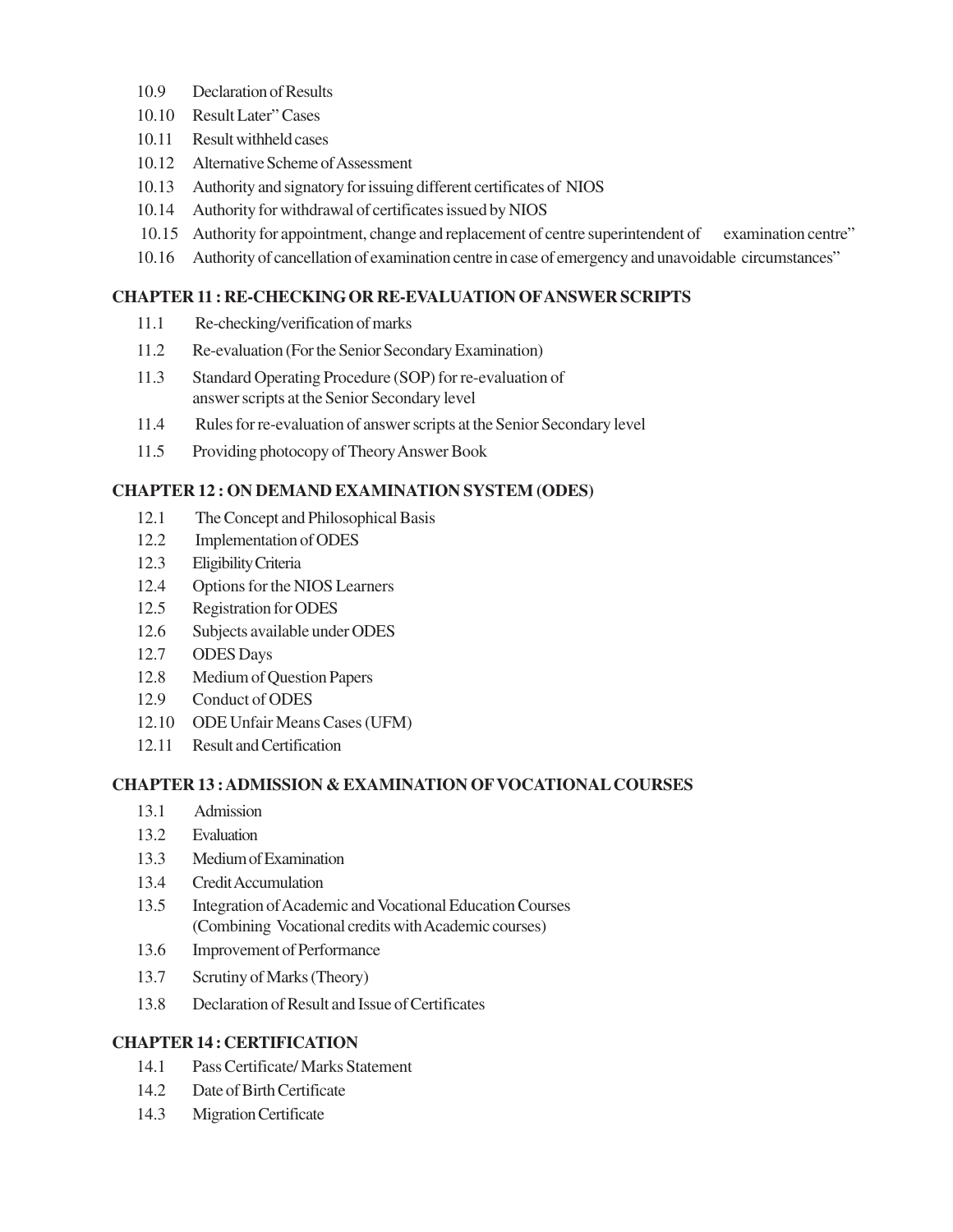- 10.9 Declaration of Results
- 10.10 Result Later" Cases
- 10.11 Result withheld cases
- 10.12 Alternative Scheme of Assessment
- 10.13 Authority and signatory for issuing different certificates of NIOS
- 10.14 Authority for withdrawal of certificates issued by NIOS
- 10.15 Authority for appointment, change and replacement of centre superintendent of examination centre"
- 10.16 Authority of cancellation of examination centre in case of emergency and unavoidable circumstances"

**CHAPTER 11 : RE-CHECKING OR RE-EVALUATION OF ANSWER SCRIPTS**

- 11.1 Re-checking/verification of marks
- 11.2 Re-evaluation (For the Senior Secondary Examination)
- 11.3 Standard Operating Procedure (SOP) for re-evaluation of answer scripts at the Senior Secondary level
- 11.4 Rules for re-evaluation of answer scripts at the Senior Secondary level
- 11.5 Providing photocopy of Theory Answer Book

**CHAPTER 12 : ON DEMAND EXAMINATION SYSTEM (ODES)**

- 12.1 The Concept and Philosophical Basis
- 12.2 Implementation of ODES
- 12.3 Eligibility Criteria
- 12.4 Options for the NIOS Learners
- 12.5 Registration for ODES
- 12.6 Subjects available under ODES
- 12.7 ODES Days
- 12.8 Medium of Question Papers
- 12.9 Conduct of ODES
- 12.10 ODE Unfair Means Cases (UFM)
- 12.11 Result and Certification

**CHAPTER 13 : ADMISSION & EXAMINATION OF VOCATIONAL COURSES**

- 13.1 Admission
- 13.2 Evaluation
- 13.3 Medium of Examination
- 13.4 Credit Accumulation
- 13.5 Integration of Academic and Vocational Education Courses (Combining Vocational credits with Academic courses)
- 13.6 Improvement of Performance
- 13.7 Scrutiny of Marks (Theory)
- 13.8 Declaration of Result and Issue of Certificates

**CHAPTER 14 : CERTIFICATION**

- 14.1 Pass Certificate/ Marks Statement
- 14.2 Date of Birth Certificate
- 14.3 Migration Certificate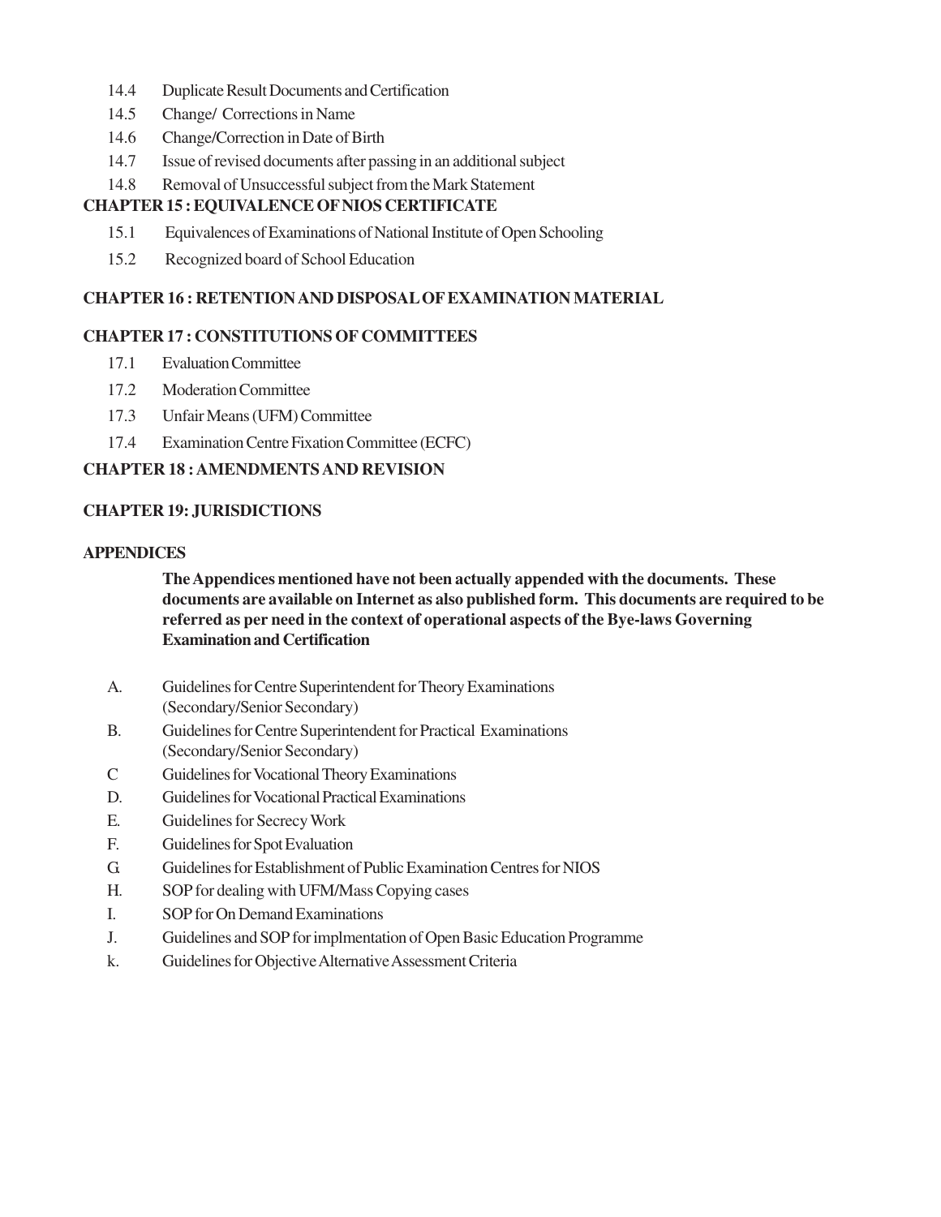- 14.4 Duplicate Result Documents and Certification
- 14.5 Change/ Corrections in Name
- 14.6 Change/Correction in Date of Birth
- 14.7 Issue of revised documents after passing in an additional subject
- 14.8 Removal of Unsuccessful subject from the Mark Statement

**CHAPTER 15 : EQUIVALENCE OF NIOS CERTIFICATE**

- 15.1 Equivalences of Examinations of National Institute of Open Schooling
- 15.2 Recognized board of School Education

**CHAPTER 16 : RETENTION AND DISPOSAL OF EXAMINATION MATERIAL**

**CHAPTER 17 : CONSTITUTIONS OF COMMITTEES**

- 17.1 Evaluation Committee
- 17.2 Moderation Committee
- 17.3 Unfair Means (UFM) Committee
- 17.4 Examination Centre Fixation Committee (ECFC)

**CHAPTER 18 : AMENDMENTS AND REVISION**

**CHAPTER 19: JURISDICTIONS**

**APPENDICES**

**The Appendices mentioned have not been actually appended with the documents. These documents are available on Internet as also published form. This documents are required to be referred as per need in the context of operational aspects of the Bye-laws Governing Examination and Certification**

- A. Guidelines for Centre Superintendent for Theory Examinations (Secondary/Senior Secondary)
- B. Guidelines for Centre Superintendent for Practical Examinations (Secondary/Senior Secondary)
- C Guidelines for Vocational Theory Examinations
- D. Guidelines for Vocational Practical Examinations
- E. Guidelines for Secrecy Work
- F. Guidelines for Spot Evaluation
- G. Guidelines for Establishment of Public Examination Centres for NIOS
- H. SOP for dealing with UFM/Mass Copying cases
- I. SOP for On Demand Examinations
- J. Guidelines and SOP for implmentation of Open Basic Education Programme
- k. Guidelines for Objective Alternative Assessment Criteria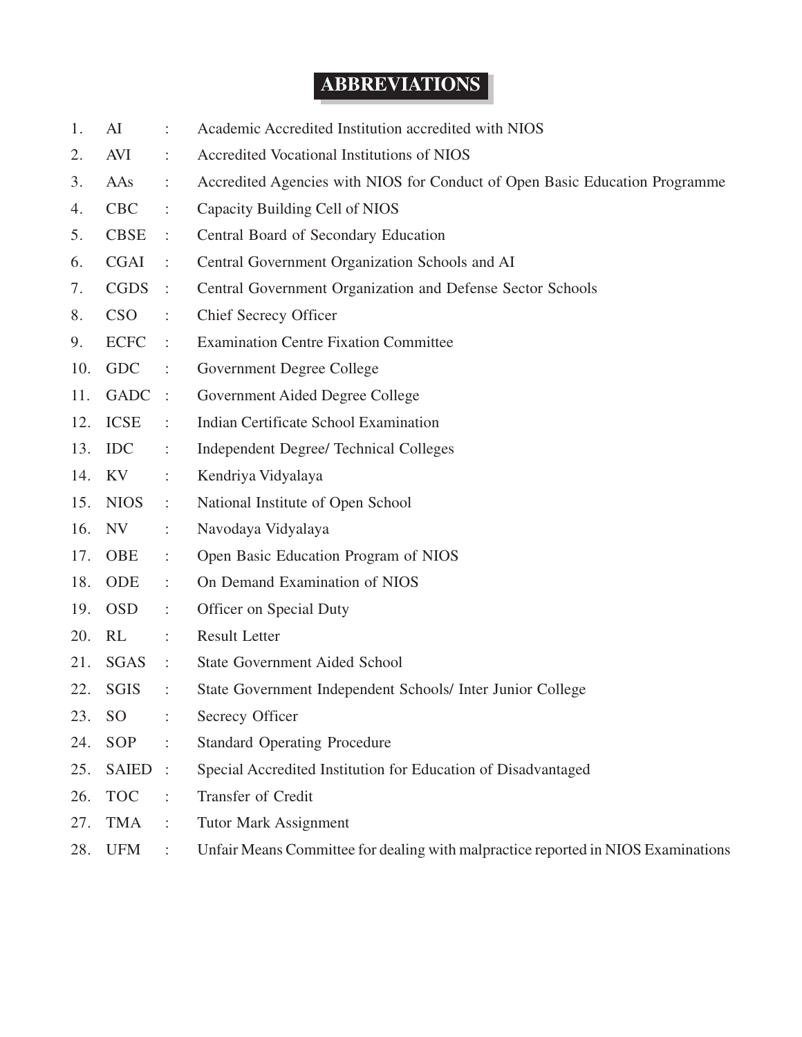# ABBREVIATIONS

1. AI : Academic Accredited Institution accredited with NIOS
2. AVI : Accredited Vocational Institutions of NIOS
3. AAs : Accredited Agencies with NIOS for Conduct of Open Basic Education Programme
4. CBC : Capacity Building Cell of NIOS
5. CBSE : Central Board of Secondary Education
6. CGAI : Central Government Organization Schools and AI
7. CGDS : Central Government Organization and Defense Sector Schools
8. CSO : Chief Secrecy Officer
9. ECFC : Examination Centre Fixation Committee
10. GDC : Government Degree College
11. GADC : Government Aided Degree College
12. ICSE : Indian Certificate School Examination
13. IDC : Independent Degree/ Technical Colleges
14. KV : Kendriya Vidyalaya
15. NIOS : National Institute of Open School
16. NV : Navodaya Vidyalaya
17. OBE : Open Basic Education Program of NIOS
18. ODE : On Demand Examination of NIOS
19. OSD : Officer on Special Duty
20. RL : Result Letter
21. SGAS : State Government Aided School
22. SGIS : State Government Independent Schools/ Inter Junior College
23. SO : Secrecy Officer
24. SOP : Standard Operating Procedure
25. SAIED : Special Accredited Institution for Education of Disadvantaged
26. TOC : Transfer of Credit
27. TMA : Tutor Mark Assignment
28. UFM : Unfair Means Committee for dealing with malpractice reported in NIOS Examinations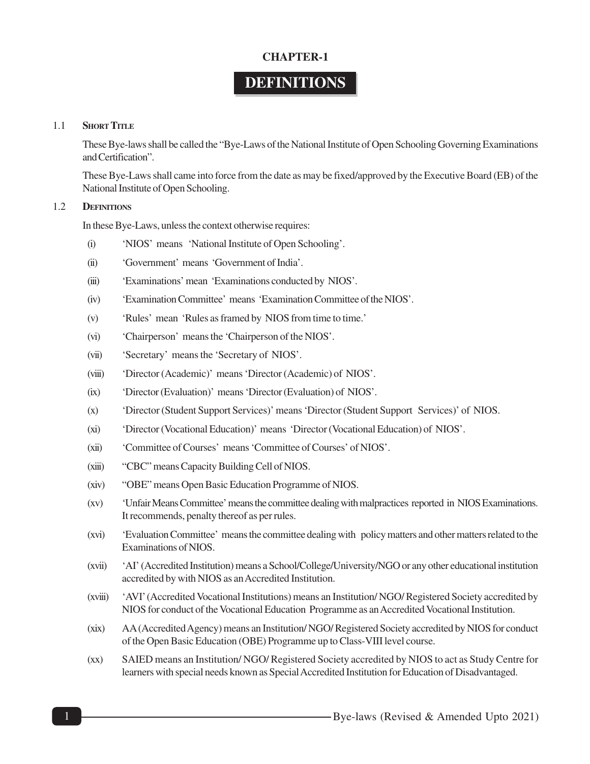# CHAPTER-1

# DEFINITIONS

## 1.1 Short Title

These Bye-laws shall be called the "Bye-Laws of the National Institute of Open Schooling Governing Examinations and Certification".

These Bye-Laws shall came into force from the date as may be fixed/approved by the Executive Board (EB) of the National Institute of Open Schooling.

## 1.2 Definitions

In these Bye-Laws, unless the context otherwise requires:

(i) 'NIOS' means 'National Institute of Open Schooling'.

(ii) 'Government' means 'Government of India'.

(iii) 'Examinations' mean 'Examinations conducted by NIOS'.

(iv) 'Examination Committee' means 'Examination Committee of the NIOS'.

(v) 'Rules' mean 'Rules as framed by NIOS from time to time.'

(vi) 'Chairperson' means the 'Chairperson of the NIOS'.

(vii) 'Secretary' means the 'Secretary of NIOS'.

(viii) 'Director (Academic)' means 'Director (Academic) of NIOS'.

(ix) 'Director (Evaluation)' means 'Director (Evaluation) of NIOS'.

(x) 'Director (Student Support Services)' means 'Director (Student Support Services)' of NIOS.

(xi) 'Director (Vocational Education)' means 'Director (Vocational Education) of NIOS'.

(xii) 'Committee of Courses' means 'Committee of Courses' of NIOS'.

(xiii) "CBC" means Capacity Building Cell of NIOS.

(xiv) "OBE" means Open Basic Education Programme of NIOS.

(xv) 'Unfair Means Committee' means the committee dealing with malpractices reported in NIOS Examinations. It recommends, penalty thereof as per rules.

(xvi) 'Evaluation Committee' means the committee dealing with policy matters and other matters related to the Examinations of NIOS.

(xvii) 'AI' (Accredited Institution) means a School/College/University/NGO or any other educational institution accredited by with NIOS as an Accredited Institution.

(xviii) 'AVI' (Accredited Vocational Institutions) means an Institution/ NGO/ Registered Society accredited by NIOS for conduct of the Vocational Education Programme as an Accredited Vocational Institution.

(xix) AA (Accredited Agency) means an Institution/ NGO/ Registered Society accredited by NIOS for conduct of the Open Basic Education (OBE) Programme up to Class-VIII level course.

(xx) SAIED means an Institution/ NGO/ Registered Society accredited by NIOS to act as Study Centre for learners with special needs known as Special Accredited Institution for Education of Disadvantaged.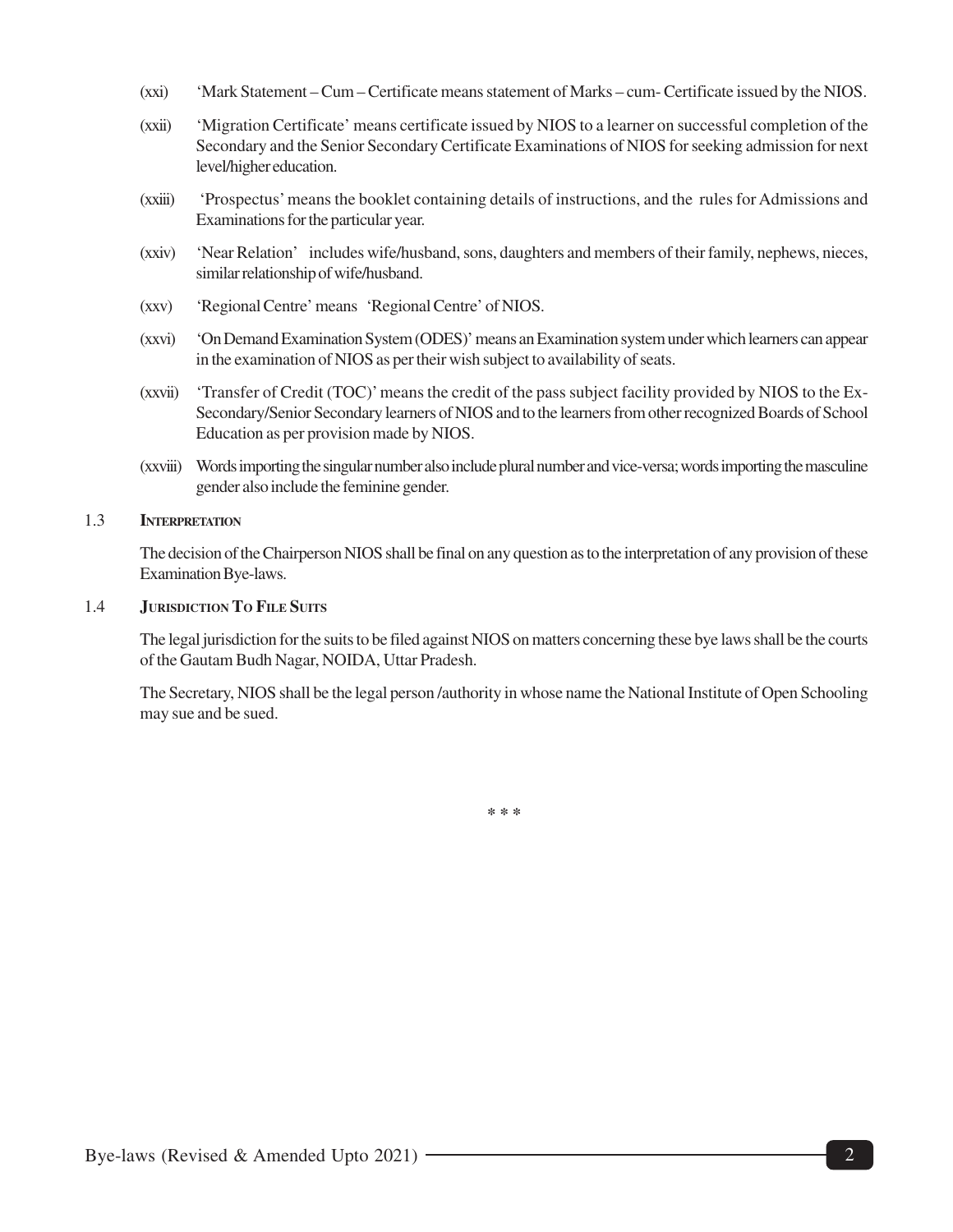(xxi) 'Mark Statement – Cum – Certificate means statement of Marks – cum- Certificate issued by the NIOS.

(xxii) 'Migration Certificate' means certificate issued by NIOS to a learner on successful completion of the Secondary and the Senior Secondary Certificate Examinations of NIOS for seeking admission for next level/higher education.

(xxiii) 'Prospectus' means the booklet containing details of instructions, and the rules for Admissions and Examinations for the particular year.

(xxiv) 'Near Relation' includes wife/husband, sons, daughters and members of their family, nephews, nieces, similar relationship of wife/husband.

(xxv) 'Regional Centre' means 'Regional Centre' of NIOS.

(xxvi) 'On Demand Examination System (ODES)' means an Examination system under which learners can appear in the examination of NIOS as per their wish subject to availability of seats.

(xxvii) 'Transfer of Credit (TOC)' means the credit of the pass subject facility provided by NIOS to the Ex-Secondary/Senior Secondary learners of NIOS and to the learners from other recognized Boards of School Education as per provision made by NIOS.

(xxviii) Words importing the singular number also include plural number and vice-versa; words importing the masculine gender also include the feminine gender.

## 1.3 INTERPRETATION

The decision of the Chairperson NIOS shall be final on any question as to the interpretation of any provision of these Examination Bye-laws.

## 1.4 JURISDICTION TO FILE SUITS

The legal jurisdiction for the suits to be filed against NIOS on matters concerning these bye laws shall be the courts of the Gautam Budh Nagar, NOIDA, Uttar Pradesh.

The Secretary, NIOS shall be the legal person /authority in whose name the National Institute of Open Schooling may sue and be sued.

\* \* \*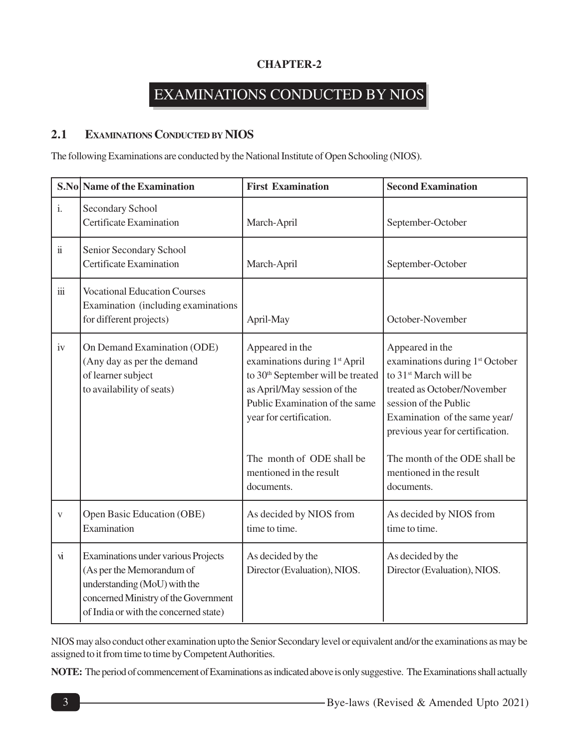**CHAPTER-2**

# EXAMINATIONS CONDUCTED BY NIOS

## 2.1 EXAMINATIONS CONDUCTED BY NIOS

The following Examinations are conducted by the National Institute of Open Schooling (NIOS).

| S.No | Name of the Examination | First Examination | Second Examination |
|---|---|---|---|
| i. | Secondary School Certificate Examination | March-April | September-October |
| ii | Senior Secondary School Certificate Examination | March-April | September-October |
| iii | Vocational Education Courses Examination (including examinations for different projects) | April-May | October-November |
| iv | On Demand Examination (ODE) (Any day as per the demand of learner subject to availability of seats) | Appeared in the examinations during 1st April to 30th September will be treated as April/May session of the Public Examination of the same year for certification. <br><br> The month of ODE shall be mentioned in the result documents. | Appeared in the examinations during 1st October to 31st March will be treated as October/November session of the Public Examination of the same year/ previous year for certification. <br><br> The month of the ODE shall be mentioned in the result documents. |
| v | Open Basic Education (OBE) Examination | As decided by NIOS from time to time. | As decided by NIOS from time to time. |
| vi | Examinations under various Projects (As per the Memorandum of understanding (MoU) with the concerned Ministry of the Government of India or with the concerned state) | As decided by the Director (Evaluation), NIOS. | As decided by the Director (Evaluation), NIOS. |

NIOS may also conduct other examination upto the Senior Secondary level or equivalent and/or the examinations as may be assigned to it from time to time by Competent Authorities.

**NOTE:** The period of commencement of Examinations as indicated above is only suggestive. The Examinations shall actually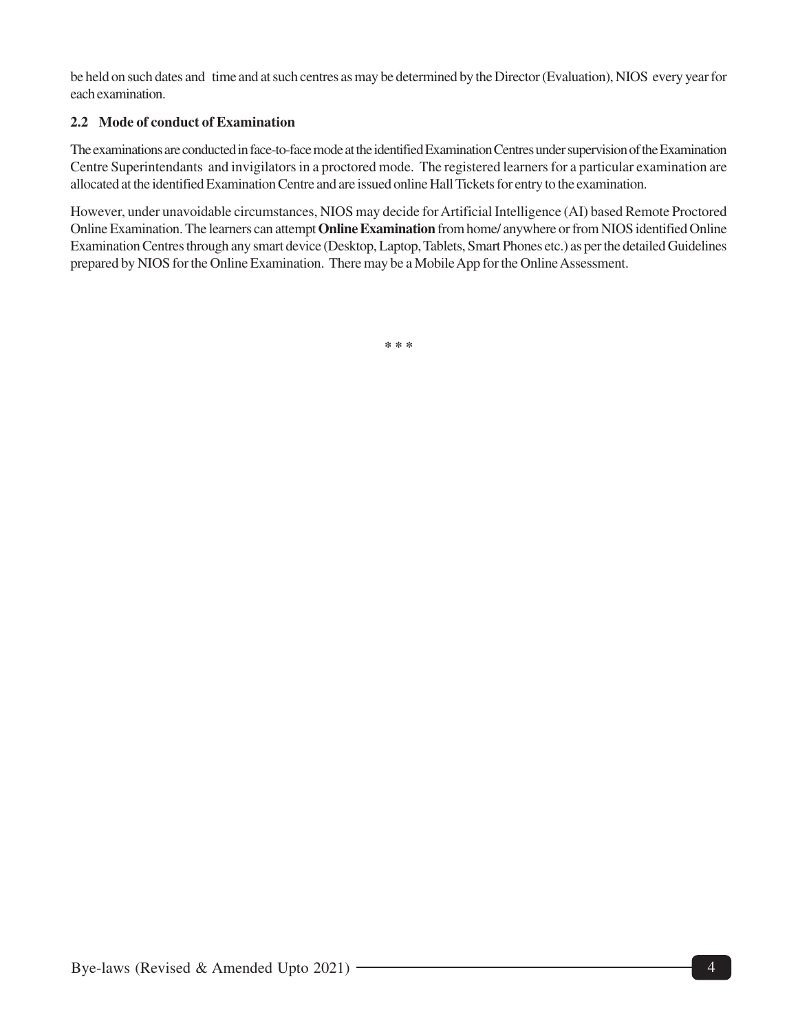be held on such dates and time and at such centres as may be determined by the Director (Evaluation), NIOS every year for each examination.

### 2.2 Mode of conduct of Examination

The examinations are conducted in face-to-face mode at the identified Examination Centres under supervision of the Examination Centre Superintendants and invigilators in a proctored mode. The registered learners for a particular examination are allocated at the identified Examination Centre and are issued online Hall Tickets for entry to the examination.

However, under unavoidable circumstances, NIOS may decide for Artificial Intelligence (AI) based Remote Proctored Online Examination. The learners can attempt **Online Examination** from home/ anywhere or from NIOS identified Online Examination Centres through any smart device (Desktop, Laptop, Tablets, Smart Phones etc.) as per the detailed Guidelines prepared by NIOS for the Online Examination. There may be a Mobile App for the Online Assessment.

\* \* \*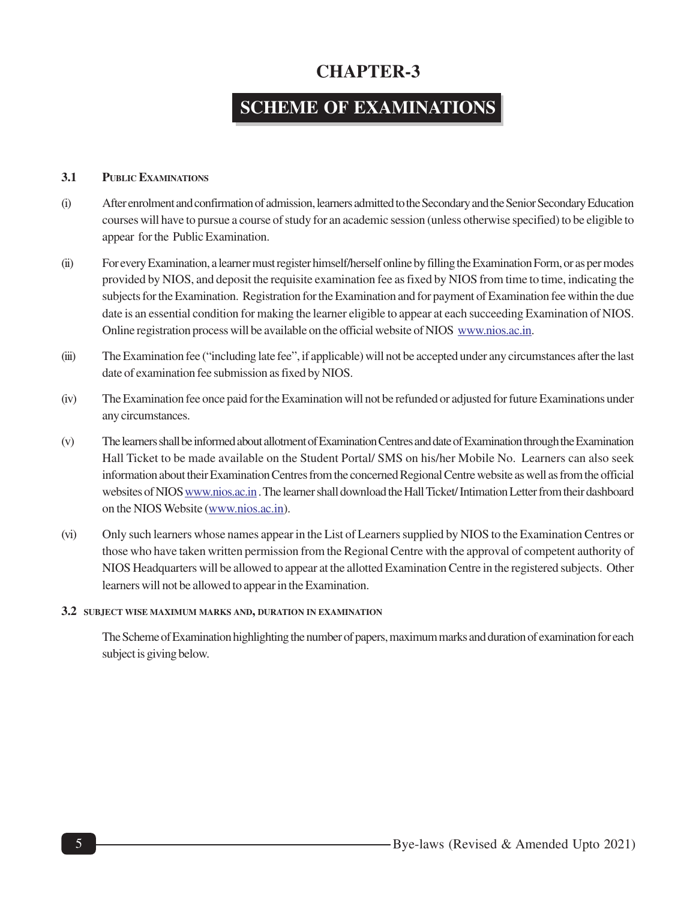# CHAPTER-3

## SCHEME OF EXAMINATIONS

### 3.1 PUBLIC EXAMINATIONS

(i) After enrolment and confirmation of admission, learners admitted to the Secondary and the Senior Secondary Education courses will have to pursue a course of study for an academic session (unless otherwise specified) to be eligible to appear for the Public Examination.

(ii) For every Examination, a learner must register himself/herself online by filling the Examination Form, or as per modes provided by NIOS, and deposit the requisite examination fee as fixed by NIOS from time to time, indicating the subjects for the Examination. Registration for the Examination and for payment of Examination fee within the due date is an essential condition for making the learner eligible to appear at each succeeding Examination of NIOS. Online registration process will be available on the official website of NIOS www.nios.ac.in.

(iii) The Examination fee ("including late fee", if applicable) will not be accepted under any circumstances after the last date of examination fee submission as fixed by NIOS.

(iv) The Examination fee once paid for the Examination will not be refunded or adjusted for future Examinations under any circumstances.

(v) The learners shall be informed about allotment of Examination Centres and date of Examination through the Examination Hall Ticket to be made available on the Student Portal/ SMS on his/her Mobile No. Learners can also seek information about their Examination Centres from the concerned Regional Centre website as well as from the official websites of NIOS www.nios.ac.in . The learner shall download the Hall Ticket/ Intimation Letter from their dashboard on the NIOS Website (www.nios.ac.in).

(vi) Only such learners whose names appear in the List of Learners supplied by NIOS to the Examination Centres or those who have taken written permission from the Regional Centre with the approval of competent authority of NIOS Headquarters will be allowed to appear at the allotted Examination Centre in the registered subjects. Other learners will not be allowed to appear in the Examination.

### 3.2 SUBJECT WISE MAXIMUM MARKS AND, DURATION IN EXAMINATION

The Scheme of Examination highlighting the number of papers, maximum marks and duration of examination for each subject is giving below.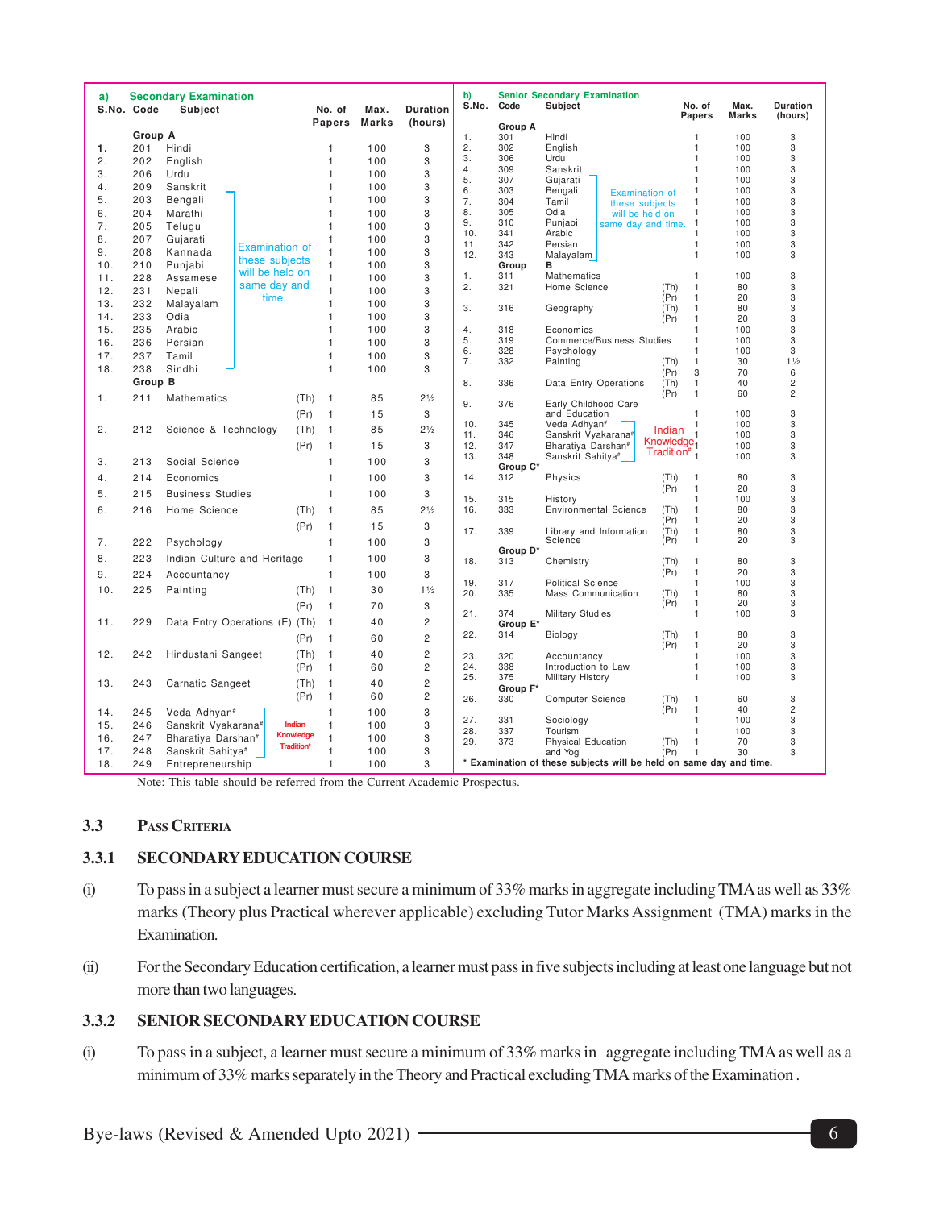**a) Secondary Examination**

| S.No. | Code | Subject | | No. of Papers | Max. Marks | Duration (hours) |
|---|---|---|---|---|---|---|
| **Group A** | | | | | | |
| 1. | 201 | Hindi | | 1 | 100 | 3 |
| 2. | 202 | English | | 1 | 100 | 3 |
| 3. | 206 | Urdu | | 1 | 100 | 3 |
| 4. | 209 | Sanskrit | | 1 | 100 | 3 |
| 5. | 203 | Bengali | Examination of these subjects will be held on same day and time. | 1 | 100 | 3 |
| 6. | 204 | Marathi | | 1 | 100 | 3 |
| 7. | 205 | Telugu | | 1 | 100 | 3 |
| 8. | 207 | Gujarati | | 1 | 100 | 3 |
| 9. | 208 | Kannada | | 1 | 100 | 3 |
| 10. | 210 | Punjabi | | 1 | 100 | 3 |
| 11. | 228 | Assamese | | 1 | 100 | 3 |
| 12. | 231 | Nepali | | 1 | 100 | 3 |
| 13. | 232 | Malayalam | | 1 | 100 | 3 |
| 14. | 233 | Odia | | 1 | 100 | 3 |
| 15. | 235 | Arabic | | 1 | 100 | 3 |
| 16. | 236 | Persian | | 1 | 100 | 3 |
| 17. | 237 | Tamil | | 1 | 100 | 3 |
| 18. | 238 | Sindhi | | 1 | 100 | 3 |
| **Group B** | | | | | | |
| 1. | 211 | Mathematics | (Th) | 1 | 85 | 2½ |
| | | | (Pr) | 1 | 15 | 3 |
| 2. | 212 | Science & Technology | (Th) | 1 | 85 | 2½ |
| | | | (Pr) | 1 | 15 | 3 |
| 3. | 213 | Social Science | | 1 | 100 | 3 |
| 4. | 214 | Economics | | 1 | 100 | 3 |
| 5. | 215 | Business Studies | | 1 | 100 | 3 |
| 6. | 216 | Home Science | (Th) | 1 | 85 | 2½ |
| | | | (Pr) | 1 | 15 | 3 |
| 7. | 222 | Psychology | | 1 | 100 | 3 |
| 8. | 223 | Indian Culture and Heritage | | 1 | 100 | 3 |
| 9. | 224 | Accountancy | | 1 | 100 | 3 |
| 10. | 225 | Painting | (Th) | 1 | 30 | 1½ |
| | | | (Pr) | 1 | 70 | 3 |
| 11. | 229 | Data Entry Operations (E) | (Th) | 1 | 40 | 2 |
| | | | (Pr) | 1 | 60 | 2 |
| 12. | 242 | Hindustani Sangeet | (Th) | 1 | 40 | 2 |
| | | | (Pr) | 1 | 60 | 2 |
| 13. | 243 | Carnatic Sangeet | (Th) | 1 | 40 | 2 |
| | | | (Pr) | 1 | 60 | 2 |
| 14. | 245 | Veda Adhyan# | Indian Knowledge Tradition# | 1 | 100 | 3 |
| 15. | 246 | Sanskrit Vyakarana# | | 1 | 100 | 3 |
| 16. | 247 | Bharatiya Darshan# | | 1 | 100 | 3 |
| 17. | 248 | Sanskrit Sahitya# | | 1 | 100 | 3 |
| 18. | 249 | Entrepreneurship | | 1 | 100 | 3 |

**b) Senior Secondary Examination**

| S.No. | Code | Subject | | No. of Papers | Max. Marks | Duration (hours) |
|---|---|---|---|---|---|---|
| **Group A** | | | | | | |
| 1. | 301 | Hindi | | 1 | 100 | 3 |
| 2. | 302 | English | | 1 | 100 | 3 |
| 3. | 306 | Urdu | | 1 | 100 | 3 |
| 4. | 309 | Sanskrit | | 1 | 100 | 3 |
| 5. | 307 | Gujarati | Examination of these subjects will be held on same day and time. | 1 | 100 | 3 |
| 6. | 303 | Bengali | | 1 | 100 | 3 |
| 7. | 304 | Tamil | | 1 | 100 | 3 |
| 8. | 305 | Odia | | 1 | 100 | 3 |
| 9. | 310 | Punjabi | | 1 | 100 | 3 |
| 10. | 341 | Arabic | | 1 | 100 | 3 |
| 11. | 342 | Persian | | 1 | 100 | 3 |
| 12. | 343 | Malayalam | | 1 | 100 | 3 |
| **Group B** | | | | | | |
| 1. | 311 | Mathematics | | 1 | 100 | 3 |
| 2. | 321 | Home Science | (Th) | 1 | 80 | 3 |
| | | | (Pr) | 1 | 20 | 3 |
| 3. | 316 | Geography | (Th) | 1 | 80 | 3 |
| | | | (Pr) | 1 | 20 | 3 |
| 4. | 318 | Economics | | 1 | 100 | 3 |
| 5. | 319 | Commerce/Business Studies | | 1 | 100 | 3 |
| 6. | 328 | Psychology | | 1 | 100 | 3 |
| 7. | 332 | Painting | (Th) | 1 | 30 | 1½ |
| | | | (Pr) | 3 | 70 | 6 |
| 8. | 336 | Data Entry Operations | (Th) | 1 | 40 | 2 |
| | | | (Pr) | 1 | 60 | 2 |
| 9. | 376 | Early Childhood Care and Education | | 1 | 100 | 3 |
| 10. | 345 | Veda Adhyan# | Indian Knowledge Tradition# | 1 | 100 | 3 |
| 11. | 346 | Sanskrit Vyakarana# | | 1 | 100 | 3 |
| 12. | 347 | Bharatiya Darshan# | | 1 | 100 | 3 |
| 13. | 348 | Sanskrit Sahitya# | | 1 | 100 | 3 |
| **Group C*** | | | | | | |
| 14. | 312 | Physics | (Th) | 1 | 80 | 3 |
| | | | (Pr) | 1 | 20 | 3 |
| 15. | 315 | History | | 1 | 100 | 3 |
| 16. | 333 | Environmental Science | (Th) | 1 | 80 | 3 |
| | | | (Pr) | 1 | 20 | 3 |
| 17. | 339 | Library and Information Science | (Th) | 1 | 80 | 3 |
| | | | (Pr) | 1 | 20 | 3 |
| **Group D*** | | | | | | |
| 18. | 313 | Chemistry | (Th) | 1 | 80 | 3 |
| | | | (Pr) | 1 | 20 | 3 |
| 19. | 317 | Political Science | | 1 | 100 | 3 |
| 20. | 335 | Mass Communication | (Th) | 1 | 80 | 3 |
| | | | (Pr) | 1 | 20 | 3 |
| 21. | 374 | Military Studies | | 1 | 100 | 3 |
| **Group E*** | | | | | | |
| 22. | 314 | Biology | (Th) | 1 | 80 | 3 |
| | | | (Pr) | 1 | 20 | 3 |
| 23. | 320 | Accountancy | | 1 | 100 | 3 |
| 24. | 338 | Introduction to Law | | 1 | 100 | 3 |
| 25. | 375 | Military History | | 1 | 100 | 3 |
| **Group F*** | | | | | | |
| 26. | 330 | Computer Science | (Th) | 1 | 60 | 3 |
| | | | (Pr) | 1 | 40 | 2 |
| 27. | 331 | Sociology | | 1 | 100 | 3 |
| 28. | 337 | Tourism | | 1 | 100 | 3 |
| 29. | 373 | Physical Education and Yog | (Th) | 1 | 70 | 3 |
| | | | (Pr) | 1 | 30 | 3 |

**\* Examination of these subjects will be held on same day and time.**

Note: This table should be referred from the Current Academic Prospectus.

## 3.3 PASS CRITERIA

### 3.3.1 SECONDARY EDUCATION COURSE

(i) To pass in a subject a learner must secure a minimum of 33% marks in aggregate including TMA as well as 33% marks (Theory plus Practical wherever applicable) excluding Tutor Marks Assignment (TMA) marks in the Examination.

(ii) For the Secondary Education certification, a learner must pass in five subjects including at least one language but not more than two languages.

### 3.3.2 SENIOR SECONDARY EDUCATION COURSE

(i) To pass in a subject, a learner must secure a minimum of 33% marks in aggregate including TMA as well as a minimum of 33% marks separately in the Theory and Practical excluding TMA marks of the Examination .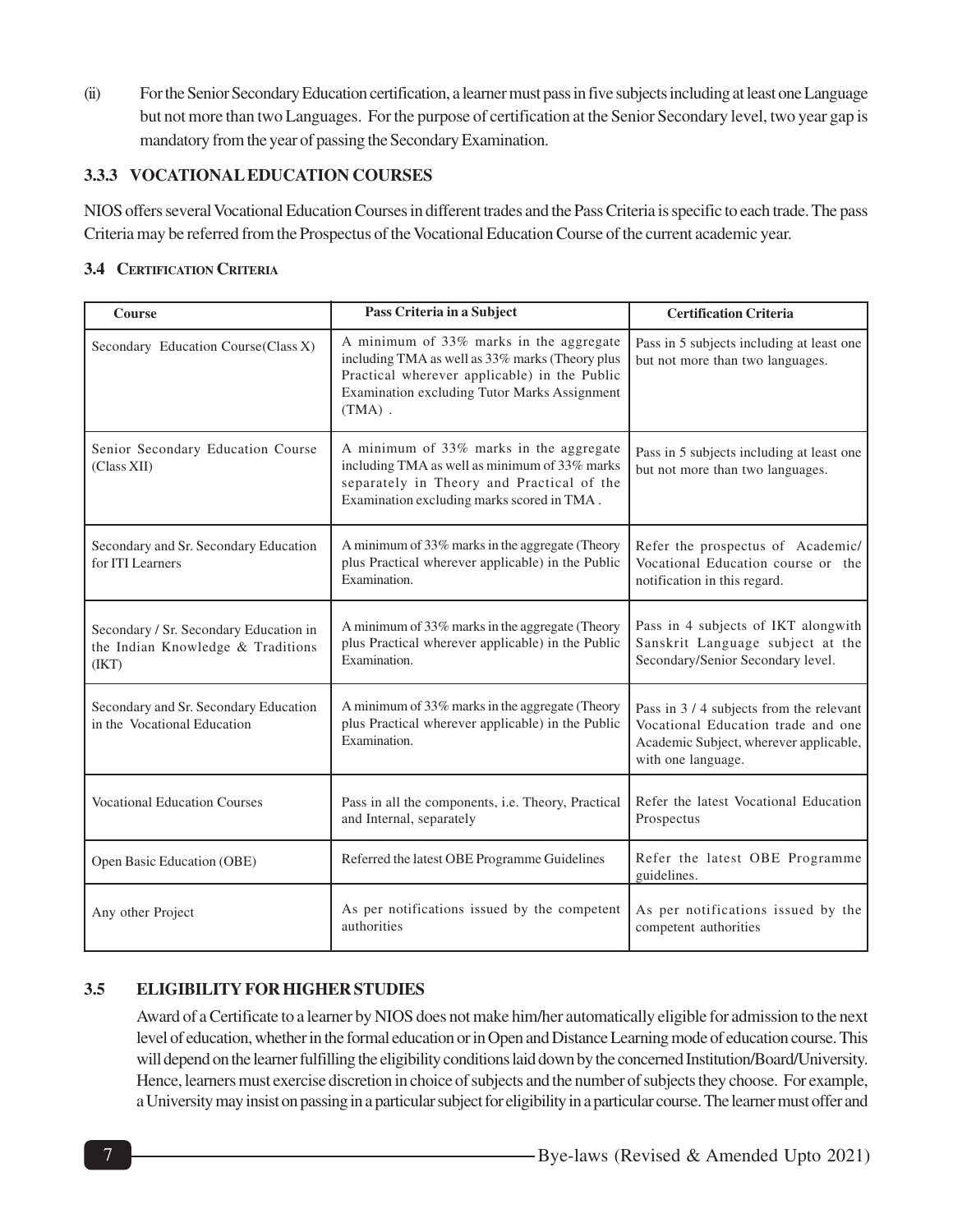(ii) For the Senior Secondary Education certification, a learner must pass in five subjects including at least one Language but not more than two Languages. For the purpose of certification at the Senior Secondary level, two year gap is mandatory from the year of passing the Secondary Examination.

### 3.3.3 VOCATIONAL EDUCATION COURSES

NIOS offers several Vocational Education Courses in different trades and the Pass Criteria is specific to each trade. The pass Criteria may be referred from the Prospectus of the Vocational Education Course of the current academic year.

### 3.4 CERTIFICATION CRITERIA

| Course | Pass Criteria in a Subject | Certification Criteria |
|---|---|---|
| Secondary Education Course(Class X) | A minimum of 33% marks in the aggregate including TMA as well as 33% marks (Theory plus Practical wherever applicable) in the Public Examination excluding Tutor Marks Assignment (TMA) . | Pass in 5 subjects including at least one but not more than two languages. |
| Senior Secondary Education Course (Class XII) | A minimum of 33% marks in the aggregate including TMA as well as minimum of 33% marks separately in Theory and Practical of the Examination excluding marks scored in TMA . | Pass in 5 subjects including at least one but not more than two languages. |
| Secondary and Sr. Secondary Education for ITI Learners | A minimum of 33% marks in the aggregate (Theory plus Practical wherever applicable) in the Public Examination. | Refer the prospectus of Academic/ Vocational Education course or the notification in this regard. |
| Secondary / Sr. Secondary Education in the Indian Knowledge & Traditions (IKT) | A minimum of 33% marks in the aggregate (Theory plus Practical wherever applicable) in the Public Examination. | Pass in 4 subjects of IKT alongwith Sanskrit Language subject at the Secondary/Senior Secondary level. |
| Secondary and Sr. Secondary Education in the Vocational Education | A minimum of 33% marks in the aggregate (Theory plus Practical wherever applicable) in the Public Examination. | Pass in 3 / 4 subjects from the relevant Vocational Education trade and one Academic Subject, wherever applicable, with one language. |
| Vocational Education Courses | Pass in all the components, i.e. Theory, Practical and Internal, separately | Refer the latest Vocational Education Prospectus |
| Open Basic Education (OBE) | Referred the latest OBE Programme Guidelines | Refer the latest OBE Programme guidelines. |
| Any other Project | As per notifications issued by the competent authorities | As per notifications issued by the competent authorities |

### 3.5 ELIGIBILITY FOR HIGHER STUDIES

Award of a Certificate to a learner by NIOS does not make him/her automatically eligible for admission to the next level of education, whether in the formal education or in Open and Distance Learning mode of education course. This will depend on the learner fulfilling the eligibility conditions laid down by the concerned Institution/Board/University. Hence, learners must exercise discretion in choice of subjects and the number of subjects they choose. For example, a University may insist on passing in a particular subject for eligibility in a particular course. The learner must offer and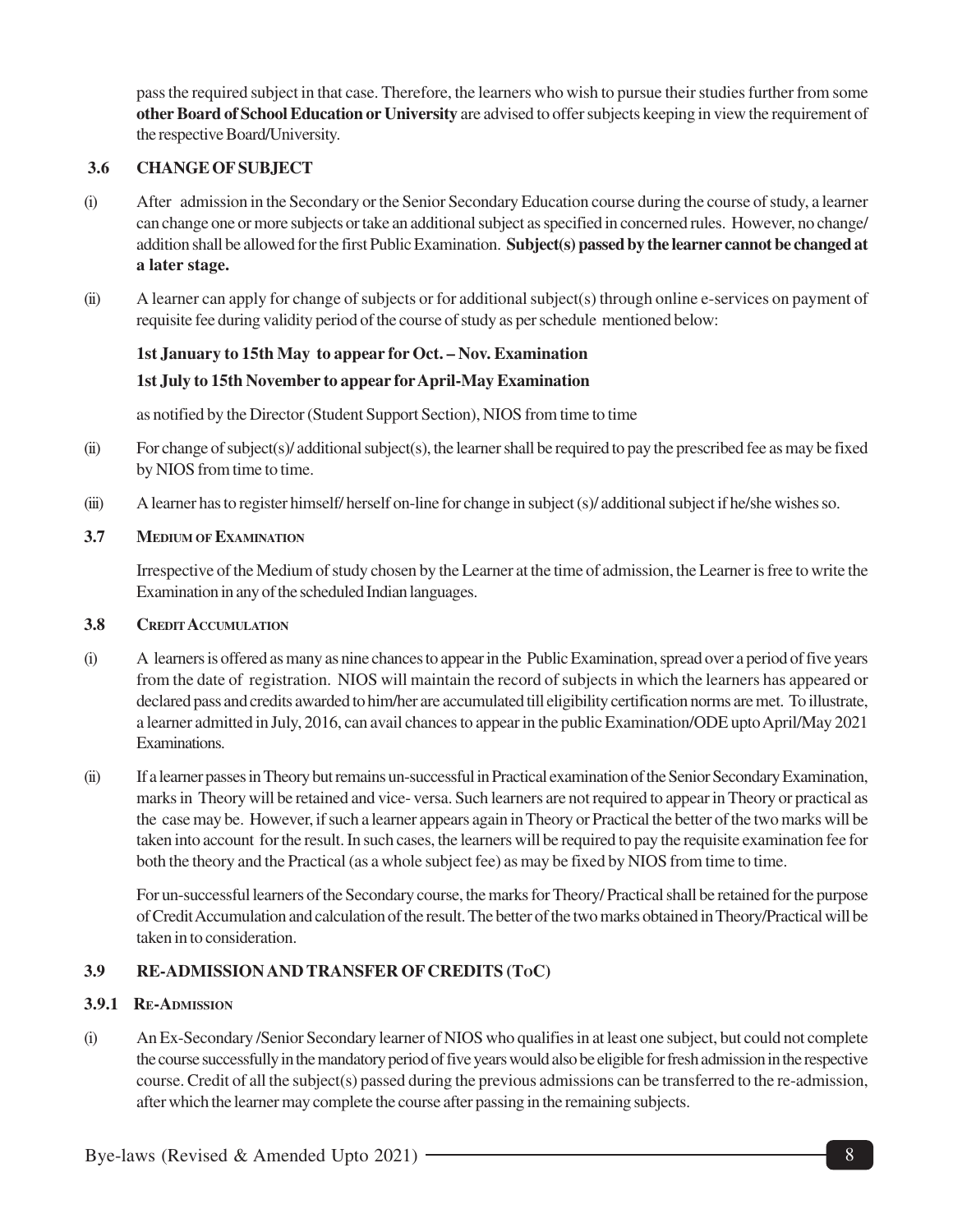pass the required subject in that case. Therefore, the learners who wish to pursue their studies further from some **other Board of School Education or University** are advised to offer subjects keeping in view the requirement of the respective Board/University.

### 3.6 CHANGE OF SUBJECT

(i) After admission in the Secondary or the Senior Secondary Education course during the course of study, a learner can change one or more subjects or take an additional subject as specified in concerned rules. However, no change/ addition shall be allowed for the first Public Examination. **Subject(s) passed by the learner cannot be changed at a later stage.**

(ii) A learner can apply for change of subjects or for additional subject(s) through online e-services on payment of requisite fee during validity period of the course of study as per schedule mentioned below:

**1st January to 15th May to appear for Oct. – Nov. Examination**

**1st July to 15th November to appear for April-May Examination**

as notified by the Director (Student Support Section), NIOS from time to time

(ii) For change of subject(s)/ additional subject(s), the learner shall be required to pay the prescribed fee as may be fixed by NIOS from time to time.

(iii) A learner has to register himself/ herself on-line for change in subject (s)/ additional subject if he/she wishes so.

### 3.7 MEDIUM OF EXAMINATION

Irrespective of the Medium of study chosen by the Learner at the time of admission, the Learner is free to write the Examination in any of the scheduled Indian languages.

### 3.8 CREDIT ACCUMULATION

(i) A learners is offered as many as nine chances to appear in the Public Examination, spread over a period of five years from the date of registration. NIOS will maintain the record of subjects in which the learners has appeared or declared pass and credits awarded to him/her are accumulated till eligibility certification norms are met. To illustrate, a learner admitted in July, 2016, can avail chances to appear in the public Examination/ODE upto April/May 2021 Examinations.

(ii) If a learner passes in Theory but remains un-successful in Practical examination of the Senior Secondary Examination, marks in Theory will be retained and vice- versa. Such learners are not required to appear in Theory or practical as the case may be. However, if such a learner appears again in Theory or Practical the better of the two marks will be taken into account for the result. In such cases, the learners will be required to pay the requisite examination fee for both the theory and the Practical (as a whole subject fee) as may be fixed by NIOS from time to time.

For un-successful learners of the Secondary course, the marks for Theory/ Practical shall be retained for the purpose of Credit Accumulation and calculation of the result. The better of the two marks obtained in Theory/Practical will be taken in to consideration.

### 3.9 RE-ADMISSION AND TRANSFER OF CREDITS (ToC)

#### 3.9.1 RE-ADMISSION

(i) An Ex-Secondary /Senior Secondary learner of NIOS who qualifies in at least one subject, but could not complete the course successfully in the mandatory period of five years would also be eligible for fresh admission in the respective course. Credit of all the subject(s) passed during the previous admissions can be transferred to the re-admission, after which the learner may complete the course after passing in the remaining subjects.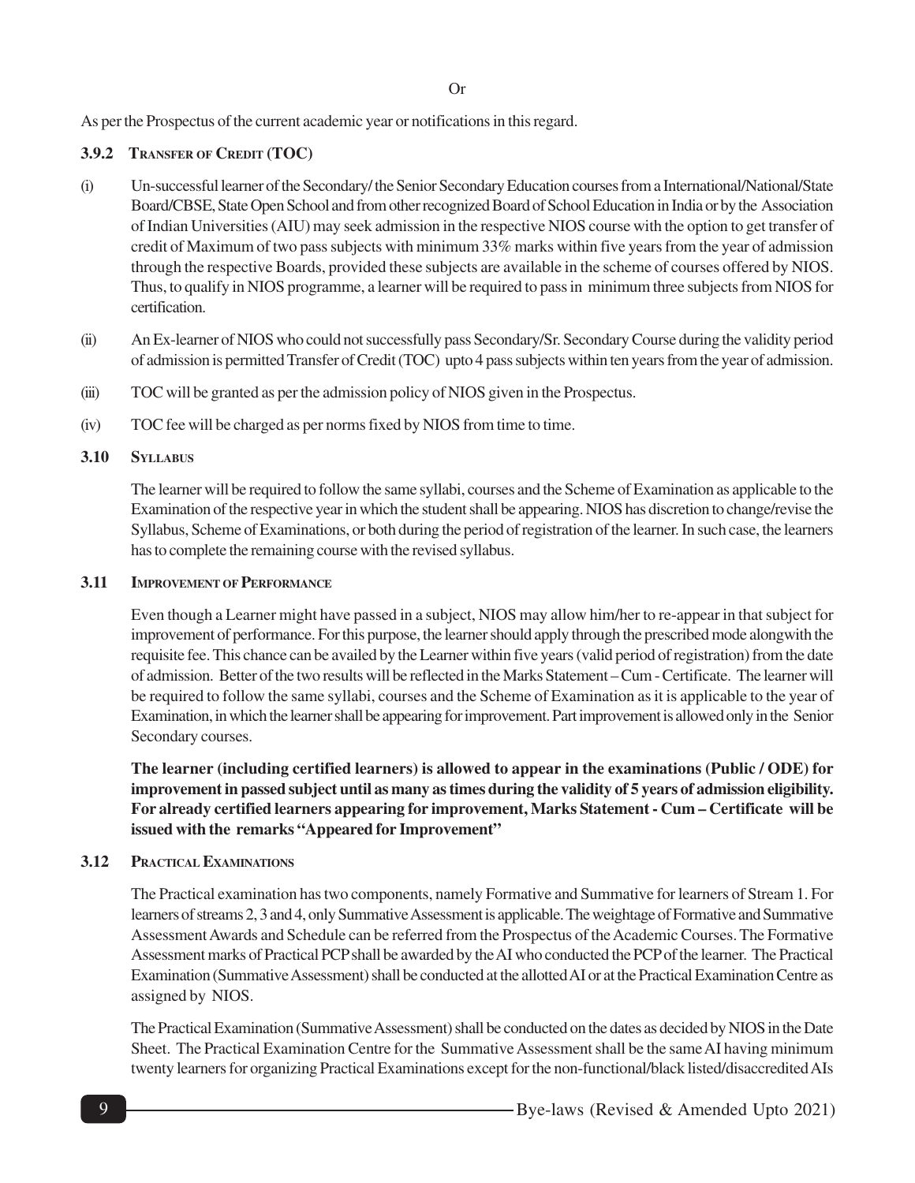Or

As per the Prospectus of the current academic year or notifications in this regard.

### 3.9.2 Transfer of Credit (TOC)

(i) Un-successful learner of the Secondary/ the Senior Secondary Education courses from a International/National/State Board/CBSE, State Open School and from other recognized Board of School Education in India or by the Association of Indian Universities (AIU) may seek admission in the respective NIOS course with the option to get transfer of credit of Maximum of two pass subjects with minimum 33% marks within five years from the year of admission through the respective Boards, provided these subjects are available in the scheme of courses offered by NIOS. Thus, to qualify in NIOS programme, a learner will be required to pass in minimum three subjects from NIOS for certification.

(ii) An Ex-learner of NIOS who could not successfully pass Secondary/Sr. Secondary Course during the validity period of admission is permitted Transfer of Credit (TOC) upto 4 pass subjects within ten years from the year of admission.

(iii) TOC will be granted as per the admission policy of NIOS given in the Prospectus.

(iv) TOC fee will be charged as per norms fixed by NIOS from time to time.

### 3.10 Syllabus

The learner will be required to follow the same syllabi, courses and the Scheme of Examination as applicable to the Examination of the respective year in which the student shall be appearing. NIOS has discretion to change/revise the Syllabus, Scheme of Examinations, or both during the period of registration of the learner. In such case, the learners has to complete the remaining course with the revised syllabus.

### 3.11 Improvement of Performance

Even though a Learner might have passed in a subject, NIOS may allow him/her to re-appear in that subject for improvement of performance. For this purpose, the learner should apply through the prescribed mode alongwith the requisite fee. This chance can be availed by the Learner within five years (valid period of registration) from the date of admission. Better of the two results will be reflected in the Marks Statement – Cum - Certificate. The learner will be required to follow the same syllabi, courses and the Scheme of Examination as it is applicable to the year of Examination, in which the learner shall be appearing for improvement. Part improvement is allowed only in the Senior Secondary courses.

**The learner (including certified learners) is allowed to appear in the examinations (Public / ODE) for improvement in passed subject until as many as times during the validity of 5 years of admission eligibility. For already certified learners appearing for improvement, Marks Statement - Cum – Certificate will be issued with the remarks "Appeared for Improvement"**

### 3.12 Practical Examinations

The Practical examination has two components, namely Formative and Summative for learners of Stream 1. For learners of streams 2, 3 and 4, only Summative Assessment is applicable. The weightage of Formative and Summative Assessment Awards and Schedule can be referred from the Prospectus of the Academic Courses. The Formative Assessment marks of Practical PCP shall be awarded by the AI who conducted the PCP of the learner. The Practical Examination (Summative Assessment) shall be conducted at the allotted AI or at the Practical Examination Centre as assigned by NIOS.

The Practical Examination (Summative Assessment) shall be conducted on the dates as decided by NIOS in the Date Sheet. The Practical Examination Centre for the Summative Assessment shall be the same AI having minimum twenty learners for organizing Practical Examinations except for the non-functional/black listed/disaccredited AIs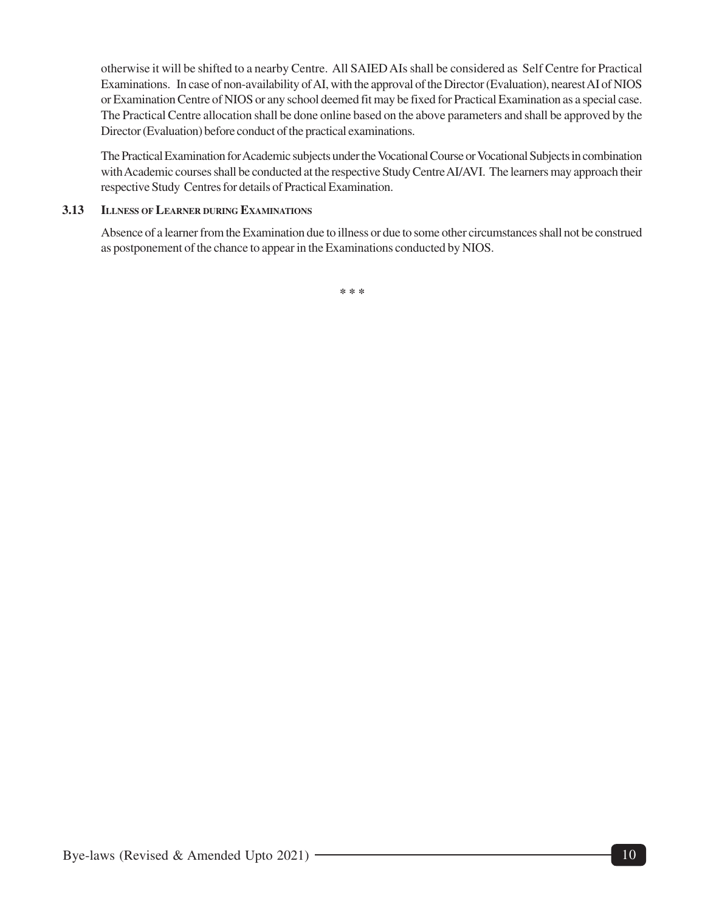otherwise it will be shifted to a nearby Centre. All SAIED AIs shall be considered as Self Centre for Practical Examinations. In case of non-availability of AI, with the approval of the Director (Evaluation), nearest AI of NIOS or Examination Centre of NIOS or any school deemed fit may be fixed for Practical Examination as a special case. The Practical Centre allocation shall be done online based on the above parameters and shall be approved by the Director (Evaluation) before conduct of the practical examinations.

The Practical Examination for Academic subjects under the Vocational Course or Vocational Subjects in combination with Academic courses shall be conducted at the respective Study Centre AI/AVI. The learners may approach their respective Study Centres for details of Practical Examination.

### 3.13 Illness of Learner during Examinations

Absence of a learner from the Examination due to illness or due to some other circumstances shall not be construed as postponement of the chance to appear in the Examinations conducted by NIOS.

* * *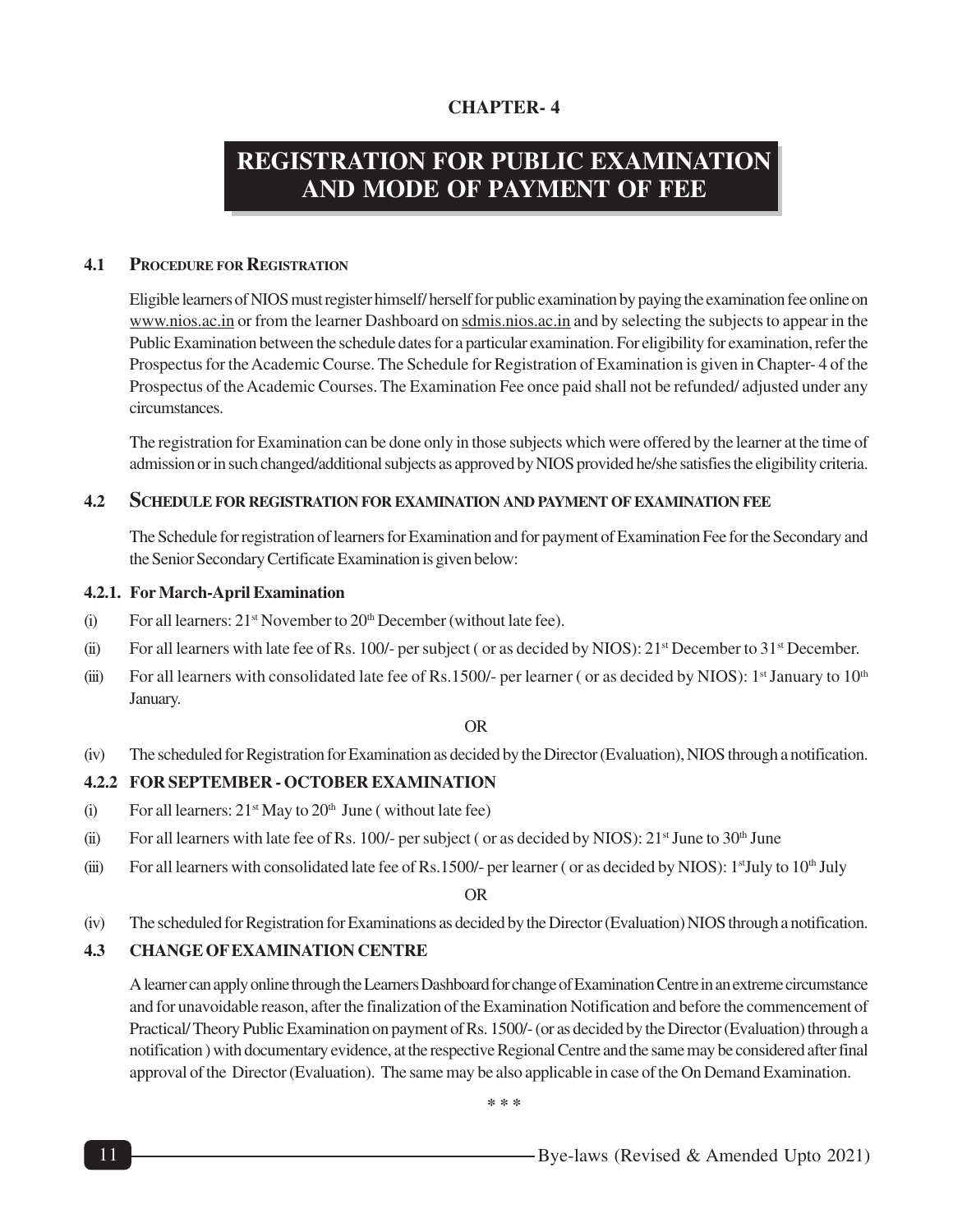# CHAPTER- 4

# REGISTRATION FOR PUBLIC EXAMINATION AND MODE OF PAYMENT OF FEE

## 4.1 PROCEDURE FOR REGISTRATION

Eligible learners of NIOS must register himself/ herself for public examination by paying the examination fee online on www.nios.ac.in or from the learner Dashboard on sdmis.nios.ac.in and by selecting the subjects to appear in the Public Examination between the schedule dates for a particular examination. For eligibility for examination, refer the Prospectus for the Academic Course. The Schedule for Registration of Examination is given in Chapter- 4 of the Prospectus of the Academic Courses. The Examination Fee once paid shall not be refunded/ adjusted under any circumstances.

The registration for Examination can be done only in those subjects which were offered by the learner at the time of admission or in such changed/additional subjects as approved by NIOS provided he/she satisfies the eligibility criteria.

## 4.2 SCHEDULE FOR REGISTRATION FOR EXAMINATION AND PAYMENT OF EXAMINATION FEE

The Schedule for registration of learners for Examination and for payment of Examination Fee for the Secondary and the Senior Secondary Certificate Examination is given below:

### 4.2.1. For March-April Examination

(i) For all learners: 21st November to 20th December (without late fee).

(ii) For all learners with late fee of Rs. 100/- per subject ( or as decided by NIOS): 21st December to 31st December.

(iii) For all learners with consolidated late fee of Rs.1500/- per learner ( or as decided by NIOS): 1st January to 10th January.

OR

(iv) The scheduled for Registration for Examination as decided by the Director (Evaluation), NIOS through a notification.

### 4.2.2 FOR SEPTEMBER - OCTOBER EXAMINATION

(i) For all learners: 21st May to 20th June ( without late fee)

(ii) For all learners with late fee of Rs. 100/- per subject ( or as decided by NIOS): 21st June to 30th June

(iii) For all learners with consolidated late fee of Rs.1500/- per learner ( or as decided by NIOS): 1st July to 10th July

OR

(iv) The scheduled for Registration for Examinations as decided by the Director (Evaluation) NIOS through a notification.

## 4.3 CHANGE OF EXAMINATION CENTRE

A learner can apply online through the Learners Dashboard for change of Examination Centre in an extreme circumstance and for unavoidable reason, after the finalization of the Examination Notification and before the commencement of Practical/ Theory Public Examination on payment of Rs. 1500/- (or as decided by the Director (Evaluation) through a notification ) with documentary evidence, at the respective Regional Centre and the same may be considered after final approval of the Director (Evaluation). The same may be also applicable in case of the On Demand Examination.

* * *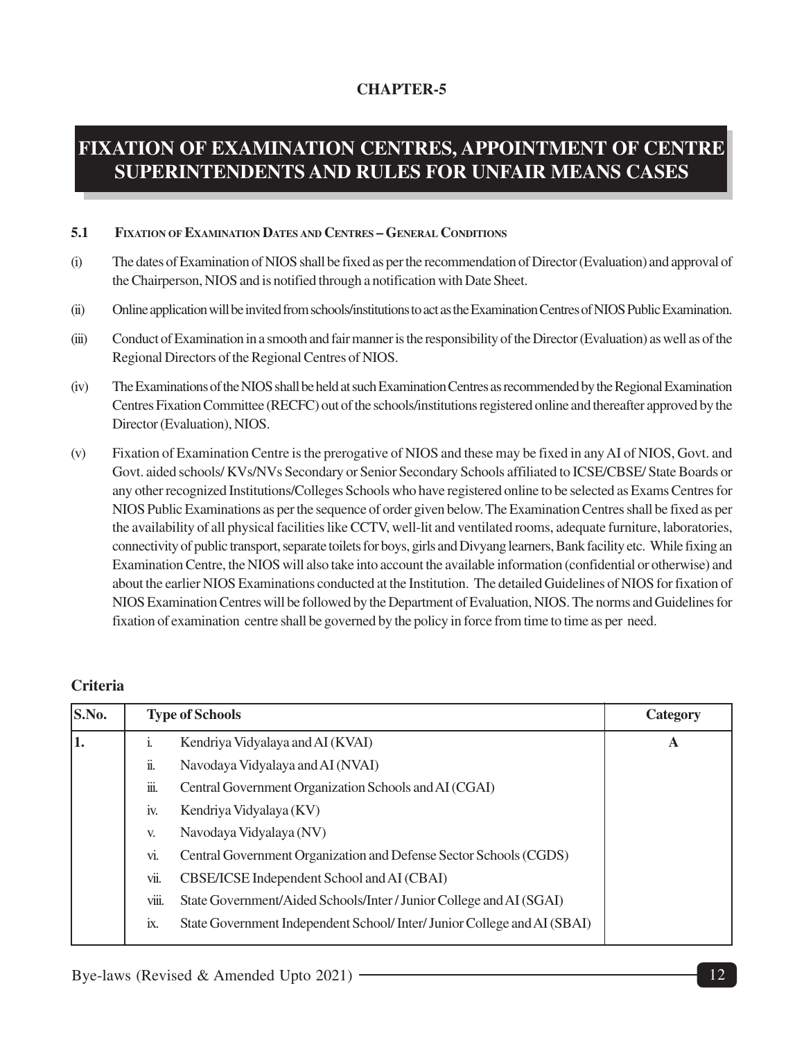**CHAPTER-5**

# FIXATION OF EXAMINATION CENTRES, APPOINTMENT OF CENTRE SUPERINTENDENTS AND RULES FOR UNFAIR MEANS CASES

### 5.1 FIXATION OF EXAMINATION DATES AND CENTRES – GENERAL CONDITIONS

(i) The dates of Examination of NIOS shall be fixed as per the recommendation of Director (Evaluation) and approval of the Chairperson, NIOS and is notified through a notification with Date Sheet.

(ii) Online application will be invited from schools/institutions to act as the Examination Centres of NIOS Public Examination.

(iii) Conduct of Examination in a smooth and fair manner is the responsibility of the Director (Evaluation) as well as of the Regional Directors of the Regional Centres of NIOS.

(iv) The Examinations of the NIOS shall be held at such Examination Centres as recommended by the Regional Examination Centres Fixation Committee (RECFC) out of the schools/institutions registered online and thereafter approved by the Director (Evaluation), NIOS.

(v) Fixation of Examination Centre is the prerogative of NIOS and these may be fixed in any AI of NIOS, Govt. and Govt. aided schools/ KVs/NVs Secondary or Senior Secondary Schools affiliated to ICSE/CBSE/ State Boards or any other recognized Institutions/Colleges Schools who have registered online to be selected as Exams Centres for NIOS Public Examinations as per the sequence of order given below. The Examination Centres shall be fixed as per the availability of all physical facilities like CCTV, well-lit and ventilated rooms, adequate furniture, laboratories, connectivity of public transport, separate toilets for boys, girls and Divyang learners, Bank facility etc. While fixing an Examination Centre, the NIOS will also take into account the available information (confidential or otherwise) and about the earlier NIOS Examinations conducted at the Institution. The detailed Guidelines of NIOS for fixation of NIOS Examination Centres will be followed by the Department of Evaluation, NIOS. The norms and Guidelines for fixation of examination centre shall be governed by the policy in force from time to time as per need.

**Criteria**

| S.No. | Type of Schools | Category |
|---|---|---|
| 1. | i. Kendriya Vidyalaya and AI (KVAI)<br>ii. Navodaya Vidyalaya and AI (NVAI)<br>iii. Central Government Organization Schools and AI (CGAI)<br>iv. Kendriya Vidyalaya (KV)<br>v. Navodaya Vidyalaya (NV)<br>vi. Central Government Organization and Defense Sector Schools (CGDS)<br>vii. CBSE/ICSE Independent School and AI (CBAI)<br>viii. State Government/Aided Schools/Inter / Junior College and AI (SGAI)<br>ix. State Government Independent School/ Inter/ Junior College and AI (SBAI) | A |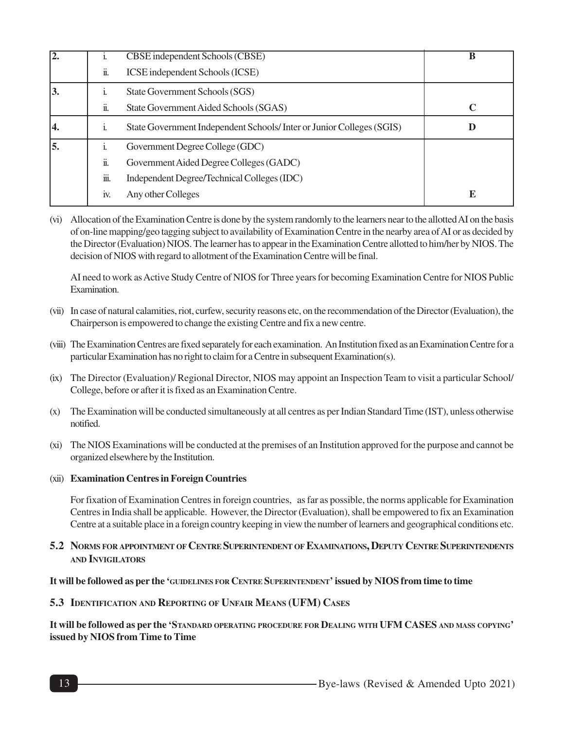| | | | |
|---|---|---|---|
| **2.** | i. | CBSE independent Schools (CBSE) | **B** |
| | ii. | ICSE independent Schools (ICSE) | |
| **3.** | i. | State Government Schools (SGS) | |
| | ii. | State Government Aided Schools (SGAS) | **C** |
| **4.** | i. | State Government Independent Schools/ Inter or Junior Colleges (SGIS) | **D** |
| **5.** | i. | Government Degree College (GDC) | |
| | ii. | Government Aided Degree Colleges (GADC) | |
| | iii. | Independent Degree/Technical Colleges (IDC) | |
| | iv. | Any other Colleges | **E** |

(vi) Allocation of the Examination Centre is done by the system randomly to the learners near to the allotted AI on the basis of on-line mapping/geo tagging subject to availability of Examination Centre in the nearby area of AI or as decided by the Director (Evaluation) NIOS. The learner has to appear in the Examination Centre allotted to him/her by NIOS. The decision of NIOS with regard to allotment of the Examination Centre will be final.

AI need to work as Active Study Centre of NIOS for Three years for becoming Examination Centre for NIOS Public Examination.

(vii) In case of natural calamities, riot, curfew, security reasons etc, on the recommendation of the Director (Evaluation), the Chairperson is empowered to change the existing Centre and fix a new centre.

(viii) The Examination Centres are fixed separately for each examination. An Institution fixed as an Examination Centre for a particular Examination has no right to claim for a Centre in subsequent Examination(s).

(ix) The Director (Evaluation)/ Regional Director, NIOS may appoint an Inspection Team to visit a particular School/ College, before or after it is fixed as an Examination Centre.

(x) The Examination will be conducted simultaneously at all centres as per Indian Standard Time (IST), unless otherwise notified.

(xi) The NIOS Examinations will be conducted at the premises of an Institution approved for the purpose and cannot be organized elsewhere by the Institution.

(xii) **Examination Centres in Foreign Countries**

For fixation of Examination Centres in foreign countries, as far as possible, the norms applicable for Examination Centres in India shall be applicable. However, the Director (Evaluation), shall be empowered to fix an Examination Centre at a suitable place in a foreign country keeping in view the number of learners and geographical conditions etc.

## 5.2 Norms for appointment of Centre Superintendent of Examinations, Deputy Centre Superintendents and Invigilators

**It will be followed as per the 'Guidelines for Centre Superintendent' issued by NIOS from time to time**

## 5.3 Identification and Reporting of Unfair Means (UFM) Cases

**It will be followed as per the 'Standard operating procedure for Dealing with UFM CASES and mass copying' issued by NIOS from Time to Time**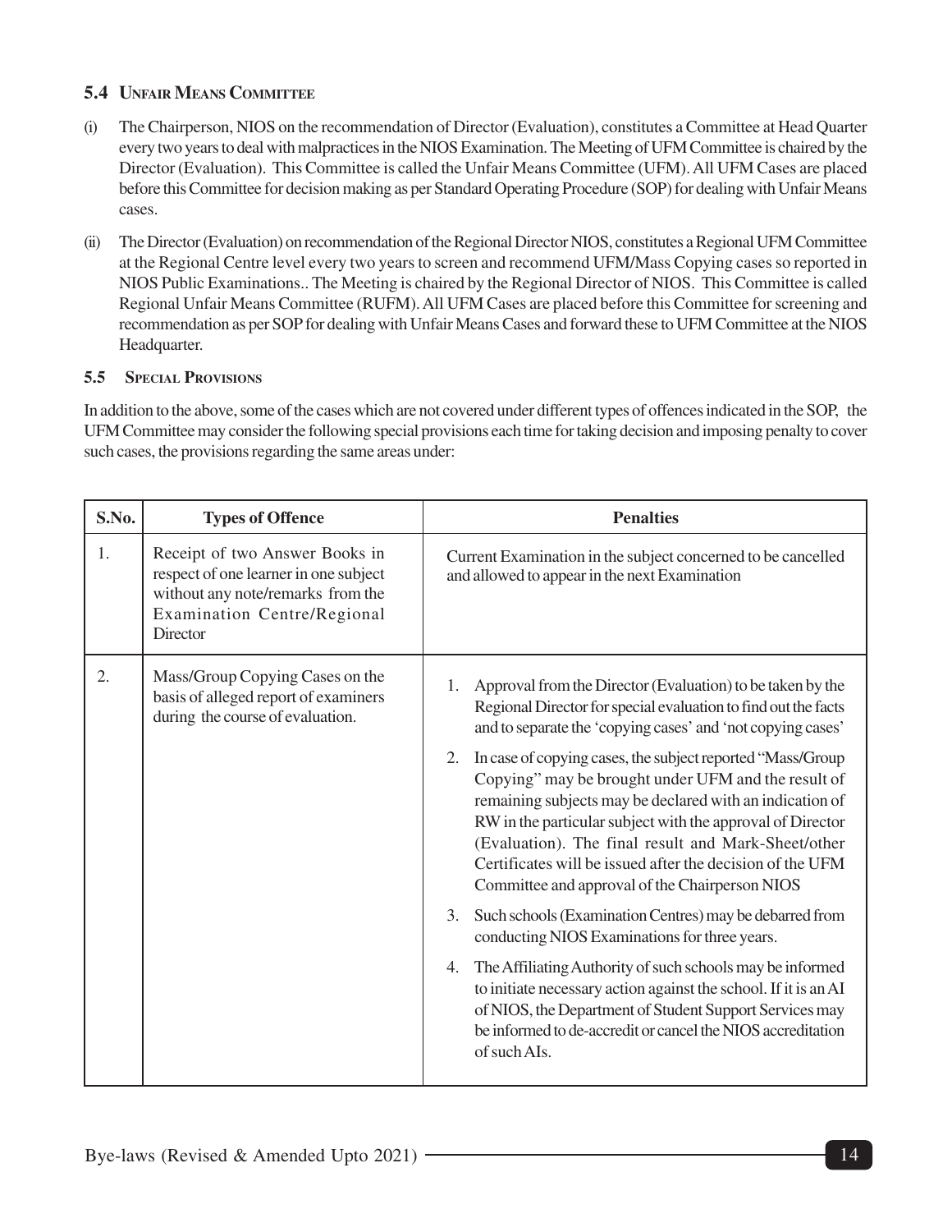### 5.4 Unfair Means Committee

(i) The Chairperson, NIOS on the recommendation of Director (Evaluation), constitutes a Committee at Head Quarter every two years to deal with malpractices in the NIOS Examination. The Meeting of UFM Committee is chaired by the Director (Evaluation). This Committee is called the Unfair Means Committee (UFM). All UFM Cases are placed before this Committee for decision making as per Standard Operating Procedure (SOP) for dealing with Unfair Means cases.

(ii) The Director (Evaluation) on recommendation of the Regional Director NIOS, constitutes a Regional UFM Committee at the Regional Centre level every two years to screen and recommend UFM/Mass Copying cases so reported in NIOS Public Examinations.. The Meeting is chaired by the Regional Director of NIOS. This Committee is called Regional Unfair Means Committee (RUFM). All UFM Cases are placed before this Committee for screening and recommendation as per SOP for dealing with Unfair Means Cases and forward these to UFM Committee at the NIOS Headquarter.

### 5.5 Special Provisions

In addition to the above, some of the cases which are not covered under different types of offences indicated in the SOP, the UFM Committee may consider the following special provisions each time for taking decision and imposing penalty to cover such cases, the provisions regarding the same areas under:

| S.No. | Types of Offence | Penalties |
|---|---|---|
| 1. | Receipt of two Answer Books in respect of one learner in one subject without any note/remarks from the Examination Centre/Regional Director | Current Examination in the subject concerned to be cancelled and allowed to appear in the next Examination |
| 2. | Mass/Group Copying Cases on the basis of alleged report of examiners during the course of evaluation. | 1. Approval from the Director (Evaluation) to be taken by the Regional Director for special evaluation to find out the facts and to separate the 'copying cases' and 'not copying cases'<br>2. In case of copying cases, the subject reported "Mass/Group Copying" may be brought under UFM and the result of remaining subjects may be declared with an indication of RW in the particular subject with the approval of Director (Evaluation). The final result and Mark-Sheet/other Certificates will be issued after the decision of the UFM Committee and approval of the Chairperson NIOS<br>3. Such schools (Examination Centres) may be debarred from conducting NIOS Examinations for three years.<br>4. The Affiliating Authority of such schools may be informed to initiate necessary action against the school. If it is an AI of NIOS, the Department of Student Support Services may be informed to de-accredit or cancel the NIOS accreditation of such AIs. |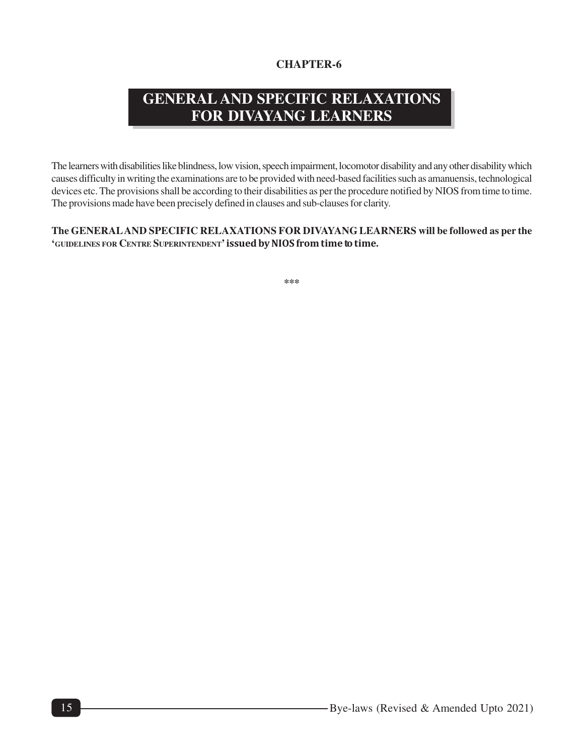**CHAPTER-6**

# GENERAL AND SPECIFIC RELAXATIONS FOR DIVAYANG LEARNERS

The learners with disabilities like blindness, low vision, speech impairment, locomotor disability and any other disability which causes difficulty in writing the examinations are to be provided with need-based facilities such as amanuensis, technological devices etc. The provisions shall be according to their disabilities as per the procedure notified by NIOS from time to time. The provisions made have been precisely defined in clauses and sub-clauses for clarity.

**The GENERAL AND SPECIFIC RELAXATIONS FOR DIVAYANG LEARNERS will be followed as per the 'GUIDELINES FOR CENTRE SUPERINTENDENT' issued by NIOS from time to time.**

***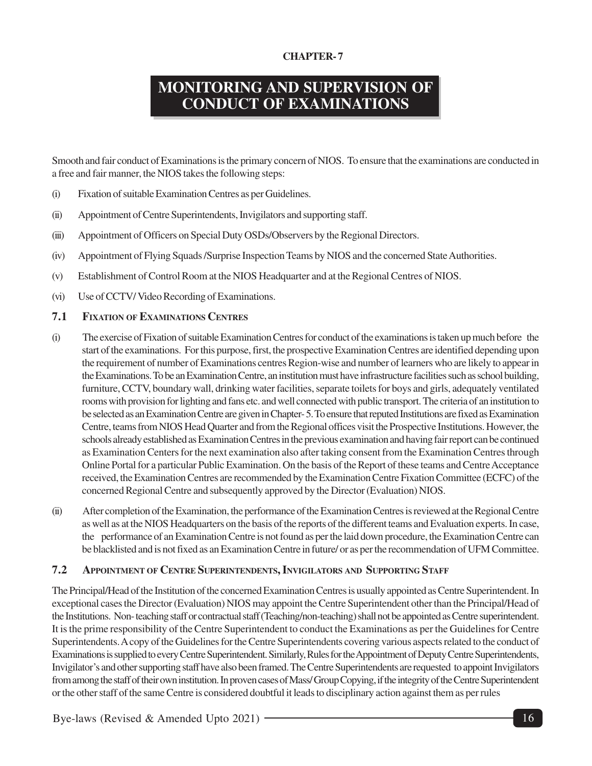CHAPTER- 7

# MONITORING AND SUPERVISION OF CONDUCT OF EXAMINATIONS

Smooth and fair conduct of Examinations is the primary concern of NIOS. To ensure that the examinations are conducted in a free and fair manner, the NIOS takes the following steps:

(i) Fixation of suitable Examination Centres as per Guidelines.

(ii) Appointment of Centre Superintendents, Invigilators and supporting staff.

(iii) Appointment of Officers on Special Duty OSDs/Observers by the Regional Directors.

(iv) Appointment of Flying Squads /Surprise Inspection Teams by NIOS and the concerned State Authorities.

(v) Establishment of Control Room at the NIOS Headquarter and at the Regional Centres of NIOS.

(vi) Use of CCTV/ Video Recording of Examinations.

## 7.1 Fixation of Examinations Centres

(i) The exercise of Fixation of suitable Examination Centres for conduct of the examinations is taken up much before the start of the examinations. For this purpose, first, the prospective Examination Centres are identified depending upon the requirement of number of Examinations centres Region-wise and number of learners who are likely to appear in the Examinations. To be an Examination Centre, an institution must have infrastructure facilities such as school building, furniture, CCTV, boundary wall, drinking water facilities, separate toilets for boys and girls, adequately ventilated rooms with provision for lighting and fans etc. and well connected with public transport. The criteria of an institution to be selected as an Examination Centre are given in Chapter- 5. To ensure that reputed Institutions are fixed as Examination Centre, teams from NIOS Head Quarter and from the Regional offices visit the Prospective Institutions. However, the schools already established as Examination Centres in the previous examination and having fair report can be continued as Examination Centers for the next examination also after taking consent from the Examination Centres through Online Portal for a particular Public Examination. On the basis of the Report of these teams and Centre Acceptance received, the Examination Centres are recommended by the Examination Centre Fixation Committee (ECFC) of the concerned Regional Centre and subsequently approved by the Director (Evaluation) NIOS.

(ii) After completion of the Examination, the performance of the Examination Centres is reviewed at the Regional Centre as well as at the NIOS Headquarters on the basis of the reports of the different teams and Evaluation experts. In case, the performance of an Examination Centre is not found as per the laid down procedure, the Examination Centre can be blacklisted and is not fixed as an Examination Centre in future/ or as per the recommendation of UFM Committee.

## 7.2 Appointment of Centre Superintendents, Invigilators and Supporting Staff

The Principal/Head of the Institution of the concerned Examination Centres is usually appointed as Centre Superintendent. In exceptional cases the Director (Evaluation) NIOS may appoint the Centre Superintendent other than the Principal/Head of the Institutions. Non- teaching staff or contractual staff (Teaching/non-teaching) shall not be appointed as Centre superintendent. It is the prime responsibility of the Centre Superintendent to conduct the Examinations as per the Guidelines for Centre Superintendents. A copy of the Guidelines for the Centre Superintendents covering various aspects related to the conduct of Examinations is supplied to every Centre Superintendent. Similarly, Rules for the Appointment of Deputy Centre Superintendents, Invigilator's and other supporting staff have also been framed. The Centre Superintendents are requested to appoint Invigilators from among the staff of their own institution. In proven cases of Mass/ Group Copying, if the integrity of the Centre Superintendent or the other staff of the same Centre is considered doubtful it leads to disciplinary action against them as per rules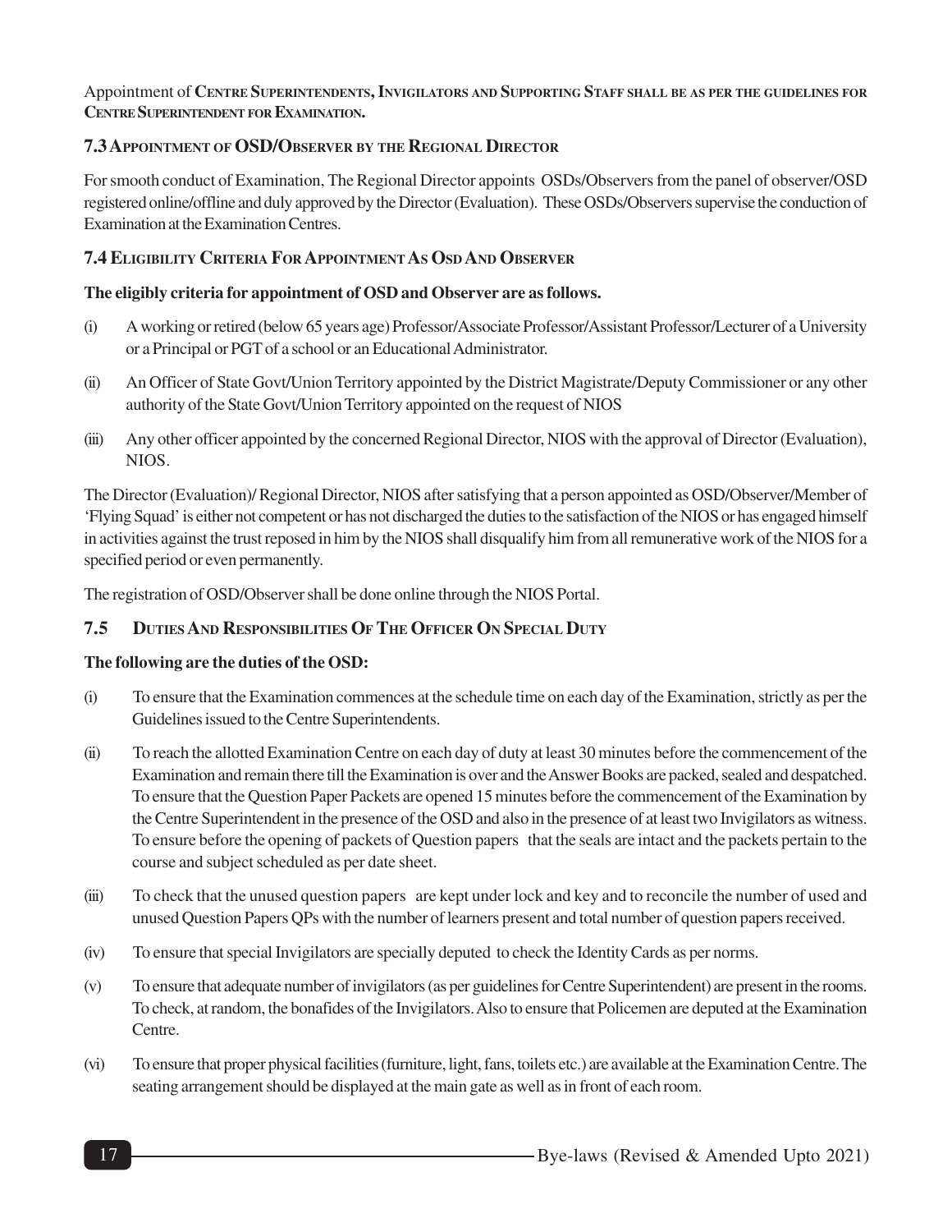Appointment of **Centre Superintendents, Invigilators and Supporting Staff shall be as per the guidelines for Centre Superintendent for Examination.**

### 7.3 Appointment of OSD/Observer by the Regional Director

For smooth conduct of Examination, The Regional Director appoints OSDs/Observers from the panel of observer/OSD registered online/offline and duly approved by the Director (Evaluation). These OSDs/Observers supervise the conduction of Examination at the Examination Centres.

### 7.4 Eligibility Criteria For Appointment As Osd And Observer

**The eligibly criteria for appointment of OSD and Observer are as follows.**

(i) A working or retired (below 65 years age) Professor/Associate Professor/Assistant Professor/Lecturer of a University or a Principal or PGT of a school or an Educational Administrator.

(ii) An Officer of State Govt/Union Territory appointed by the District Magistrate/Deputy Commissioner or any other authority of the State Govt/Union Territory appointed on the request of NIOS

(iii) Any other officer appointed by the concerned Regional Director, NIOS with the approval of Director (Evaluation), NIOS.

The Director (Evaluation)/ Regional Director, NIOS after satisfying that a person appointed as OSD/Observer/Member of 'Flying Squad' is either not competent or has not discharged the duties to the satisfaction of the NIOS or has engaged himself in activities against the trust reposed in him by the NIOS shall disqualify him from all remunerative work of the NIOS for a specified period or even permanently.

The registration of OSD/Observer shall be done online through the NIOS Portal.

### 7.5 Duties And Responsibilities Of The Officer On Special Duty

**The following are the duties of the OSD:**

(i) To ensure that the Examination commences at the schedule time on each day of the Examination, strictly as per the Guidelines issued to the Centre Superintendents.

(ii) To reach the allotted Examination Centre on each day of duty at least 30 minutes before the commencement of the Examination and remain there till the Examination is over and the Answer Books are packed, sealed and despatched. To ensure that the Question Paper Packets are opened 15 minutes before the commencement of the Examination by the Centre Superintendent in the presence of the OSD and also in the presence of at least two Invigilators as witness. To ensure before the opening of packets of Question papers that the seals are intact and the packets pertain to the course and subject scheduled as per date sheet.

(iii) To check that the unused question papers are kept under lock and key and to reconcile the number of used and unused Question Papers QPs with the number of learners present and total number of question papers received.

(iv) To ensure that special Invigilators are specially deputed to check the Identity Cards as per norms.

(v) To ensure that adequate number of invigilators (as per guidelines for Centre Superintendent) are present in the rooms. To check, at random, the bonafides of the Invigilators. Also to ensure that Policemen are deputed at the Examination Centre.

(vi) To ensure that proper physical facilities (furniture, light, fans, toilets etc.) are available at the Examination Centre. The seating arrangement should be displayed at the main gate as well as in front of each room.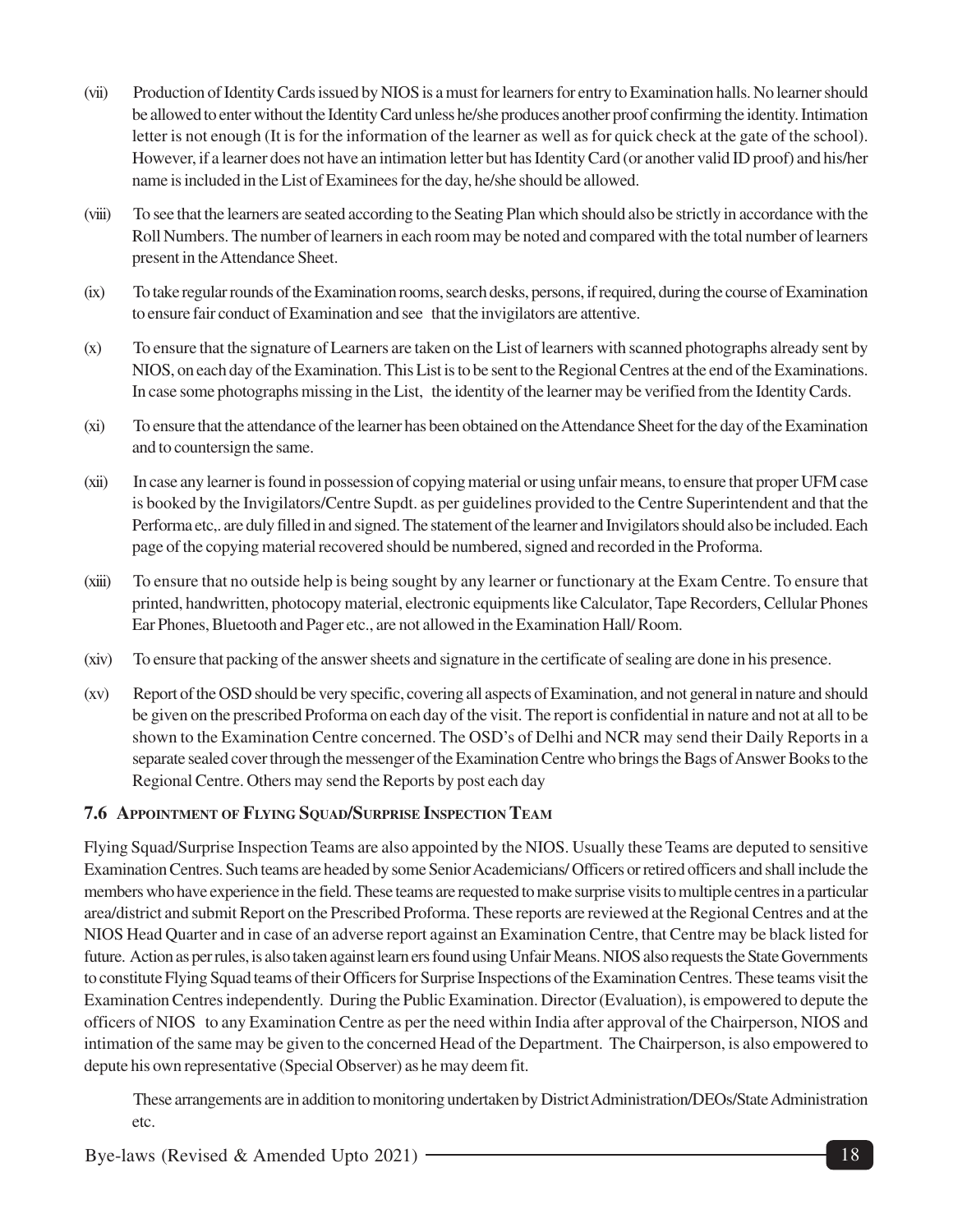(vii) Production of Identity Cards issued by NIOS is a must for learners for entry to Examination halls. No learner should be allowed to enter without the Identity Card unless he/she produces another proof confirming the identity. Intimation letter is not enough (It is for the information of the learner as well as for quick check at the gate of the school). However, if a learner does not have an intimation letter but has Identity Card (or another valid ID proof) and his/her name is included in the List of Examinees for the day, he/she should be allowed.

(viii) To see that the learners are seated according to the Seating Plan which should also be strictly in accordance with the Roll Numbers. The number of learners in each room may be noted and compared with the total number of learners present in the Attendance Sheet.

(ix) To take regular rounds of the Examination rooms, search desks, persons, if required, during the course of Examination to ensure fair conduct of Examination and see that the invigilators are attentive.

(x) To ensure that the signature of Learners are taken on the List of learners with scanned photographs already sent by NIOS, on each day of the Examination. This List is to be sent to the Regional Centres at the end of the Examinations. In case some photographs missing in the List, the identity of the learner may be verified from the Identity Cards.

(xi) To ensure that the attendance of the learner has been obtained on the Attendance Sheet for the day of the Examination and to countersign the same.

(xii) In case any learner is found in possession of copying material or using unfair means, to ensure that proper UFM case is booked by the Invigilators/Centre Supdt. as per guidelines provided to the Centre Superintendent and that the Performa etc,. are duly filled in and signed. The statement of the learner and Invigilators should also be included. Each page of the copying material recovered should be numbered, signed and recorded in the Proforma.

(xiii) To ensure that no outside help is being sought by any learner or functionary at the Exam Centre. To ensure that printed, handwritten, photocopy material, electronic equipments like Calculator, Tape Recorders, Cellular Phones Ear Phones, Bluetooth and Pager etc., are not allowed in the Examination Hall/ Room.

(xiv) To ensure that packing of the answer sheets and signature in the certificate of sealing are done in his presence.

(xv) Report of the OSD should be very specific, covering all aspects of Examination, and not general in nature and should be given on the prescribed Proforma on each day of the visit. The report is confidential in nature and not at all to be shown to the Examination Centre concerned. The OSD's of Delhi and NCR may send their Daily Reports in a separate sealed cover through the messenger of the Examination Centre who brings the Bags of Answer Books to the Regional Centre. Others may send the Reports by post each day

### 7.6 Appointment of Flying Squad/Surprise Inspection Team

Flying Squad/Surprise Inspection Teams are also appointed by the NIOS. Usually these Teams are deputed to sensitive Examination Centres. Such teams are headed by some Senior Academicians/ Officers or retired officers and shall include the members who have experience in the field. These teams are requested to make surprise visits to multiple centres in a particular area/district and submit Report on the Prescribed Proforma. These reports are reviewed at the Regional Centres and at the NIOS Head Quarter and in case of an adverse report against an Examination Centre, that Centre may be black listed for future. Action as per rules, is also taken against learn ers found using Unfair Means. NIOS also requests the State Governments to constitute Flying Squad teams of their Officers for Surprise Inspections of the Examination Centres. These teams visit the Examination Centres independently. During the Public Examination. Director (Evaluation), is empowered to depute the officers of NIOS to any Examination Centre as per the need within India after approval of the Chairperson, NIOS and intimation of the same may be given to the concerned Head of the Department. The Chairperson, is also empowered to depute his own representative (Special Observer) as he may deem fit.

These arrangements are in addition to monitoring undertaken by District Administration/DEOs/State Administration etc.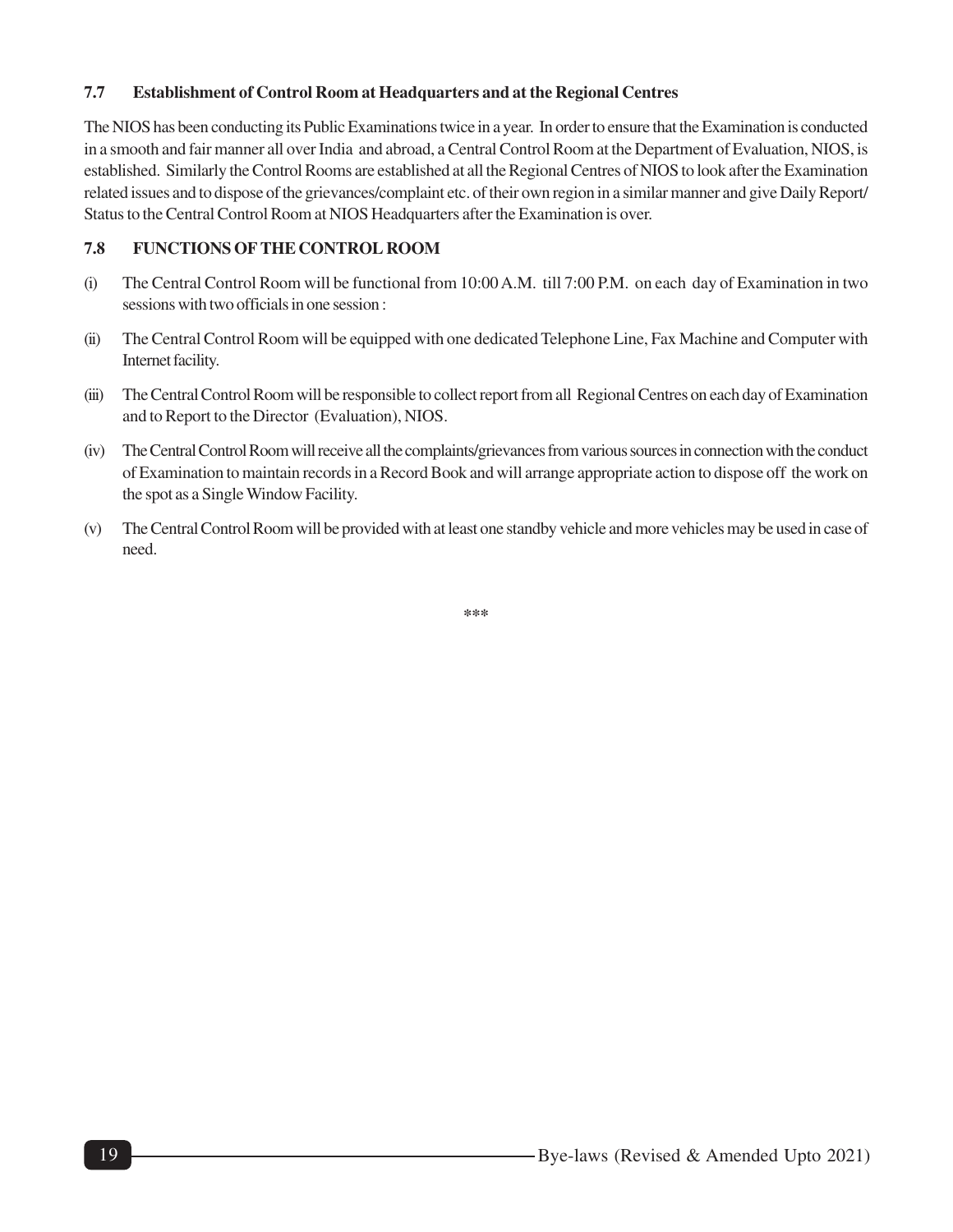### 7.7 Establishment of Control Room at Headquarters and at the Regional Centres

The NIOS has been conducting its Public Examinations twice in a year. In order to ensure that the Examination is conducted in a smooth and fair manner all over India and abroad, a Central Control Room at the Department of Evaluation, NIOS, is established. Similarly the Control Rooms are established at all the Regional Centres of NIOS to look after the Examination related issues and to dispose of the grievances/complaint etc. of their own region in a similar manner and give Daily Report/ Status to the Central Control Room at NIOS Headquarters after the Examination is over.

### 7.8 FUNCTIONS OF THE CONTROL ROOM

(i) The Central Control Room will be functional from 10:00 A.M. till 7:00 P.M. on each day of Examination in two sessions with two officials in one session :

(ii) The Central Control Room will be equipped with one dedicated Telephone Line, Fax Machine and Computer with Internet facility.

(iii) The Central Control Room will be responsible to collect report from all Regional Centres on each day of Examination and to Report to the Director (Evaluation), NIOS.

(iv) The Central Control Room will receive all the complaints/grievances from various sources in connection with the conduct of Examination to maintain records in a Record Book and will arrange appropriate action to dispose off the work on the spot as a Single Window Facility.

(v) The Central Control Room will be provided with at least one standby vehicle and more vehicles may be used in case of need.

***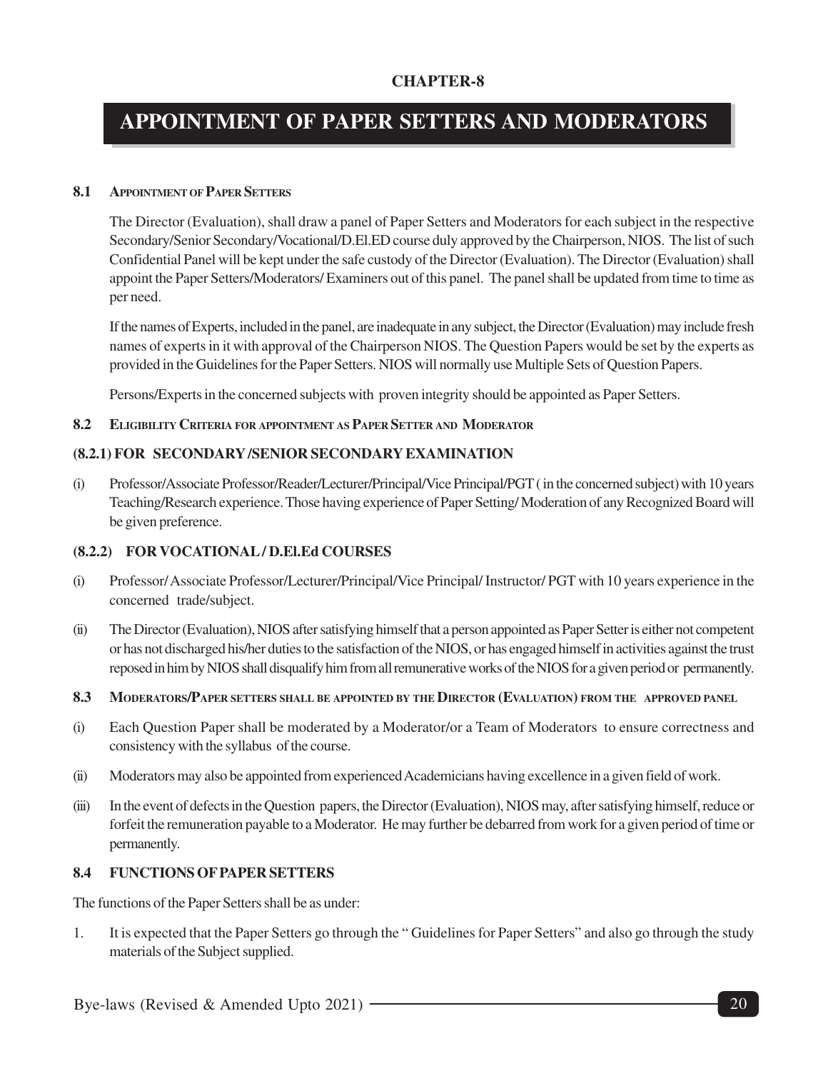CHAPTER-8

# APPOINTMENT OF PAPER SETTERS AND MODERATORS

**8.1 APPOINTMENT OF PAPER SETTERS**

The Director (Evaluation), shall draw a panel of Paper Setters and Moderators for each subject in the respective Secondary/Senior Secondary/Vocational/D.El.ED course duly approved by the Chairperson, NIOS. The list of such Confidential Panel will be kept under the safe custody of the Director (Evaluation). The Director (Evaluation) shall appoint the Paper Setters/Moderators/ Examiners out of this panel. The panel shall be updated from time to time as per need.

If the names of Experts, included in the panel, are inadequate in any subject, the Director (Evaluation) may include fresh names of experts in it with approval of the Chairperson NIOS. The Question Papers would be set by the experts as provided in the Guidelines for the Paper Setters. NIOS will normally use Multiple Sets of Question Papers.

Persons/Experts in the concerned subjects with proven integrity should be appointed as Paper Setters.

**8.2 ELIGIBILITY CRITERIA FOR APPOINTMENT AS PAPER SETTER AND MODERATOR**

**(8.2.1) FOR SECONDARY /SENIOR SECONDARY EXAMINATION**

(i) Professor/Associate Professor/Reader/Lecturer/Principal/Vice Principal/PGT ( in the concerned subject) with 10 years Teaching/Research experience. Those having experience of Paper Setting/ Moderation of any Recognized Board will be given preference.

**(8.2.2) FOR VOCATIONAL / D.El.Ed COURSES**

(i) Professor/ Associate Professor/Lecturer/Principal/Vice Principal/ Instructor/ PGT with 10 years experience in the concerned trade/subject.

(ii) The Director (Evaluation), NIOS after satisfying himself that a person appointed as Paper Setter is either not competent or has not discharged his/her duties to the satisfaction of the NIOS, or has engaged himself in activities against the trust reposed in him by NIOS shall disqualify him from all remunerative works of the NIOS for a given period or permanently.

**8.3 MODERATORS/PAPER SETTERS SHALL BE APPOINTED BY THE DIRECTOR (EVALUATION) FROM THE APPROVED PANEL**

(i) Each Question Paper shall be moderated by a Moderator/or a Team of Moderators to ensure correctness and consistency with the syllabus of the course.

(ii) Moderators may also be appointed from experienced Academicians having excellence in a given field of work.

(iii) In the event of defects in the Question papers, the Director (Evaluation), NIOS may, after satisfying himself, reduce or forfeit the remuneration payable to a Moderator. He may further be debarred from work for a given period of time or permanently.

**8.4 FUNCTIONS OF PAPER SETTERS**

The functions of the Paper Setters shall be as under:

1. It is expected that the Paper Setters go through the " Guidelines for Paper Setters" and also go through the study materials of the Subject supplied.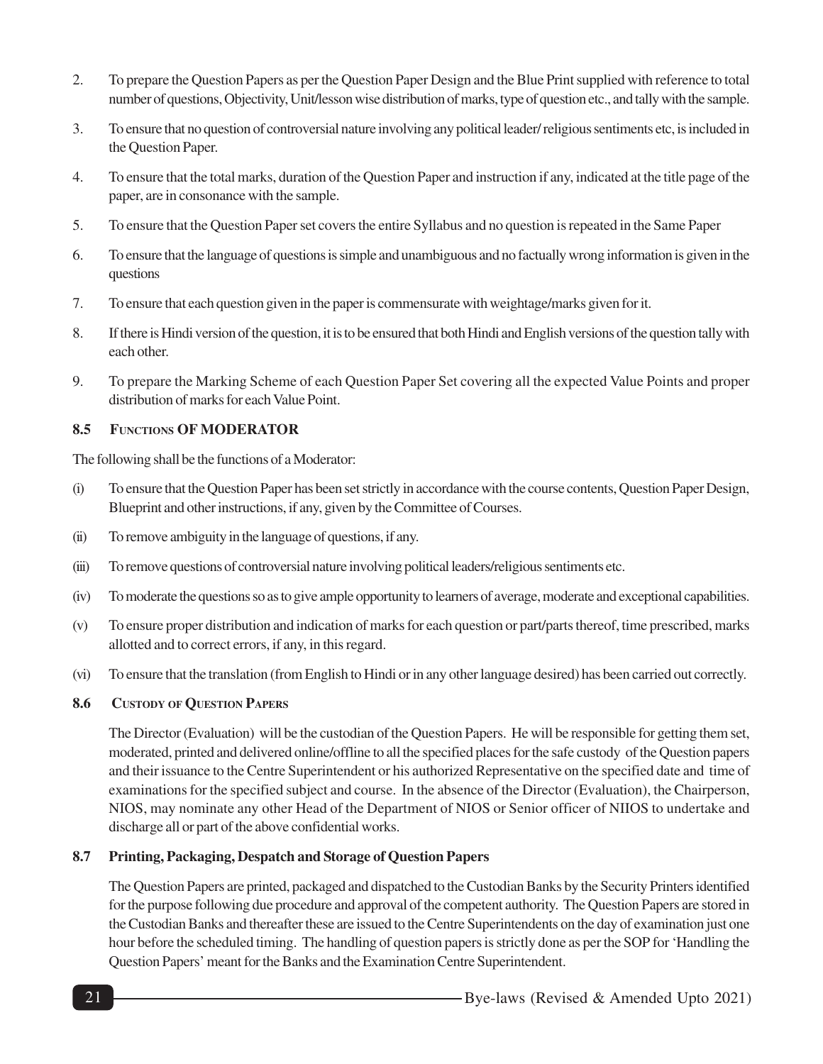2. To prepare the Question Papers as per the Question Paper Design and the Blue Print supplied with reference to total number of questions, Objectivity, Unit/lesson wise distribution of marks, type of question etc., and tally with the sample.
3. To ensure that no question of controversial nature involving any political leader/ religious sentiments etc, is included in the Question Paper.
4. To ensure that the total marks, duration of the Question Paper and instruction if any, indicated at the title page of the paper, are in consonance with the sample.
5. To ensure that the Question Paper set covers the entire Syllabus and no question is repeated in the Same Paper
6. To ensure that the language of questions is simple and unambiguous and no factually wrong information is given in the questions
7. To ensure that each question given in the paper is commensurate with weightage/marks given for it.
8. If there is Hindi version of the question, it is to be ensured that both Hindi and English versions of the question tally with each other.
9. To prepare the Marking Scheme of each Question Paper Set covering all the expected Value Points and proper distribution of marks for each Value Point.

### 8.5 FUNCTIONS OF MODERATOR

The following shall be the functions of a Moderator:

(i) To ensure that the Question Paper has been set strictly in accordance with the course contents, Question Paper Design, Blueprint and other instructions, if any, given by the Committee of Courses.

(ii) To remove ambiguity in the language of questions, if any.

(iii) To remove questions of controversial nature involving political leaders/religious sentiments etc.

(iv) To moderate the questions so as to give ample opportunity to learners of average, moderate and exceptional capabilities.

(v) To ensure proper distribution and indication of marks for each question or part/parts thereof, time prescribed, marks allotted and to correct errors, if any, in this regard.

(vi) To ensure that the translation (from English to Hindi or in any other language desired) has been carried out correctly.

### 8.6 CUSTODY OF QUESTION PAPERS

The Director (Evaluation) will be the custodian of the Question Papers. He will be responsible for getting them set, moderated, printed and delivered online/offline to all the specified places for the safe custody of the Question papers and their issuance to the Centre Superintendent or his authorized Representative on the specified date and time of examinations for the specified subject and course. In the absence of the Director (Evaluation), the Chairperson, NIOS, may nominate any other Head of the Department of NIOS or Senior officer of NIIOS to undertake and discharge all or part of the above confidential works.

### 8.7 Printing, Packaging, Despatch and Storage of Question Papers

The Question Papers are printed, packaged and dispatched to the Custodian Banks by the Security Printers identified for the purpose following due procedure and approval of the competent authority. The Question Papers are stored in the Custodian Banks and thereafter these are issued to the Centre Superintendents on the day of examination just one hour before the scheduled timing. The handling of question papers is strictly done as per the SOP for 'Handling the Question Papers' meant for the Banks and the Examination Centre Superintendent.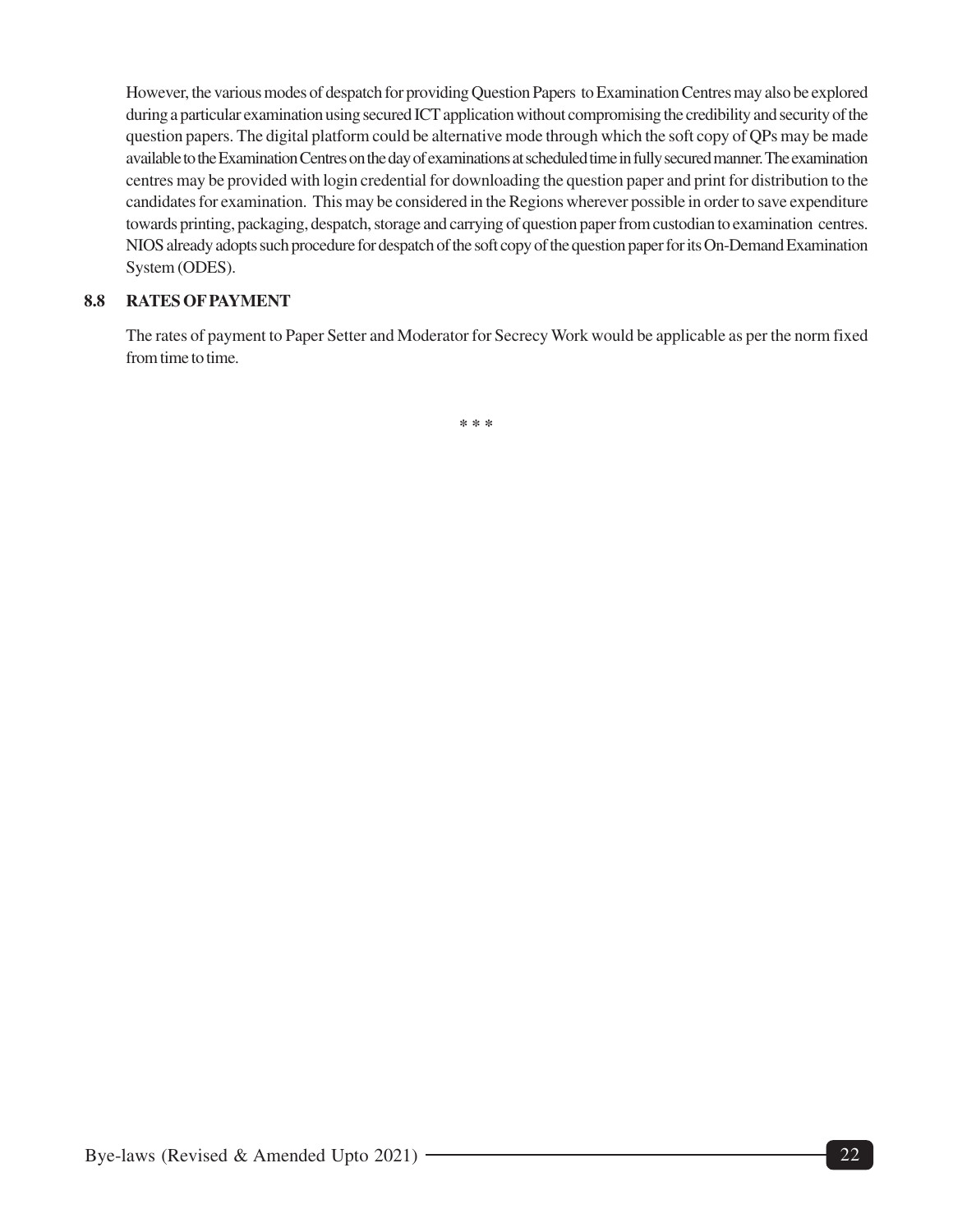However, the various modes of despatch for providing Question Papers to Examination Centres may also be explored during a particular examination using secured ICT application without compromising the credibility and security of the question papers. The digital platform could be alternative mode through which the soft copy of QPs may be made available to the Examination Centres on the day of examinations at scheduled time in fully secured manner. The examination centres may be provided with login credential for downloading the question paper and print for distribution to the candidates for examination. This may be considered in the Regions wherever possible in order to save expenditure towards printing, packaging, despatch, storage and carrying of question paper from custodian to examination centres. NIOS already adopts such procedure for despatch of the soft copy of the question paper for its On-Demand Examination System (ODES).

## 8.8 RATES OF PAYMENT

The rates of payment to Paper Setter and Moderator for Secrecy Work would be applicable as per the norm fixed from time to time.

* * *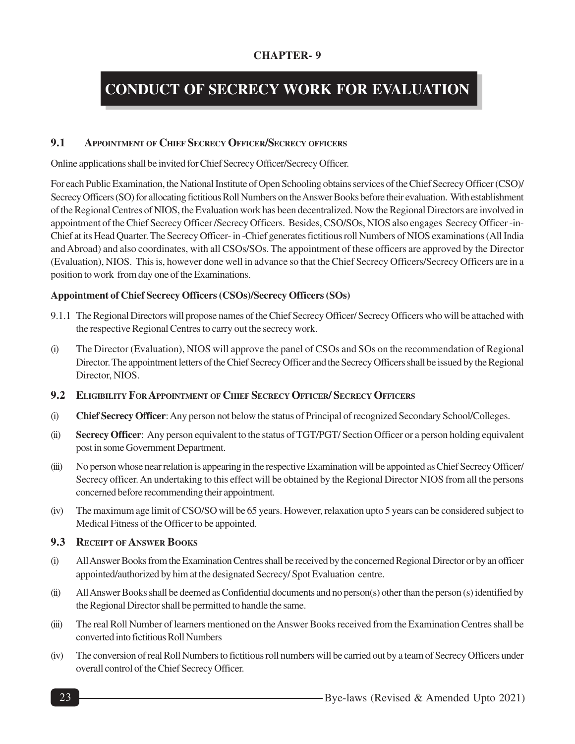**CHAPTER- 9**

# CONDUCT OF SECRECY WORK FOR EVALUATION

## 9.1 Appointment of Chief Secrecy Officer/Secrecy officers

Online applications shall be invited for Chief Secrecy Officer/Secrecy Officer.

For each Public Examination, the National Institute of Open Schooling obtains services of the Chief Secrecy Officer (CSO)/ Secrecy Officers (SO) for allocating fictitious Roll Numbers on the Answer Books before their evaluation. With establishment of the Regional Centres of NIOS, the Evaluation work has been decentralized. Now the Regional Directors are involved in appointment of the Chief Secrecy Officer /Secrecy Officers. Besides, CSO/SOs, NIOS also engages Secrecy Officer -in-Chief at its Head Quarter. The Secrecy Officer- in -Chief generates fictitious roll Numbers of NIOS examinations (All India and Abroad) and also coordinates, with all CSOs/SOs. The appointment of these officers are approved by the Director (Evaluation), NIOS. This is, however done well in advance so that the Chief Secrecy Officers/Secrecy Officers are in a position to work from day one of the Examinations.

**Appointment of Chief Secrecy Officers (CSOs)/Secrecy Officers (SOs)**

9.1.1 The Regional Directors will propose names of the Chief Secrecy Officer/ Secrecy Officers who will be attached with the respective Regional Centres to carry out the secrecy work.

(i) The Director (Evaluation), NIOS will approve the panel of CSOs and SOs on the recommendation of Regional Director. The appointment letters of the Chief Secrecy Officer and the Secrecy Officers shall be issued by the Regional Director, NIOS.

## 9.2 Eligibility For Appointment of Chief Secrecy Officer/ Secrecy Officers

(i) **Chief Secrecy Officer**: Any person not below the status of Principal of recognized Secondary School/Colleges.

(ii) **Secrecy Officer**: Any person equivalent to the status of TGT/PGT/ Section Officer or a person holding equivalent post in some Government Department.

(iii) No person whose near relation is appearing in the respective Examination will be appointed as Chief Secrecy Officer/ Secrecy officer. An undertaking to this effect will be obtained by the Regional Director NIOS from all the persons concerned before recommending their appointment.

(iv) The maximum age limit of CSO/SO will be 65 years. However, relaxation upto 5 years can be considered subject to Medical Fitness of the Officer to be appointed.

## 9.3 Receipt of Answer Books

(i) All Answer Books from the Examination Centres shall be received by the concerned Regional Director or by an officer appointed/authorized by him at the designated Secrecy/ Spot Evaluation centre.

(ii) All Answer Books shall be deemed as Confidential documents and no person(s) other than the person (s) identified by the Regional Director shall be permitted to handle the same.

(iii) The real Roll Number of learners mentioned on the Answer Books received from the Examination Centres shall be converted into fictitious Roll Numbers

(iv) The conversion of real Roll Numbers to fictitious roll numbers will be carried out by a team of Secrecy Officers under overall control of the Chief Secrecy Officer.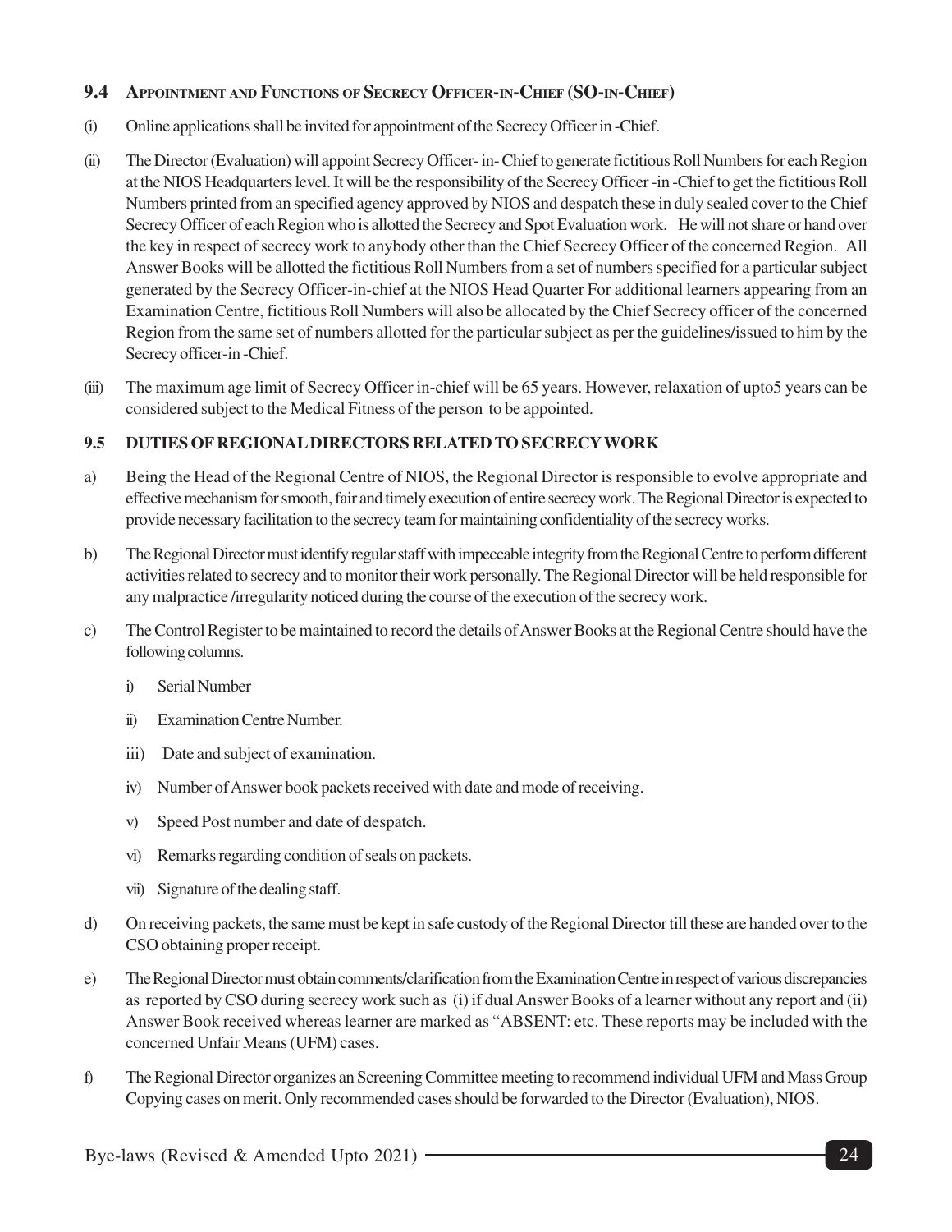### 9.4 Appointment and Functions of Secrecy Officer-in-Chief (SO-in-Chief)

(i) Online applications shall be invited for appointment of the Secrecy Officer in -Chief.

(ii) The Director (Evaluation) will appoint Secrecy Officer- in- Chief to generate fictitious Roll Numbers for each Region at the NIOS Headquarters level. It will be the responsibility of the Secrecy Officer -in -Chief to get the fictitious Roll Numbers printed from an specified agency approved by NIOS and despatch these in duly sealed cover to the Chief Secrecy Officer of each Region who is allotted the Secrecy and Spot Evaluation work. He will not share or hand over the key in respect of secrecy work to anybody other than the Chief Secrecy Officer of the concerned Region. All Answer Books will be allotted the fictitious Roll Numbers from a set of numbers specified for a particular subject generated by the Secrecy Officer-in-chief at the NIOS Head Quarter For additional learners appearing from an Examination Centre, fictitious Roll Numbers will also be allocated by the Chief Secrecy officer of the concerned Region from the same set of numbers allotted for the particular subject as per the guidelines/issued to him by the Secrecy officer-in -Chief.

(iii) The maximum age limit of Secrecy Officer in-chief will be 65 years. However, relaxation of upto5 years can be considered subject to the Medical Fitness of the person to be appointed.

### 9.5 DUTIES OF REGIONAL DIRECTORS RELATED TO SECRECY WORK

a) Being the Head of the Regional Centre of NIOS, the Regional Director is responsible to evolve appropriate and effective mechanism for smooth, fair and timely execution of entire secrecy work. The Regional Director is expected to provide necessary facilitation to the secrecy team for maintaining confidentiality of the secrecy works.

b) The Regional Director must identify regular staff with impeccable integrity from the Regional Centre to perform different activities related to secrecy and to monitor their work personally. The Regional Director will be held responsible for any malpractice /irregularity noticed during the course of the execution of the secrecy work.

c) The Control Register to be maintained to record the details of Answer Books at the Regional Centre should have the following columns.

   i) Serial Number

   ii) Examination Centre Number.

   iii) Date and subject of examination.

   iv) Number of Answer book packets received with date and mode of receiving.

   v) Speed Post number and date of despatch.

   vi) Remarks regarding condition of seals on packets.

   vii) Signature of the dealing staff.

d) On receiving packets, the same must be kept in safe custody of the Regional Director till these are handed over to the CSO obtaining proper receipt.

e) The Regional Director must obtain comments/clarification from the Examination Centre in respect of various discrepancies as reported by CSO during secrecy work such as (i) if dual Answer Books of a learner without any report and (ii) Answer Book received whereas learner are marked as "ABSENT: etc. These reports may be included with the concerned Unfair Means (UFM) cases.

f) The Regional Director organizes an Screening Committee meeting to recommend individual UFM and Mass Group Copying cases on merit. Only recommended cases should be forwarded to the Director (Evaluation), NIOS.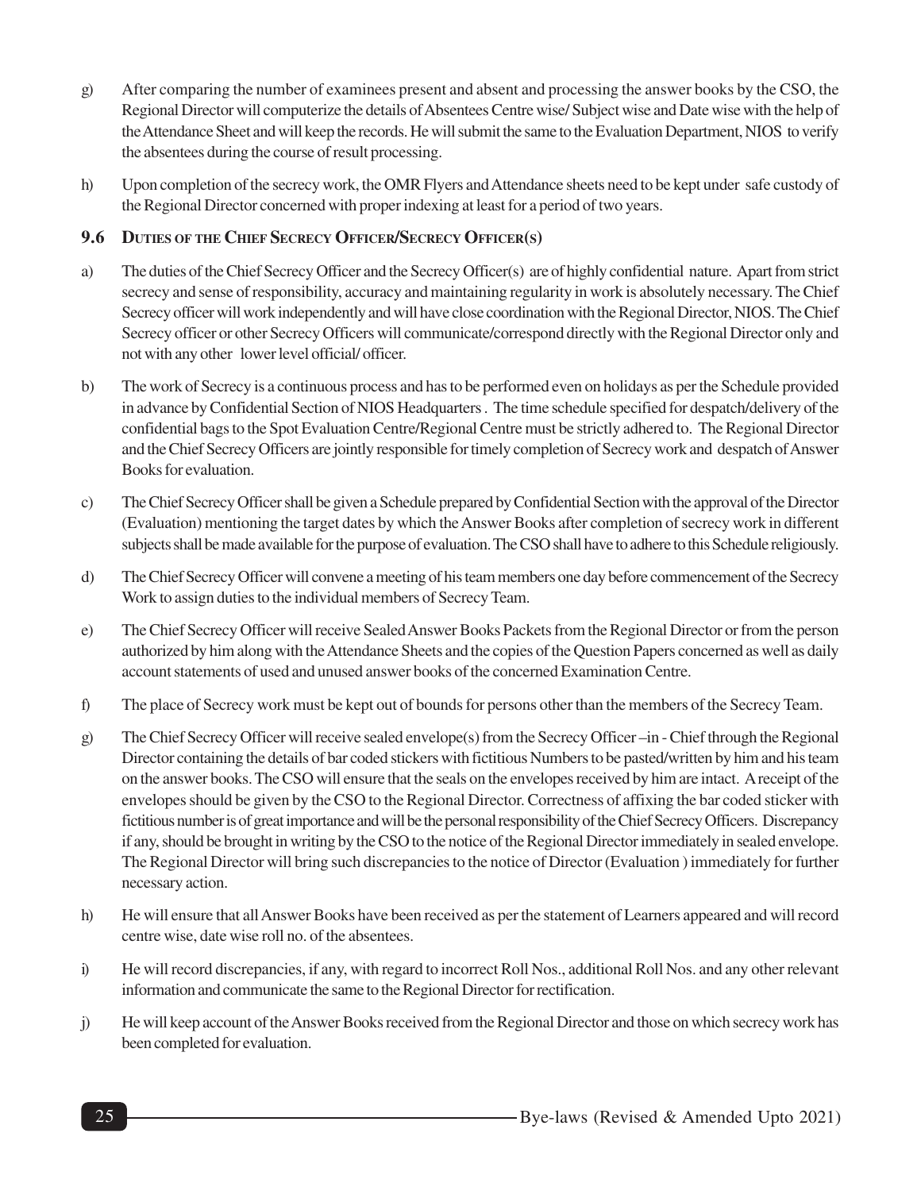g) After comparing the number of examinees present and absent and processing the answer books by the CSO, the Regional Director will computerize the details of Absentees Centre wise/ Subject wise and Date wise with the help of the Attendance Sheet and will keep the records. He will submit the same to the Evaluation Department, NIOS to verify the absentees during the course of result processing.

h) Upon completion of the secrecy work, the OMR Flyers and Attendance sheets need to be kept under safe custody of the Regional Director concerned with proper indexing at least for a period of two years.

### 9.6 Duties of the Chief Secrecy Officer/Secrecy Officer(s)

a) The duties of the Chief Secrecy Officer and the Secrecy Officer(s) are of highly confidential nature. Apart from strict secrecy and sense of responsibility, accuracy and maintaining regularity in work is absolutely necessary. The Chief Secrecy officer will work independently and will have close coordination with the Regional Director, NIOS. The Chief Secrecy officer or other Secrecy Officers will communicate/correspond directly with the Regional Director only and not with any other lower level official/ officer.

b) The work of Secrecy is a continuous process and has to be performed even on holidays as per the Schedule provided in advance by Confidential Section of NIOS Headquarters . The time schedule specified for despatch/delivery of the confidential bags to the Spot Evaluation Centre/Regional Centre must be strictly adhered to. The Regional Director and the Chief Secrecy Officers are jointly responsible for timely completion of Secrecy work and despatch of Answer Books for evaluation.

c) The Chief Secrecy Officer shall be given a Schedule prepared by Confidential Section with the approval of the Director (Evaluation) mentioning the target dates by which the Answer Books after completion of secrecy work in different subjects shall be made available for the purpose of evaluation. The CSO shall have to adhere to this Schedule religiously.

d) The Chief Secrecy Officer will convene a meeting of his team members one day before commencement of the Secrecy Work to assign duties to the individual members of Secrecy Team.

e) The Chief Secrecy Officer will receive Sealed Answer Books Packets from the Regional Director or from the person authorized by him along with the Attendance Sheets and the copies of the Question Papers concerned as well as daily account statements of used and unused answer books of the concerned Examination Centre.

f) The place of Secrecy work must be kept out of bounds for persons other than the members of the Secrecy Team.

g) The Chief Secrecy Officer will receive sealed envelope(s) from the Secrecy Officer –in - Chief through the Regional Director containing the details of bar coded stickers with fictitious Numbers to be pasted/written by him and his team on the answer books. The CSO will ensure that the seals on the envelopes received by him are intact. A receipt of the envelopes should be given by the CSO to the Regional Director. Correctness of affixing the bar coded sticker with fictitious number is of great importance and will be the personal responsibility of the Chief Secrecy Officers. Discrepancy if any, should be brought in writing by the CSO to the notice of the Regional Director immediately in sealed envelope. The Regional Director will bring such discrepancies to the notice of Director (Evaluation ) immediately for further necessary action.

h) He will ensure that all Answer Books have been received as per the statement of Learners appeared and will record centre wise, date wise roll no. of the absentees.

i) He will record discrepancies, if any, with regard to incorrect Roll Nos., additional Roll Nos. and any other relevant information and communicate the same to the Regional Director for rectification.

j) He will keep account of the Answer Books received from the Regional Director and those on which secrecy work has been completed for evaluation.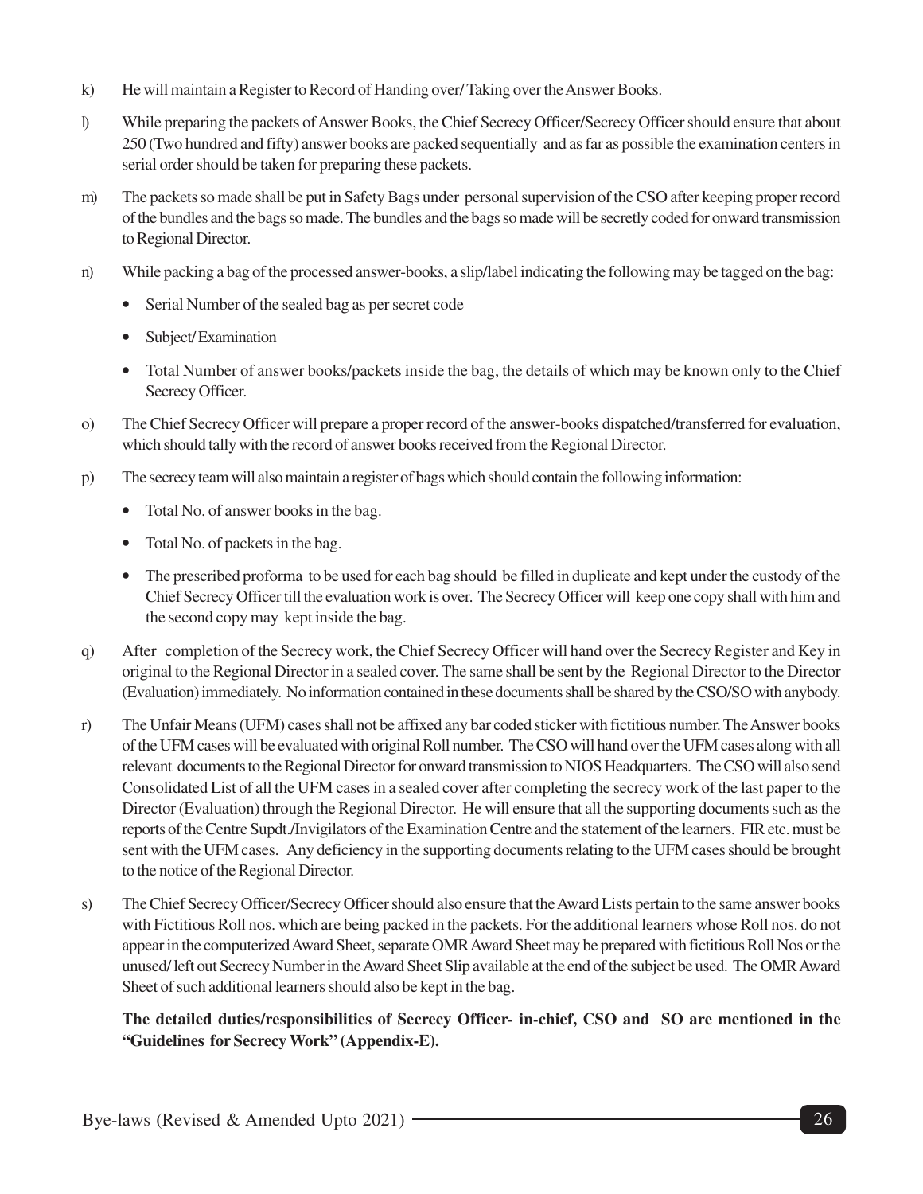k) He will maintain a Register to Record of Handing over/ Taking over the Answer Books.

l) While preparing the packets of Answer Books, the Chief Secrecy Officer/Secrecy Officer should ensure that about 250 (Two hundred and fifty) answer books are packed sequentially and as far as possible the examination centers in serial order should be taken for preparing these packets.

m) The packets so made shall be put in Safety Bags under personal supervision of the CSO after keeping proper record of the bundles and the bags so made. The bundles and the bags so made will be secretly coded for onward transmission to Regional Director.

n) While packing a bag of the processed answer-books, a slip/label indicating the following may be tagged on the bag:
   - Serial Number of the sealed bag as per secret code
   - Subject/ Examination
   - Total Number of answer books/packets inside the bag, the details of which may be known only to the Chief Secrecy Officer.

o) The Chief Secrecy Officer will prepare a proper record of the answer-books dispatched/transferred for evaluation, which should tally with the record of answer books received from the Regional Director.

p) The secrecy team will also maintain a register of bags which should contain the following information:
   - Total No. of answer books in the bag.
   - Total No. of packets in the bag.
   - The prescribed proforma to be used for each bag should be filled in duplicate and kept under the custody of the Chief Secrecy Officer till the evaluation work is over. The Secrecy Officer will keep one copy shall with him and the second copy may kept inside the bag.

q) After completion of the Secrecy work, the Chief Secrecy Officer will hand over the Secrecy Register and Key in original to the Regional Director in a sealed cover. The same shall be sent by the Regional Director to the Director (Evaluation) immediately. No information contained in these documents shall be shared by the CSO/SO with anybody.

r) The Unfair Means (UFM) cases shall not be affixed any bar coded sticker with fictitious number. The Answer books of the UFM cases will be evaluated with original Roll number. The CSO will hand over the UFM cases along with all relevant documents to the Regional Director for onward transmission to NIOS Headquarters. The CSO will also send Consolidated List of all the UFM cases in a sealed cover after completing the secrecy work of the last paper to the Director (Evaluation) through the Regional Director. He will ensure that all the supporting documents such as the reports of the Centre Supdt./Invigilators of the Examination Centre and the statement of the learners. FIR etc. must be sent with the UFM cases. Any deficiency in the supporting documents relating to the UFM cases should be brought to the notice of the Regional Director.

s) The Chief Secrecy Officer/Secrecy Officer should also ensure that the Award Lists pertain to the same answer books with Fictitious Roll nos. which are being packed in the packets. For the additional learners whose Roll nos. do not appear in the computerized Award Sheet, separate OMR Award Sheet may be prepared with fictitious Roll Nos or the unused/ left out Secrecy Number in the Award Sheet Slip available at the end of the subject be used. The OMR Award Sheet of such additional learners should also be kept in the bag.

   **The detailed duties/responsibilities of Secrecy Officer- in-chief, CSO and SO are mentioned in the "Guidelines for Secrecy Work" (Appendix-E).**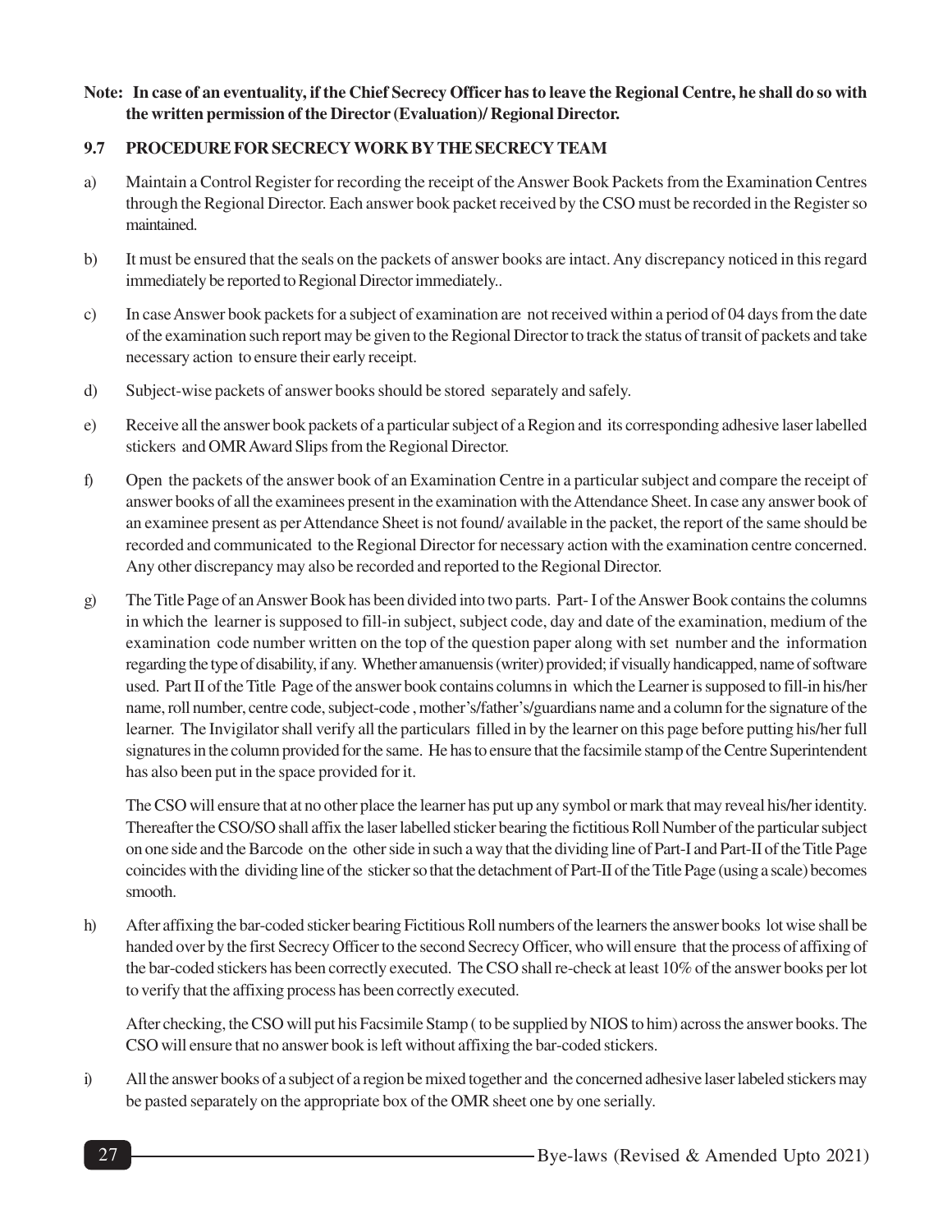**Note: In case of an eventuality, if the Chief Secrecy Officer has to leave the Regional Centre, he shall do so with the written permission of the Director (Evaluation)/ Regional Director.**

### 9.7 PROCEDURE FOR SECRECY WORK BY THE SECRECY TEAM

a) Maintain a Control Register for recording the receipt of the Answer Book Packets from the Examination Centres through the Regional Director. Each answer book packet received by the CSO must be recorded in the Register so maintained.

b) It must be ensured that the seals on the packets of answer books are intact. Any discrepancy noticed in this regard immediately be reported to Regional Director immediately..

c) In case Answer book packets for a subject of examination are not received within a period of 04 days from the date of the examination such report may be given to the Regional Director to track the status of transit of packets and take necessary action to ensure their early receipt.

d) Subject-wise packets of answer books should be stored separately and safely.

e) Receive all the answer book packets of a particular subject of a Region and its corresponding adhesive laser labelled stickers and OMR Award Slips from the Regional Director.

f) Open the packets of the answer book of an Examination Centre in a particular subject and compare the receipt of answer books of all the examinees present in the examination with the Attendance Sheet. In case any answer book of an examinee present as per Attendance Sheet is not found/ available in the packet, the report of the same should be recorded and communicated to the Regional Director for necessary action with the examination centre concerned. Any other discrepancy may also be recorded and reported to the Regional Director.

g) The Title Page of an Answer Book has been divided into two parts. Part- I of the Answer Book contains the columns in which the learner is supposed to fill-in subject, subject code, day and date of the examination, medium of the examination code number written on the top of the question paper along with set number and the information regarding the type of disability, if any. Whether amanuensis (writer) provided; if visually handicapped, name of software used. Part II of the Title Page of the answer book contains columns in which the Learner is supposed to fill-in his/her name, roll number, centre code, subject-code , mother's/father's/guardians name and a column for the signature of the learner. The Invigilator shall verify all the particulars filled in by the learner on this page before putting his/her full signatures in the column provided for the same. He has to ensure that the facsimile stamp of the Centre Superintendent has also been put in the space provided for it.

   The CSO will ensure that at no other place the learner has put up any symbol or mark that may reveal his/her identity. Thereafter the CSO/SO shall affix the laser labelled sticker bearing the fictitious Roll Number of the particular subject on one side and the Barcode on the other side in such a way that the dividing line of Part-I and Part-II of the Title Page coincides with the dividing line of the sticker so that the detachment of Part-II of the Title Page (using a scale) becomes smooth.

h) After affixing the bar-coded sticker bearing Fictitious Roll numbers of the learners the answer books lot wise shall be handed over by the first Secrecy Officer to the second Secrecy Officer, who will ensure that the process of affixing of the bar-coded stickers has been correctly executed. The CSO shall re-check at least 10% of the answer books per lot to verify that the affixing process has been correctly executed.

   After checking, the CSO will put his Facsimile Stamp ( to be supplied by NIOS to him) across the answer books. The CSO will ensure that no answer book is left without affixing the bar-coded stickers.

i) All the answer books of a subject of a region be mixed together and the concerned adhesive laser labeled stickers may be pasted separately on the appropriate box of the OMR sheet one by one serially.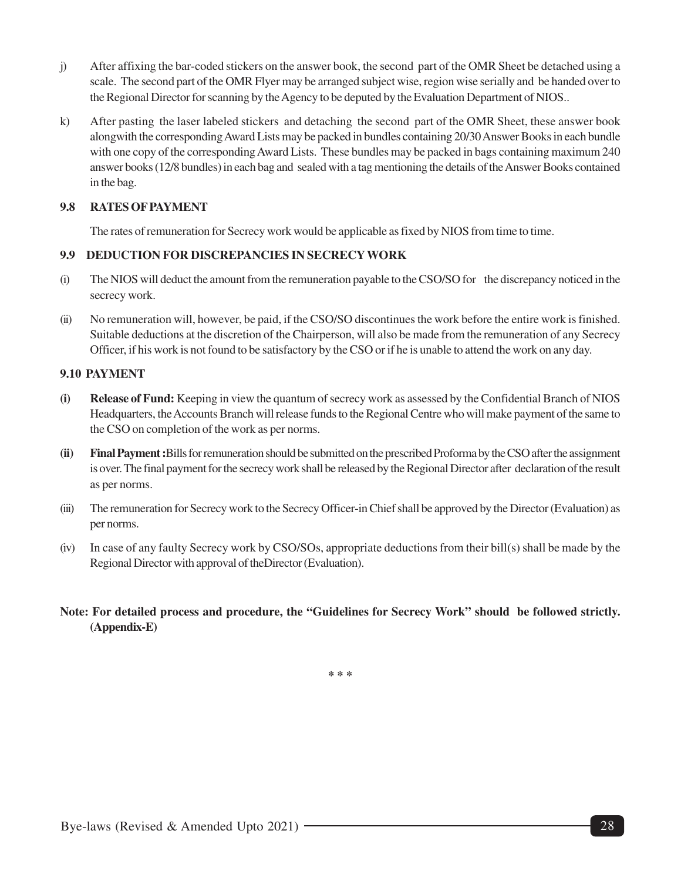j) After affixing the bar-coded stickers on the answer book, the second part of the OMR Sheet be detached using a scale. The second part of the OMR Flyer may be arranged subject wise, region wise serially and be handed over to the Regional Director for scanning by the Agency to be deputed by the Evaluation Department of NIOS..

k) After pasting the laser labeled stickers and detaching the second part of the OMR Sheet, these answer book alongwith the corresponding Award Lists may be packed in bundles containing 20/30 Answer Books in each bundle with one copy of the corresponding Award Lists. These bundles may be packed in bags containing maximum 240 answer books (12/8 bundles) in each bag and sealed with a tag mentioning the details of the Answer Books contained in the bag.

### 9.8 RATES OF PAYMENT

The rates of remuneration for Secrecy work would be applicable as fixed by NIOS from time to time.

### 9.9 DEDUCTION FOR DISCREPANCIES IN SECRECY WORK

(i) The NIOS will deduct the amount from the remuneration payable to the CSO/SO for the discrepancy noticed in the secrecy work.

(ii) No remuneration will, however, be paid, if the CSO/SO discontinues the work before the entire work is finished. Suitable deductions at the discretion of the Chairperson, will also be made from the remuneration of any Secrecy Officer, if his work is not found to be satisfactory by the CSO or if he is unable to attend the work on any day.

### 9.10 PAYMENT

**(i) Release of Fund:** Keeping in view the quantum of secrecy work as assessed by the Confidential Branch of NIOS Headquarters, the Accounts Branch will release funds to the Regional Centre who will make payment of the same to the CSO on completion of the work as per norms.

**(ii) Final Payment :** Bills for remuneration should be submitted on the prescribed Proforma by the CSO after the assignment is over. The final payment for the secrecy work shall be released by the Regional Director after declaration of the result as per norms.

(iii) The remuneration for Secrecy work to the Secrecy Officer-in Chief shall be approved by the Director (Evaluation) as per norms.

(iv) In case of any faulty Secrecy work by CSO/SOs, appropriate deductions from their bill(s) shall be made by the Regional Director with approval of theDirector (Evaluation).

**Note: For detailed process and procedure, the "Guidelines for Secrecy Work" should be followed strictly. (Appendix-E)**

\* \* \*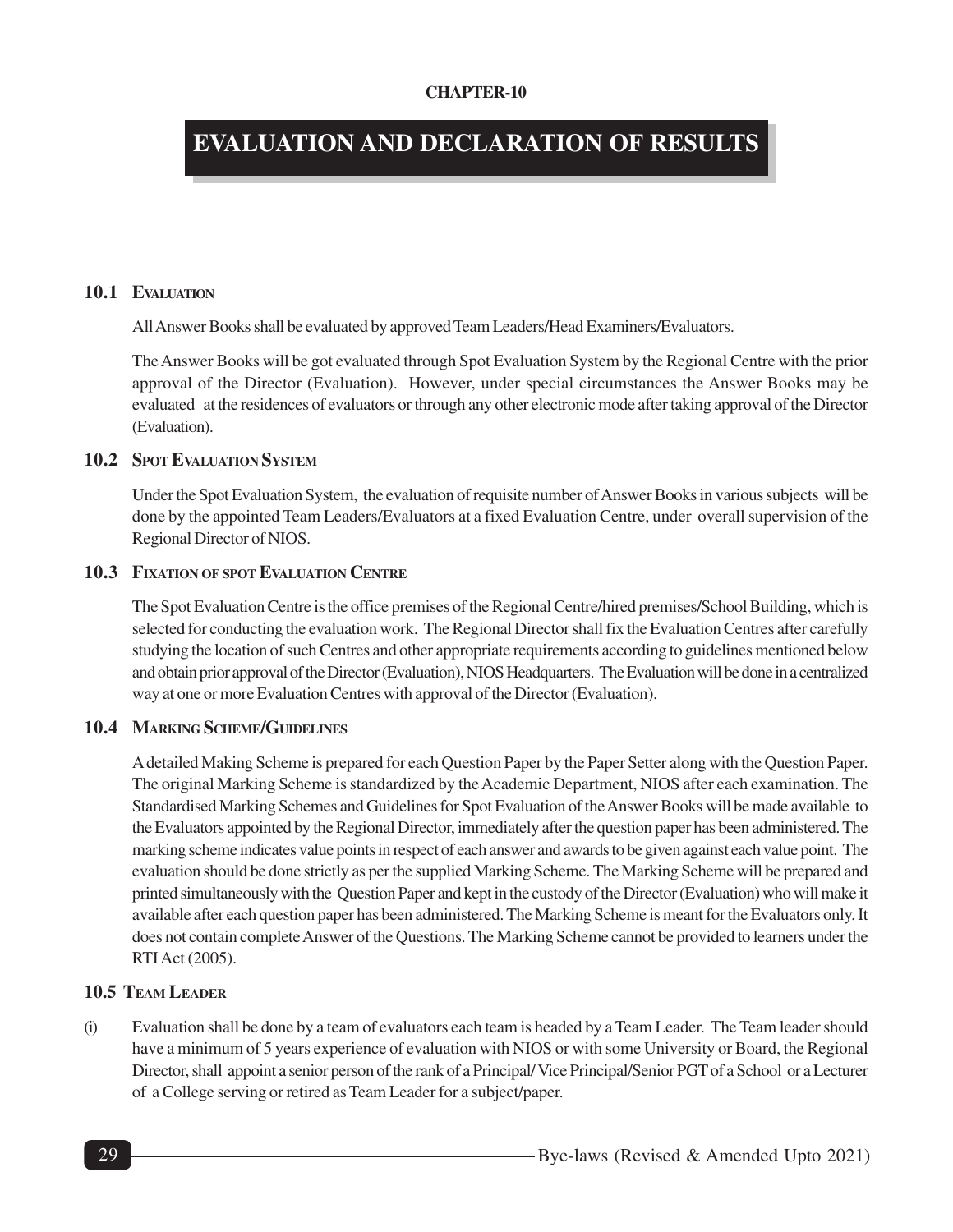CHAPTER-10

# EVALUATION AND DECLARATION OF RESULTS

## 10.1 Evaluation

All Answer Books shall be evaluated by approved Team Leaders/Head Examiners/Evaluators.

The Answer Books will be got evaluated through Spot Evaluation System by the Regional Centre with the prior approval of the Director (Evaluation). However, under special circumstances the Answer Books may be evaluated at the residences of evaluators or through any other electronic mode after taking approval of the Director (Evaluation).

## 10.2 Spot Evaluation System

Under the Spot Evaluation System, the evaluation of requisite number of Answer Books in various subjects will be done by the appointed Team Leaders/Evaluators at a fixed Evaluation Centre, under overall supervision of the Regional Director of NIOS.

## 10.3 Fixation of spot Evaluation Centre

The Spot Evaluation Centre is the office premises of the Regional Centre/hired premises/School Building, which is selected for conducting the evaluation work. The Regional Director shall fix the Evaluation Centres after carefully studying the location of such Centres and other appropriate requirements according to guidelines mentioned below and obtain prior approval of the Director (Evaluation), NIOS Headquarters. The Evaluation will be done in a centralized way at one or more Evaluation Centres with approval of the Director (Evaluation).

## 10.4 Marking Scheme/Guidelines

A detailed Making Scheme is prepared for each Question Paper by the Paper Setter along with the Question Paper. The original Marking Scheme is standardized by the Academic Department, NIOS after each examination. The Standardised Marking Schemes and Guidelines for Spot Evaluation of the Answer Books will be made available to the Evaluators appointed by the Regional Director, immediately after the question paper has been administered. The marking scheme indicates value points in respect of each answer and awards to be given against each value point. The evaluation should be done strictly as per the supplied Marking Scheme. The Marking Scheme will be prepared and printed simultaneously with the Question Paper and kept in the custody of the Director (Evaluation) who will make it available after each question paper has been administered. The Marking Scheme is meant for the Evaluators only. It does not contain complete Answer of the Questions. The Marking Scheme cannot be provided to learners under the RTI Act (2005).

## 10.5 Team Leader

(i) Evaluation shall be done by a team of evaluators each team is headed by a Team Leader. The Team leader should have a minimum of 5 years experience of evaluation with NIOS or with some University or Board, the Regional Director, shall appoint a senior person of the rank of a Principal/ Vice Principal/Senior PGT of a School or a Lecturer of a College serving or retired as Team Leader for a subject/paper.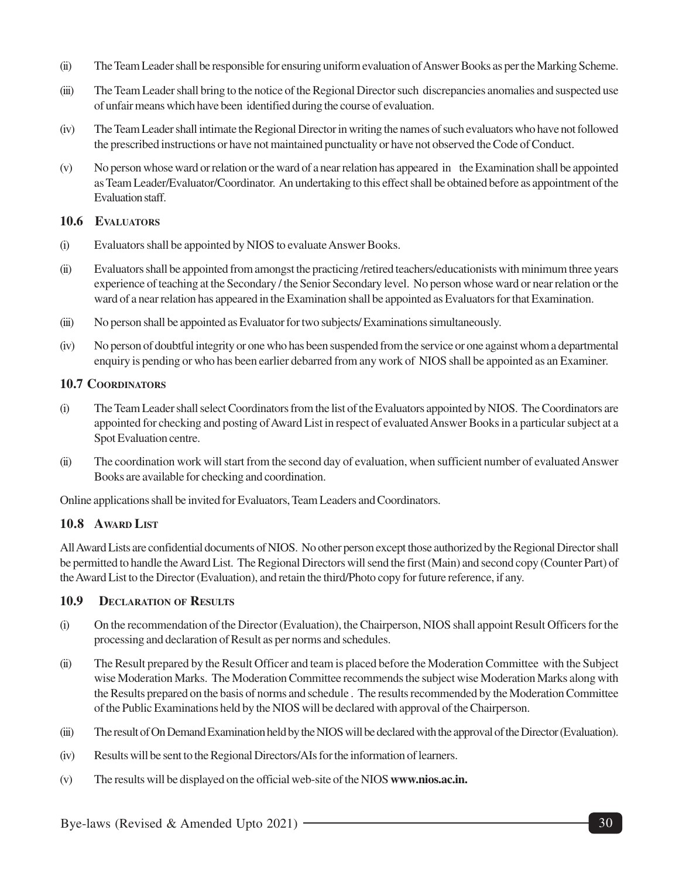(ii) The Team Leader shall be responsible for ensuring uniform evaluation of Answer Books as per the Marking Scheme.

(iii) The Team Leader shall bring to the notice of the Regional Director such discrepancies anomalies and suspected use of unfair means which have been identified during the course of evaluation.

(iv) The Team Leader shall intimate the Regional Director in writing the names of such evaluators who have not followed the prescribed instructions or have not maintained punctuality or have not observed the Code of Conduct.

(v) No person whose ward or relation or the ward of a near relation has appeared in the Examination shall be appointed as Team Leader/Evaluator/Coordinator. An undertaking to this effect shall be obtained before as appointment of the Evaluation staff.

### 10.6 Evaluators

(i) Evaluators shall be appointed by NIOS to evaluate Answer Books.

(ii) Evaluators shall be appointed from amongst the practicing /retired teachers/educationists with minimum three years experience of teaching at the Secondary / the Senior Secondary level. No person whose ward or near relation or the ward of a near relation has appeared in the Examination shall be appointed as Evaluators for that Examination.

(iii) No person shall be appointed as Evaluator for two subjects/ Examinations simultaneously.

(iv) No person of doubtful integrity or one who has been suspended from the service or one against whom a departmental enquiry is pending or who has been earlier debarred from any work of NIOS shall be appointed as an Examiner.

### 10.7 Coordinators

(i) The Team Leader shall select Coordinators from the list of the Evaluators appointed by NIOS. The Coordinators are appointed for checking and posting of Award List in respect of evaluated Answer Books in a particular subject at a Spot Evaluation centre.

(ii) The coordination work will start from the second day of evaluation, when sufficient number of evaluated Answer Books are available for checking and coordination.

Online applications shall be invited for Evaluators, Team Leaders and Coordinators.

### 10.8 Award List

All Award Lists are confidential documents of NIOS. No other person except those authorized by the Regional Director shall be permitted to handle the Award List. The Regional Directors will send the first (Main) and second copy (Counter Part) of the Award List to the Director (Evaluation), and retain the third/Photo copy for future reference, if any.

### 10.9 Declaration of Results

(i) On the recommendation of the Director (Evaluation), the Chairperson, NIOS shall appoint Result Officers for the processing and declaration of Result as per norms and schedules.

(ii) The Result prepared by the Result Officer and team is placed before the Moderation Committee with the Subject wise Moderation Marks. The Moderation Committee recommends the subject wise Moderation Marks along with the Results prepared on the basis of norms and schedule . The results recommended by the Moderation Committee of the Public Examinations held by the NIOS will be declared with approval of the Chairperson.

(iii) The result of On Demand Examination held by the NIOS will be declared with the approval of the Director (Evaluation).

(iv) Results will be sent to the Regional Directors/AIs for the information of learners.

(v) The results will be displayed on the official web-site of the NIOS **www.nios.ac.in.**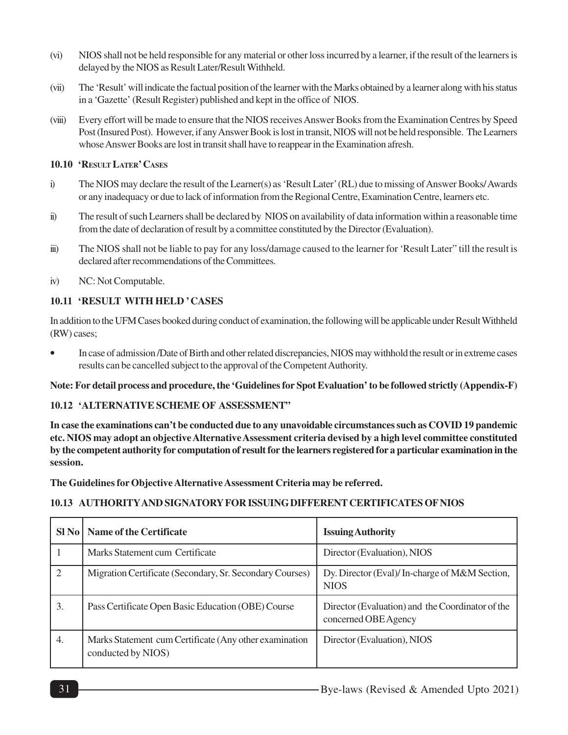(vi) NIOS shall not be held responsible for any material or other loss incurred by a learner, if the result of the learners is delayed by the NIOS as Result Later/Result Withheld.

(vii) The 'Result' will indicate the factual position of the learner with the Marks obtained by a learner along with his status in a 'Gazette' (Result Register) published and kept in the office of NIOS.

(viii) Every effort will be made to ensure that the NIOS receives Answer Books from the Examination Centres by Speed Post (Insured Post). However, if any Answer Book is lost in transit, NIOS will not be held responsible. The Learners whose Answer Books are lost in transit shall have to reappear in the Examination afresh.

### 10.10 'Result Later' Cases

i) The NIOS may declare the result of the Learner(s) as 'Result Later' (RL) due to missing of Answer Books/ Awards or any inadequacy or due to lack of information from the Regional Centre, Examination Centre, learners etc.

ii) The result of such Learners shall be declared by NIOS on availability of data information within a reasonable time from the date of declaration of result by a committee constituted by the Director (Evaluation).

iii) The NIOS shall not be liable to pay for any loss/damage caused to the learner for 'Result Later" till the result is declared after recommendations of the Committees.

iv) NC: Not Computable.

### 10.11 'RESULT WITH HELD ' CASES

In addition to the UFM Cases booked during conduct of examination, the following will be applicable under Result Withheld (RW) cases;

- In case of admission /Date of Birth and other related discrepancies, NIOS may withhold the result or in extreme cases results can be cancelled subject to the approval of the Competent Authority.

**Note: For detail process and procedure, the 'Guidelines for Spot Evaluation' to be followed strictly (Appendix-F)**

### 10.12 'ALTERNATIVE SCHEME OF ASSESSMENT"

**In case the examinations can't be conducted due to any unavoidable circumstances such as COVID 19 pandemic etc. NIOS may adopt an objective Alternative Assessment criteria devised by a high level committee constituted by the competent authority for computation of result for the learners registered for a particular examination in the session.**

**The Guidelines for Objective Alternative Assessment Criteria may be referred.**

### 10.13 AUTHORITY AND SIGNATORY FOR ISSUING DIFFERENT CERTIFICATES OF NIOS

| Sl No | Name of the Certificate | Issuing Authority |
|---|---|---|
| 1 | Marks Statement cum Certificate | Director (Evaluation), NIOS |
| 2 | Migration Certificate (Secondary, Sr. Secondary Courses) | Dy. Director (Eval)/ In-charge of M&M Section, NIOS |
| 3. | Pass Certificate Open Basic Education (OBE) Course | Director (Evaluation) and the Coordinator of the concerned OBE Agency |
| 4. | Marks Statement cum Certificate (Any other examination conducted by NIOS) | Director (Evaluation), NIOS |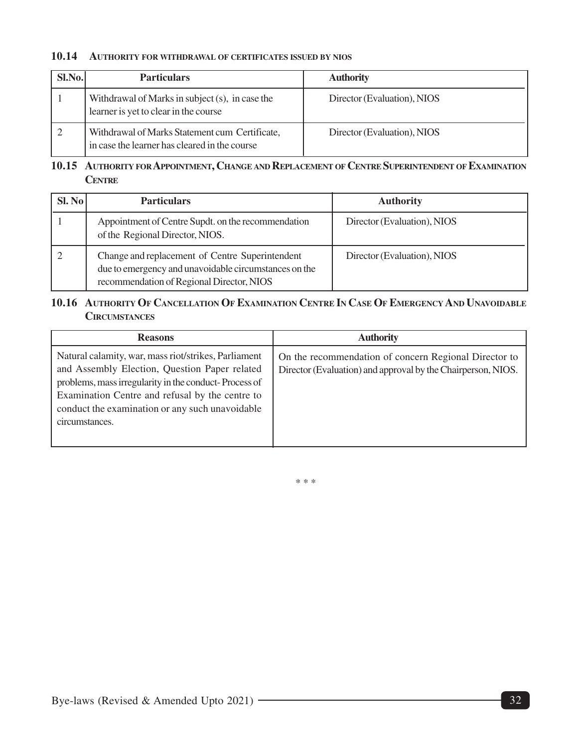### 10.14 Authority for withdrawal of certificates issued by NIOS

| Sl.No. | Particulars | Authority |
|---|---|---|
| 1 | Withdrawal of Marks in subject (s), in case the learner is yet to clear in the course | Director (Evaluation), NIOS |
| 2 | Withdrawal of Marks Statement cum Certificate, in case the learner has cleared in the course | Director (Evaluation), NIOS |

### 10.15 Authority for Appointment, Change and Replacement of Centre Superintendent of Examination Centre

| Sl. No | Particulars | Authority |
|---|---|---|
| 1 | Appointment of Centre Supdt. on the recommendation of the Regional Director, NIOS. | Director (Evaluation), NIOS |
| 2 | Change and replacement of Centre Superintendent due to emergency and unavoidable circumstances on the recommendation of Regional Director, NIOS | Director (Evaluation), NIOS |

### 10.16 Authority Of Cancellation Of Examination Centre In Case Of Emergency And Unavoidable Circumstances

| Reasons | Authority |
|---|---|
| Natural calamity, war, mass riot/strikes, Parliament and Assembly Election, Question Paper related problems, mass irregularity in the conduct- Process of Examination Centre and refusal by the centre to conduct the examination or any such unavoidable circumstances. | On the recommendation of concern Regional Director to Director (Evaluation) and approval by the Chairperson, NIOS. |

\* \* \*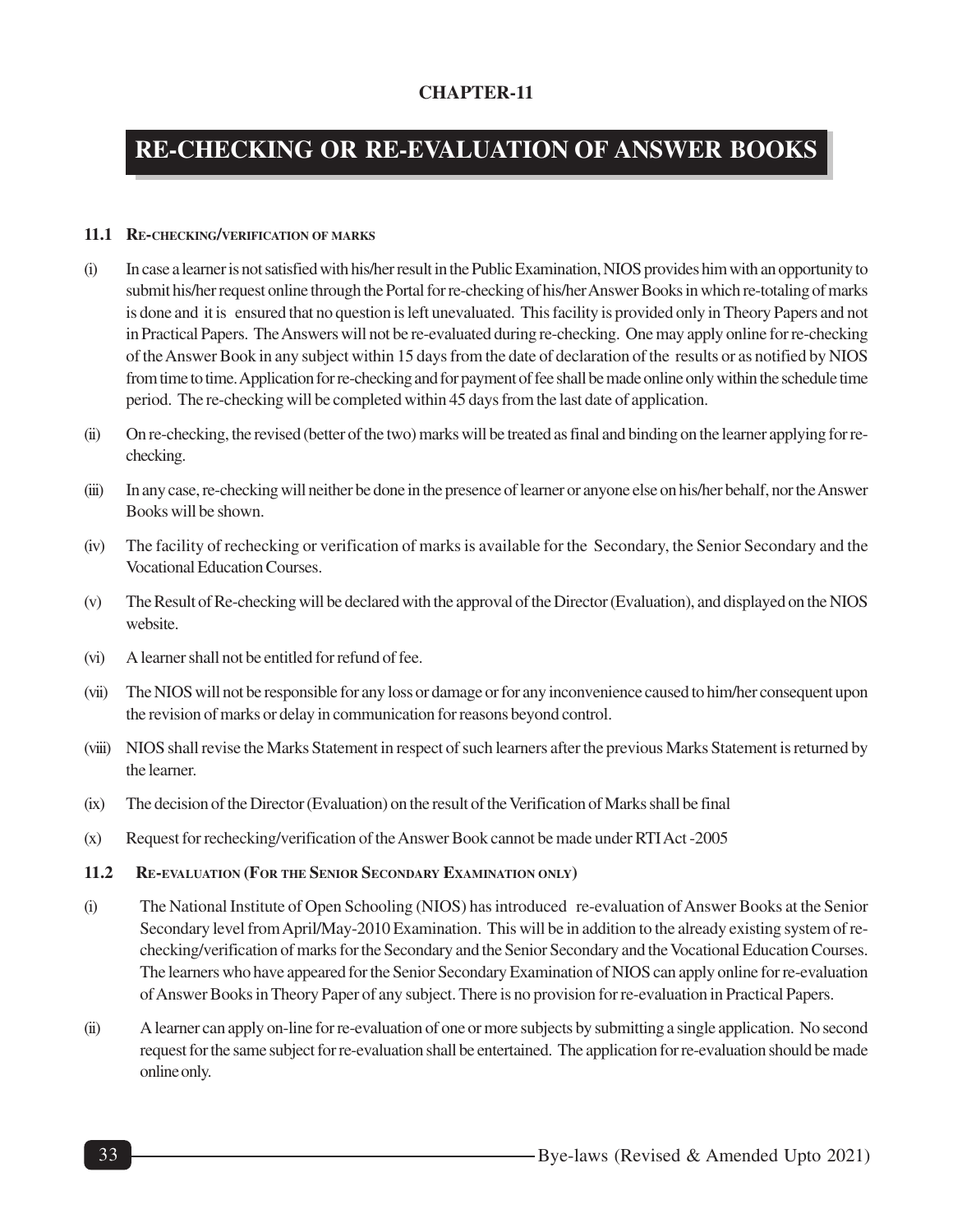**CHAPTER-11**

# RE-CHECKING OR RE-EVALUATION OF ANSWER BOOKS

### 11.1 Re-checking/verification of marks

(i) In case a learner is not satisfied with his/her result in the Public Examination, NIOS provides him with an opportunity to submit his/her request online through the Portal for re-checking of his/her Answer Books in which re-totaling of marks is done and it is ensured that no question is left unevaluated. This facility is provided only in Theory Papers and not in Practical Papers. The Answers will not be re-evaluated during re-checking. One may apply online for re-checking of the Answer Book in any subject within 15 days from the date of declaration of the results or as notified by NIOS from time to time. Application for re-checking and for payment of fee shall be made online only within the schedule time period. The re-checking will be completed within 45 days from the last date of application.

(ii) On re-checking, the revised (better of the two) marks will be treated as final and binding on the learner applying for re-checking.

(iii) In any case, re-checking will neither be done in the presence of learner or anyone else on his/her behalf, nor the Answer Books will be shown.

(iv) The facility of rechecking or verification of marks is available for the Secondary, the Senior Secondary and the Vocational Education Courses.

(v) The Result of Re-checking will be declared with the approval of the Director (Evaluation), and displayed on the NIOS website.

(vi) A learner shall not be entitled for refund of fee.

(vii) The NIOS will not be responsible for any loss or damage or for any inconvenience caused to him/her consequent upon the revision of marks or delay in communication for reasons beyond control.

(viii) NIOS shall revise the Marks Statement in respect of such learners after the previous Marks Statement is returned by the learner.

(ix) The decision of the Director (Evaluation) on the result of the Verification of Marks shall be final

(x) Request for rechecking/verification of the Answer Book cannot be made under RTI Act -2005

### 11.2 Re-evaluation (For the Senior Secondary Examination only)

(i) The National Institute of Open Schooling (NIOS) has introduced re-evaluation of Answer Books at the Senior Secondary level from April/May-2010 Examination. This will be in addition to the already existing system of re-checking/verification of marks for the Secondary and the Senior Secondary and the Vocational Education Courses. The learners who have appeared for the Senior Secondary Examination of NIOS can apply online for re-evaluation of Answer Books in Theory Paper of any subject. There is no provision for re-evaluation in Practical Papers.

(ii) A learner can apply on-line for re-evaluation of one or more subjects by submitting a single application. No second request for the same subject for re-evaluation shall be entertained. The application for re-evaluation should be made online only.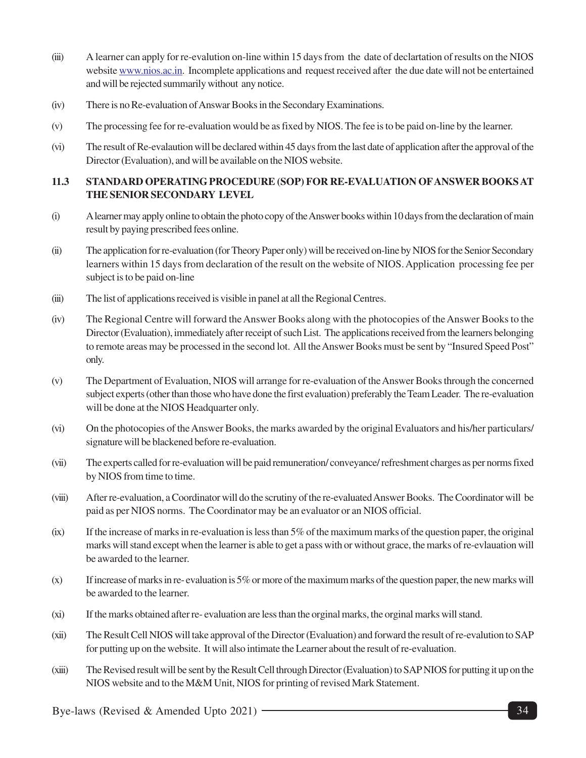(iii) A learner can apply for re-evalution on-line within 15 days from the date of declartation of results on the NIOS website [www.nios.ac.in](http://www.nios.ac.in). Incomplete applications and request received after the due date will not be entertained and will be rejected summarily without any notice.

(iv) There is no Re-evaluation of Answar Books in the Secondary Examinations.

(v) The processing fee for re-evaluation would be as fixed by NIOS. The fee is to be paid on-line by the learner.

(vi) The result of Re-evalaution will be declared within 45 days from the last date of application after the approval of the Director (Evaluation), and will be available on the NIOS website.

### 11.3 STANDARD OPERATING PROCEDURE (SOP) FOR RE-EVALUATION OF ANSWER BOOKS AT THE SENIOR SECONDARY LEVEL

(i) A learner may apply online to obtain the photo copy of the Answer books within 10 days from the declaration of main result by paying prescribed fees online.

(ii) The application for re-evaluation (for Theory Paper only) will be received on-line by NIOS for the Senior Secondary learners within 15 days from declaration of the result on the website of NIOS. Application processing fee per subject is to be paid on-line

(iii) The list of applications received is visible in panel at all the Regional Centres.

(iv) The Regional Centre will forward the Answer Books along with the photocopies of the Answer Books to the Director (Evaluation), immediately after receipt of such List. The applications received from the learners belonging to remote areas may be processed in the second lot. All the Answer Books must be sent by "Insured Speed Post" only.

(v) The Department of Evaluation, NIOS will arrange for re-evaluation of the Answer Books through the concerned subject experts (other than those who have done the first evaluation) preferably the Team Leader. The re-evaluation will be done at the NIOS Headquarter only.

(vi) On the photocopies of the Answer Books, the marks awarded by the original Evaluators and his/her particulars/ signature will be blackened before re-evaluation.

(vii) The experts called for re-evaluation will be paid remuneration/ conveyance/ refreshment charges as per norms fixed by NIOS from time to time.

(viii) After re-evaluation, a Coordinator will do the scrutiny of the re-evaluated Answer Books. The Coordinator will be paid as per NIOS norms. The Coordinator may be an evaluator or an NIOS official.

(ix) If the increase of marks in re-evaluation is less than 5% of the maximum marks of the question paper, the original marks will stand except when the learner is able to get a pass with or without grace, the marks of re-evlauation will be awarded to the learner.

(x) If increase of marks in re- evaluation is 5% or more of the maximum marks of the question paper, the new marks will be awarded to the learner.

(xi) If the marks obtained after re- evaluation are less than the orginal marks, the orginal marks will stand.

(xii) The Result Cell NIOS will take approval of the Director (Evaluation) and forward the result of re-evalution to SAP for putting up on the website. It will also intimate the Learner about the result of re-evaluation.

(xiii) The Revised result will be sent by the Result Cell through Director (Evaluation) to SAP NIOS for putting it up on the NIOS website and to the M&M Unit, NIOS for printing of revised Mark Statement.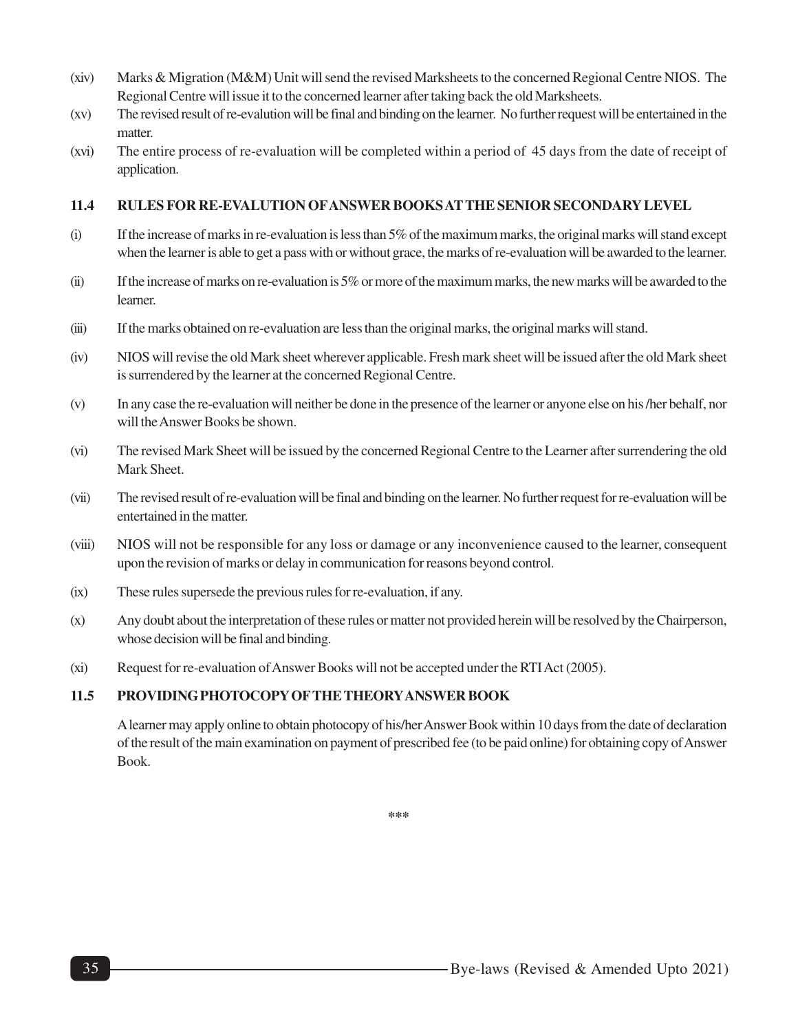(xiv) Marks & Migration (M&M) Unit will send the revised Marksheets to the concerned Regional Centre NIOS. The Regional Centre will issue it to the concerned learner after taking back the old Marksheets.

(xv) The revised result of re-evalution will be final and binding on the learner. No further request will be entertained in the matter.

(xvi) The entire process of re-evaluation will be completed within a period of 45 days from the date of receipt of application.

### 11.4 RULES FOR RE-EVALUTION OF ANSWER BOOKS AT THE SENIOR SECONDARY LEVEL

(i) If the increase of marks in re-evaluation is less than 5% of the maximum marks, the original marks will stand except when the learner is able to get a pass with or without grace, the marks of re-evaluation will be awarded to the learner.

(ii) If the increase of marks on re-evaluation is 5% or more of the maximum marks, the new marks will be awarded to the learner.

(iii) If the marks obtained on re-evaluation are less than the original marks, the original marks will stand.

(iv) NIOS will revise the old Mark sheet wherever applicable. Fresh mark sheet will be issued after the old Mark sheet is surrendered by the learner at the concerned Regional Centre.

(v) In any case the re-evaluation will neither be done in the presence of the learner or anyone else on his /her behalf, nor will the Answer Books be shown.

(vi) The revised Mark Sheet will be issued by the concerned Regional Centre to the Learner after surrendering the old Mark Sheet.

(vii) The revised result of re-evaluation will be final and binding on the learner. No further request for re-evaluation will be entertained in the matter.

(viii) NIOS will not be responsible for any loss or damage or any inconvenience caused to the learner, consequent upon the revision of marks or delay in communication for reasons beyond control.

(ix) These rules supersede the previous rules for re-evaluation, if any.

(x) Any doubt about the interpretation of these rules or matter not provided herein will be resolved by the Chairperson, whose decision will be final and binding.

(xi) Request for re-evaluation of Answer Books will not be accepted under the RTI Act (2005).

### 11.5 PROVIDING PHOTOCOPY OF THE THEORY ANSWER BOOK

A learner may apply online to obtain photocopy of his/her Answer Book within 10 days from the date of declaration of the result of the main examination on payment of prescribed fee (to be paid online) for obtaining copy of Answer Book.

***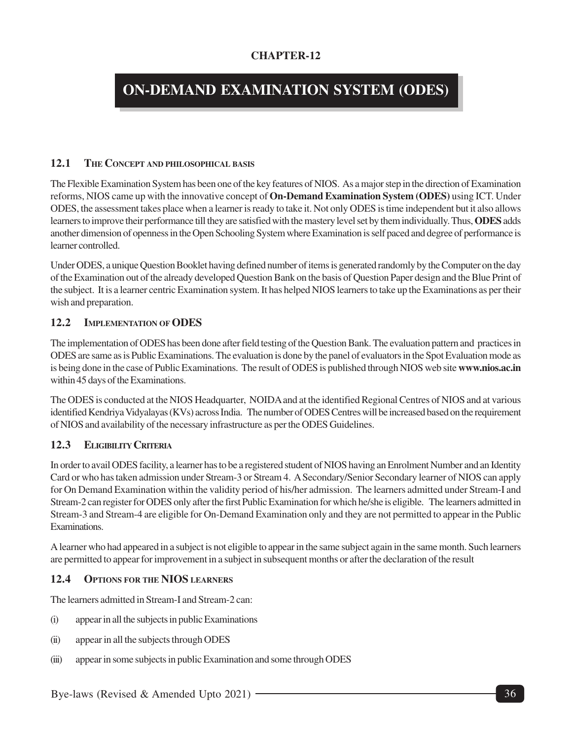CHAPTER-12

# ON-DEMAND EXAMINATION SYSTEM (ODES)

## 12.1 The Concept and philosophical basis

The Flexible Examination System has been one of the key features of NIOS. As a major step in the direction of Examination reforms, NIOS came up with the innovative concept of **On-Demand Examination System (ODES)** using ICT. Under ODES, the assessment takes place when a learner is ready to take it. Not only ODES is time independent but it also allows learners to improve their performance till they are satisfied with the mastery level set by them individually. Thus, **ODES** adds another dimension of openness in the Open Schooling System where Examination is self paced and degree of performance is learner controlled.

Under ODES, a unique Question Booklet having defined number of items is generated randomly by the Computer on the day of the Examination out of the already developed Question Bank on the basis of Question Paper design and the Blue Print of the subject. It is a learner centric Examination system. It has helped NIOS learners to take up the Examinations as per their wish and preparation.

## 12.2 Implementation of ODES

The implementation of ODES has been done after field testing of the Question Bank. The evaluation pattern and practices in ODES are same as is Public Examinations. The evaluation is done by the panel of evaluators in the Spot Evaluation mode as is being done in the case of Public Examinations. The result of ODES is published through NIOS web site **www.nios.ac.in** within 45 days of the Examinations.

The ODES is conducted at the NIOS Headquarter, NOIDA and at the identified Regional Centres of NIOS and at various identified Kendriya Vidyalayas (KVs) across India. The number of ODES Centres will be increased based on the requirement of NIOS and availability of the necessary infrastructure as per the ODES Guidelines.

## 12.3 Eligibility Criteria

In order to avail ODES facility, a learner has to be a registered student of NIOS having an Enrolment Number and an Identity Card or who has taken admission under Stream-3 or Stream 4. A Secondary/Senior Secondary learner of NIOS can apply for On Demand Examination within the validity period of his/her admission. The learners admitted under Stream-I and Stream-2 can register for ODES only after the first Public Examination for which he/she is eligible. The learners admitted in Stream-3 and Stream-4 are eligible for On-Demand Examination only and they are not permitted to appear in the Public Examinations.

A learner who had appeared in a subject is not eligible to appear in the same subject again in the same month. Such learners are permitted to appear for improvement in a subject in subsequent months or after the declaration of the result

## 12.4 Options for the NIOS learners

The learners admitted in Stream-I and Stream-2 can:

(i) appear in all the subjects in public Examinations

(ii) appear in all the subjects through ODES

(iii) appear in some subjects in public Examination and some through ODES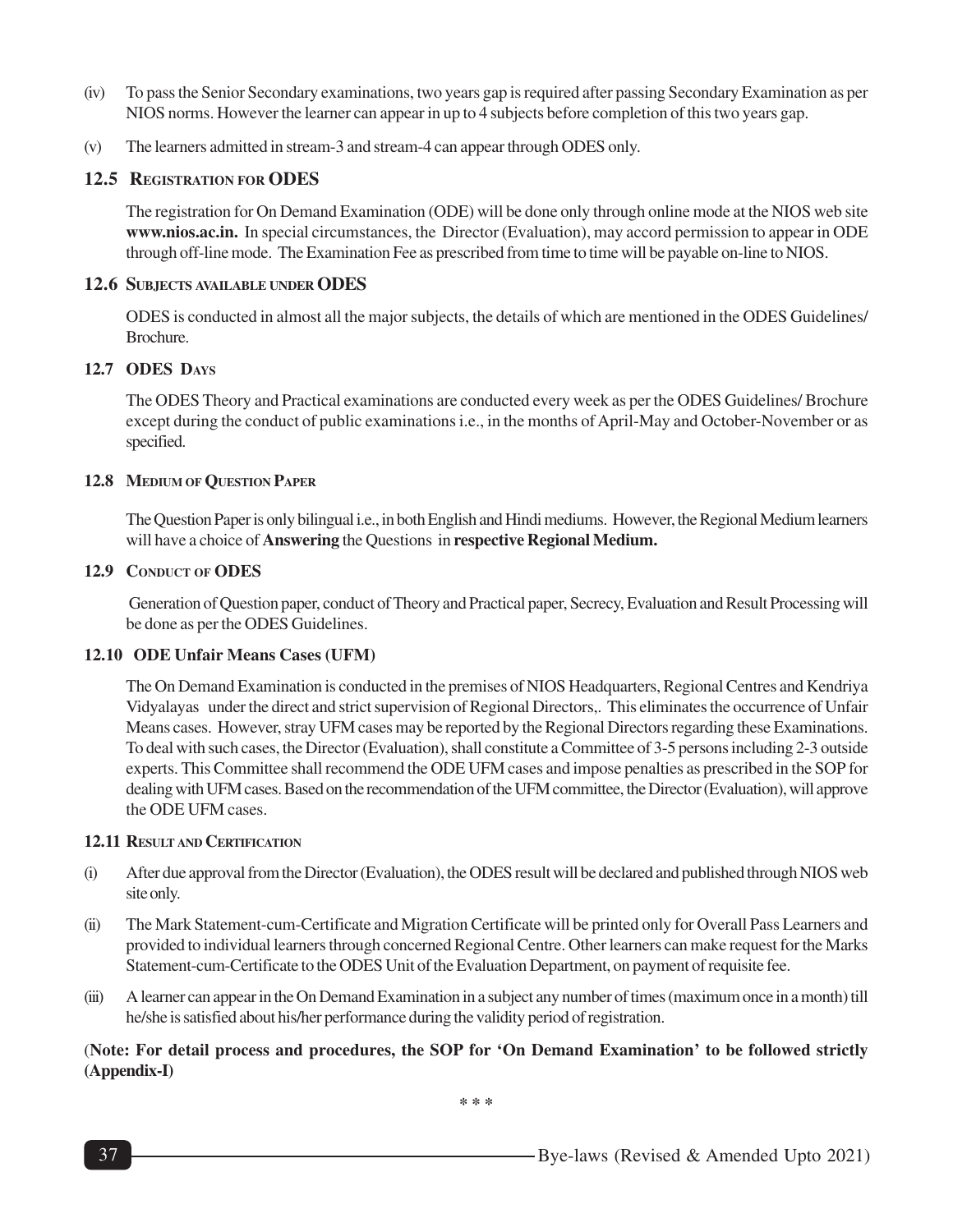(iv) To pass the Senior Secondary examinations, two years gap is required after passing Secondary Examination as per NIOS norms. However the learner can appear in up to 4 subjects before completion of this two years gap.

(v) The learners admitted in stream-3 and stream-4 can appear through ODES only.

### 12.5 Registration for ODES

The registration for On Demand Examination (ODE) will be done only through online mode at the NIOS web site **www.nios.ac.in.** In special circumstances, the Director (Evaluation), may accord permission to appear in ODE through off-line mode. The Examination Fee as prescribed from time to time will be payable on-line to NIOS.

### 12.6 Subjects available under ODES

ODES is conducted in almost all the major subjects, the details of which are mentioned in the ODES Guidelines/ Brochure.

### 12.7 ODES Days

The ODES Theory and Practical examinations are conducted every week as per the ODES Guidelines/ Brochure except during the conduct of public examinations i.e., in the months of April-May and October-November or as specified.

### 12.8 Medium of Question Paper

The Question Paper is only bilingual i.e., in both English and Hindi mediums. However, the Regional Medium learners will have a choice of **Answering** the Questions in **respective Regional Medium.**

### 12.9 Conduct of ODES

Generation of Question paper, conduct of Theory and Practical paper, Secrecy, Evaluation and Result Processing will be done as per the ODES Guidelines.

### 12.10 ODE Unfair Means Cases (UFM)

The On Demand Examination is conducted in the premises of NIOS Headquarters, Regional Centres and Kendriya Vidyalayas under the direct and strict supervision of Regional Directors,. This eliminates the occurrence of Unfair Means cases. However, stray UFM cases may be reported by the Regional Directors regarding these Examinations. To deal with such cases, the Director (Evaluation), shall constitute a Committee of 3-5 persons including 2-3 outside experts. This Committee shall recommend the ODE UFM cases and impose penalties as prescribed in the SOP for dealing with UFM cases. Based on the recommendation of the UFM committee, the Director (Evaluation), will approve the ODE UFM cases.

### 12.11 Result and Certification

(i) After due approval from the Director (Evaluation), the ODES result will be declared and published through NIOS web site only.

(ii) The Mark Statement-cum-Certificate and Migration Certificate will be printed only for Overall Pass Learners and provided to individual learners through concerned Regional Centre. Other learners can make request for the Marks Statement-cum-Certificate to the ODES Unit of the Evaluation Department, on payment of requisite fee.

(iii) A learner can appear in the On Demand Examination in a subject any number of times (maximum once in a month) till he/she is satisfied about his/her performance during the validity period of registration.

(**Note: For detail process and procedures, the SOP for 'On Demand Examination' to be followed strictly (Appendix-I)**

\* \* \*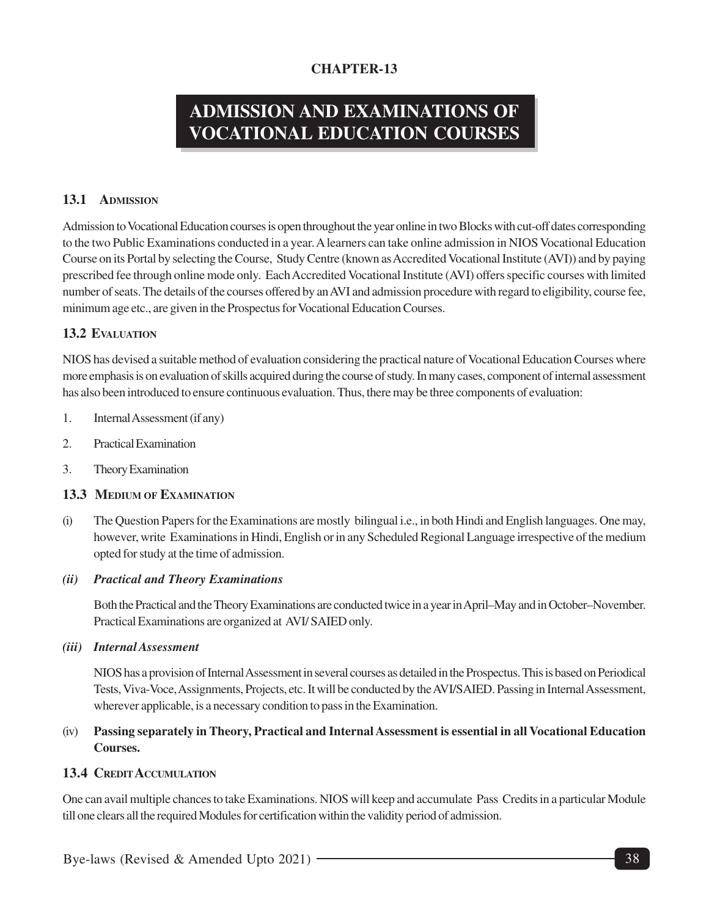CHAPTER-13

# ADMISSION AND EXAMINATIONS OF VOCATIONAL EDUCATION COURSES

## 13.1 Admission

Admission to Vocational Education courses is open throughout the year online in two Blocks with cut-off dates corresponding to the two Public Examinations conducted in a year. A learners can take online admission in NIOS Vocational Education Course on its Portal by selecting the Course, Study Centre (known as Accredited Vocational Institute (AVI)) and by paying prescribed fee through online mode only. Each Accredited Vocational Institute (AVI) offers specific courses with limited number of seats. The details of the courses offered by an AVI and admission procedure with regard to eligibility, course fee, minimum age etc., are given in the Prospectus for Vocational Education Courses.

## 13.2 Evaluation

NIOS has devised a suitable method of evaluation considering the practical nature of Vocational Education Courses where more emphasis is on evaluation of skills acquired during the course of study. In many cases, component of internal assessment has also been introduced to ensure continuous evaluation. Thus, there may be three components of evaluation:

1. Internal Assessment (if any)
2. Practical Examination
3. Theory Examination

## 13.3 Medium of Examination

(i) The Question Papers for the Examinations are mostly bilingual i.e., in both Hindi and English languages. One may, however, write Examinations in Hindi, English or in any Scheduled Regional Language irrespective of the medium opted for study at the time of admission.

***(ii) Practical and Theory Examinations***

Both the Practical and the Theory Examinations are conducted twice in a year in April–May and in October–November. Practical Examinations are organized at AVI/ SAIED only.

***(iii) Internal Assessment***

NIOS has a provision of Internal Assessment in several courses as detailed in the Prospectus. This is based on Periodical Tests, Viva-Voce, Assignments, Projects, etc. It will be conducted by the AVI/SAIED. Passing in Internal Assessment, wherever applicable, is a necessary condition to pass in the Examination.

(iv) **Passing separately in Theory, Practical and Internal Assessment is essential in all Vocational Education Courses.**

## 13.4 Credit Accumulation

One can avail multiple chances to take Examinations. NIOS will keep and accumulate Pass Credits in a particular Module till one clears all the required Modules for certification within the validity period of admission.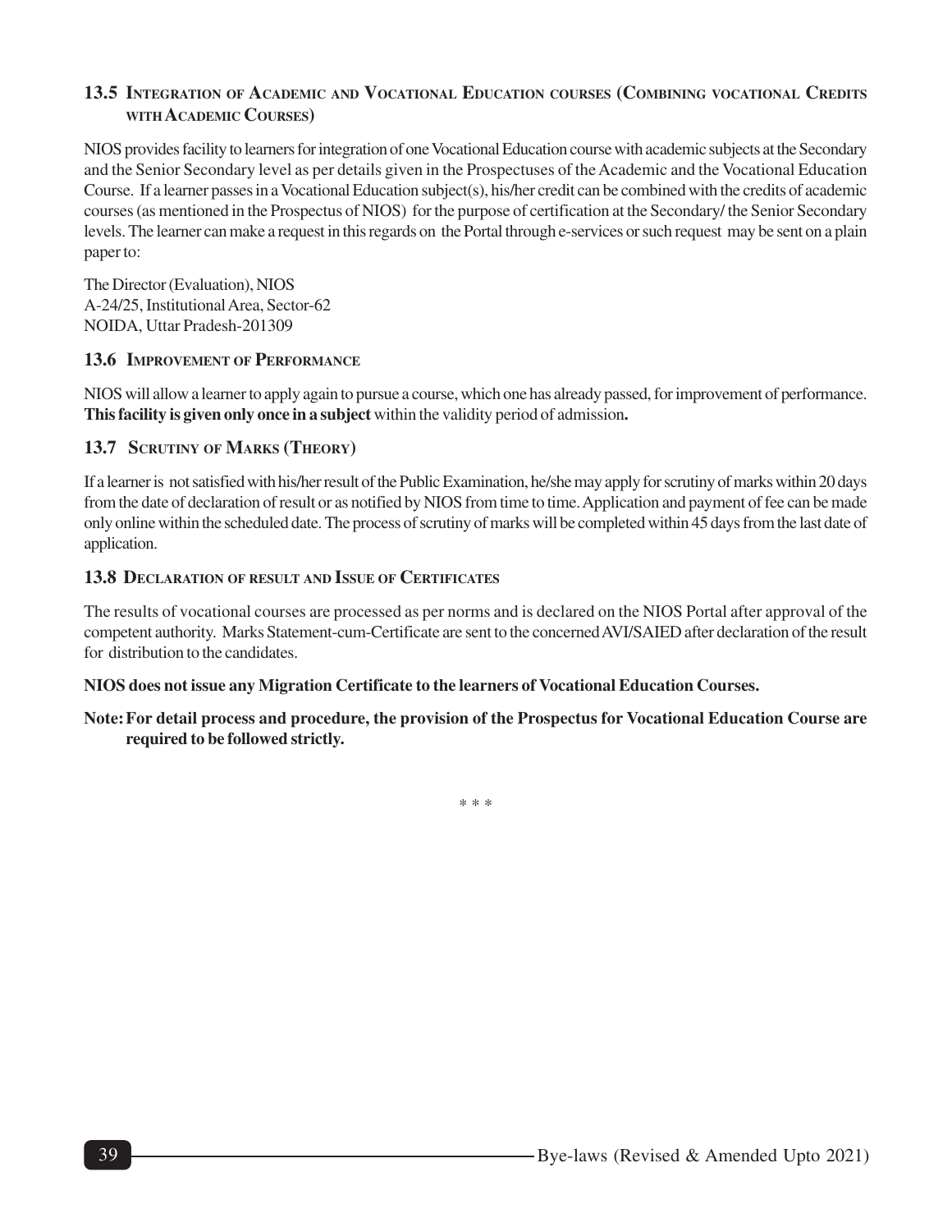### 13.5 Integration of Academic and Vocational Education courses (Combining vocational Credits with Academic Courses)

NIOS provides facility to learners for integration of one Vocational Education course with academic subjects at the Secondary and the Senior Secondary level as per details given in the Prospectuses of the Academic and the Vocational Education Course. If a learner passes in a Vocational Education subject(s), his/her credit can be combined with the credits of academic courses (as mentioned in the Prospectus of NIOS) for the purpose of certification at the Secondary/ the Senior Secondary levels. The learner can make a request in this regards on the Portal through e-services or such request may be sent on a plain paper to:

The Director (Evaluation), NIOS
A-24/25, Institutional Area, Sector-62
NOIDA, Uttar Pradesh-201309

### 13.6 Improvement of Performance

NIOS will allow a learner to apply again to pursue a course, which one has already passed, for improvement of performance. **This facility is given only once in a subject** within the validity period of admission**.**

### 13.7 Scrutiny of Marks (Theory)

If a learner is not satisfied with his/her result of the Public Examination, he/she may apply for scrutiny of marks within 20 days from the date of declaration of result or as notified by NIOS from time to time. Application and payment of fee can be made only online within the scheduled date. The process of scrutiny of marks will be completed within 45 days from the last date of application.

### 13.8 Declaration of result and Issue of Certificates

The results of vocational courses are processed as per norms and is declared on the NIOS Portal after approval of the competent authority. Marks Statement-cum-Certificate are sent to the concerned AVI/SAIED after declaration of the result for distribution to the candidates.

**NIOS does not issue any Migration Certificate to the learners of Vocational Education Courses.**

**Note: For detail process and procedure, the provision of the Prospectus for Vocational Education Course are required to be followed strictly.**

* * *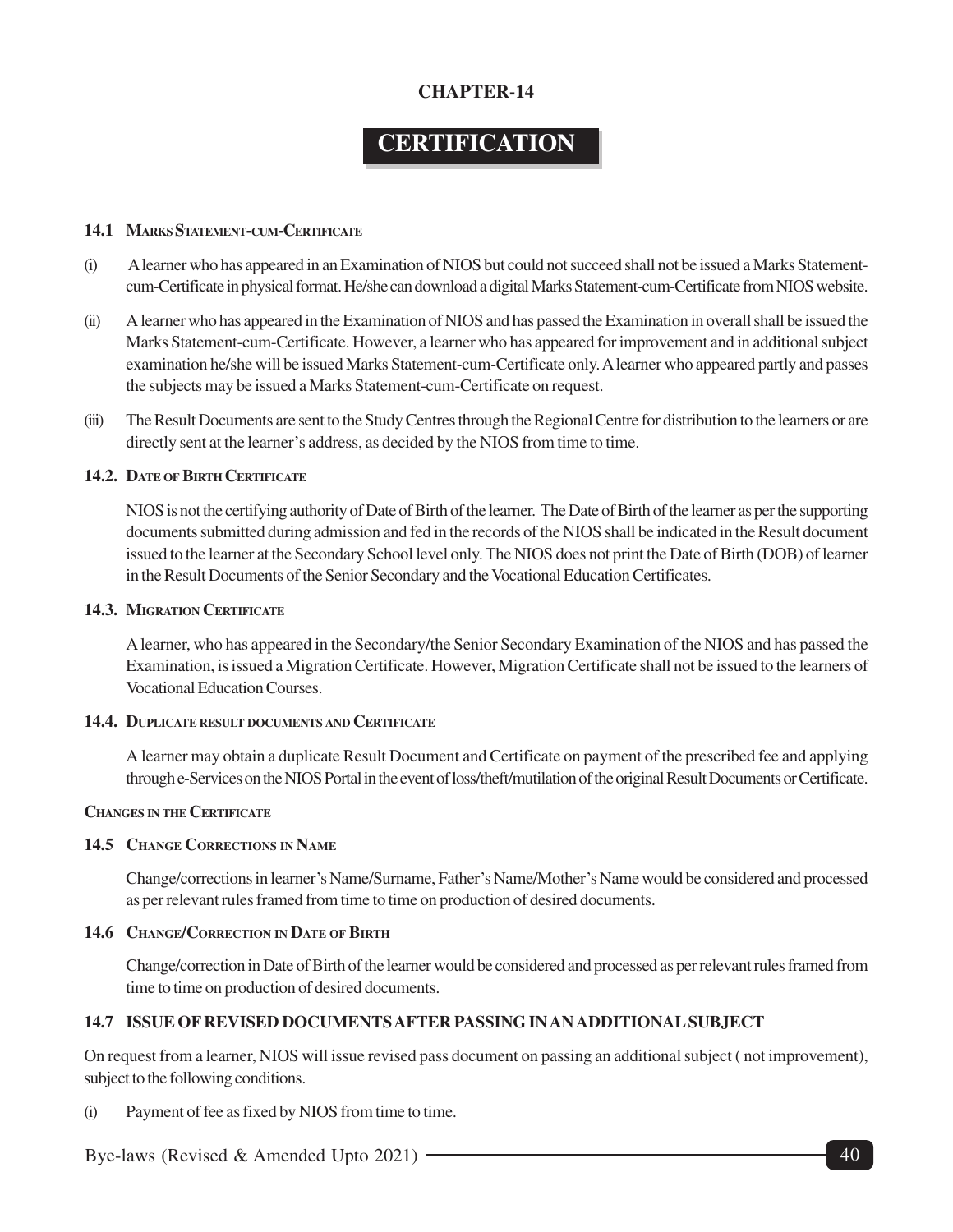**CHAPTER-14**

# CERTIFICATION

### 14.1 Marks Statement-cum-Certificate

(i) A learner who has appeared in an Examination of NIOS but could not succeed shall not be issued a Marks Statement-cum-Certificate in physical format. He/she can download a digital Marks Statement-cum-Certificate from NIOS website.

(ii) A learner who has appeared in the Examination of NIOS and has passed the Examination in overall shall be issued the Marks Statement-cum-Certificate. However, a learner who has appeared for improvement and in additional subject examination he/she will be issued Marks Statement-cum-Certificate only. A learner who appeared partly and passes the subjects may be issued a Marks Statement-cum-Certificate on request.

(iii) The Result Documents are sent to the Study Centres through the Regional Centre for distribution to the learners or are directly sent at the learner's address, as decided by the NIOS from time to time.

### 14.2. Date of Birth Certificate

NIOS is not the certifying authority of Date of Birth of the learner. The Date of Birth of the learner as per the supporting documents submitted during admission and fed in the records of the NIOS shall be indicated in the Result document issued to the learner at the Secondary School level only. The NIOS does not print the Date of Birth (DOB) of learner in the Result Documents of the Senior Secondary and the Vocational Education Certificates.

### 14.3. Migration Certificate

A learner, who has appeared in the Secondary/the Senior Secondary Examination of the NIOS and has passed the Examination, is issued a Migration Certificate. However, Migration Certificate shall not be issued to the learners of Vocational Education Courses.

### 14.4. Duplicate result documents and Certificate

A learner may obtain a duplicate Result Document and Certificate on payment of the prescribed fee and applying through e-Services on the NIOS Portal in the event of loss/theft/mutilation of the original Result Documents or Certificate.

### Changes in the Certificate

### 14.5 Change Corrections in Name

Change/corrections in learner's Name/Surname, Father's Name/Mother's Name would be considered and processed as per relevant rules framed from time to time on production of desired documents.

### 14.6 Change/Correction in Date of Birth

Change/correction in Date of Birth of the learner would be considered and processed as per relevant rules framed from time to time on production of desired documents.

### 14.7 ISSUE OF REVISED DOCUMENTS AFTER PASSING IN AN ADDITIONAL SUBJECT

On request from a learner, NIOS will issue revised pass document on passing an additional subject ( not improvement), subject to the following conditions.

(i) Payment of fee as fixed by NIOS from time to time.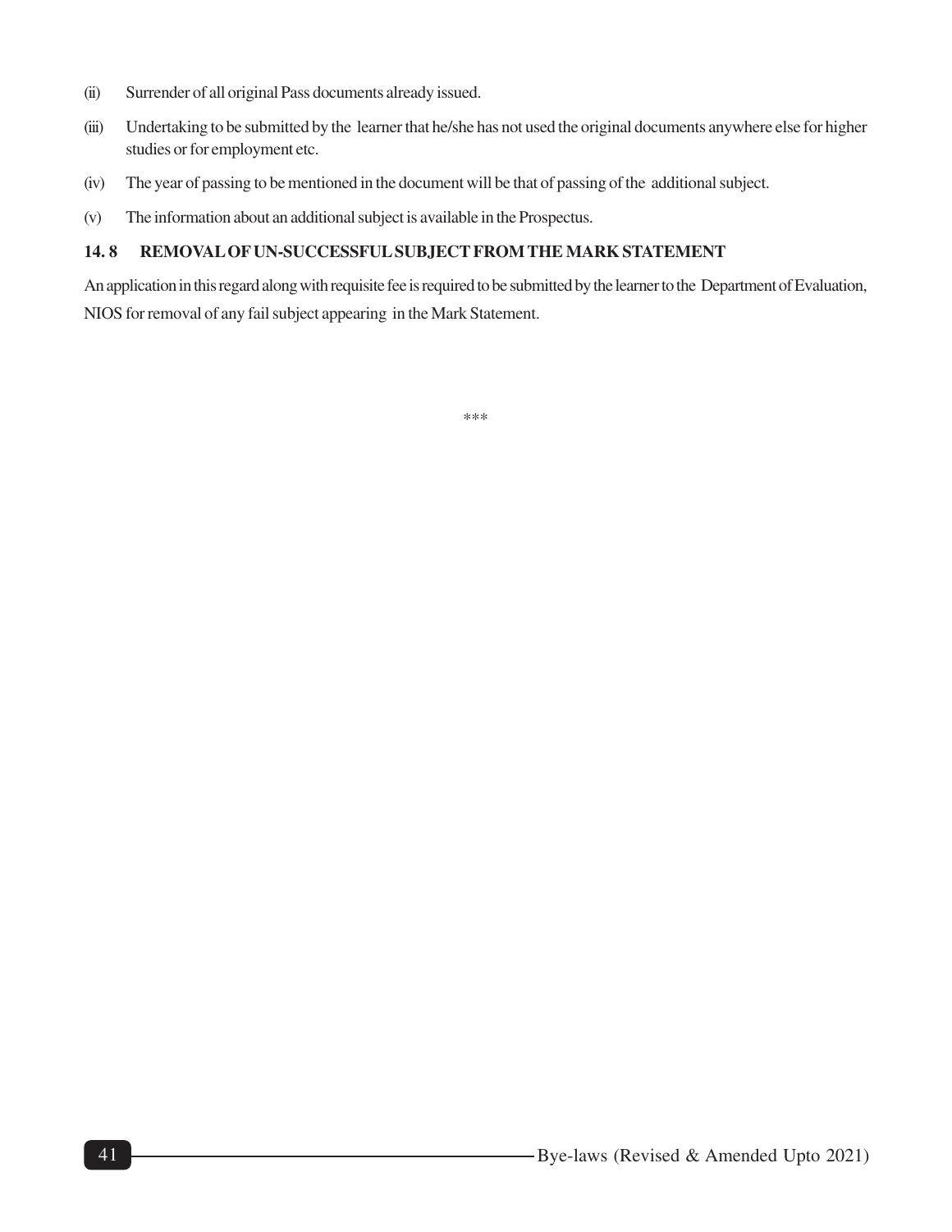(ii) Surrender of all original Pass documents already issued.

(iii) Undertaking to be submitted by the learner that he/she has not used the original documents anywhere else for higher studies or for employment etc.

(iv) The year of passing to be mentioned in the document will be that of passing of the additional subject.

(v) The information about an additional subject is available in the Prospectus.

### 14. 8 REMOVAL OF UN-SUCCESSFUL SUBJECT FROM THE MARK STATEMENT

An application in this regard along with requisite fee is required to be submitted by the learner to the Department of Evaluation, NIOS for removal of any fail subject appearing in the Mark Statement.

***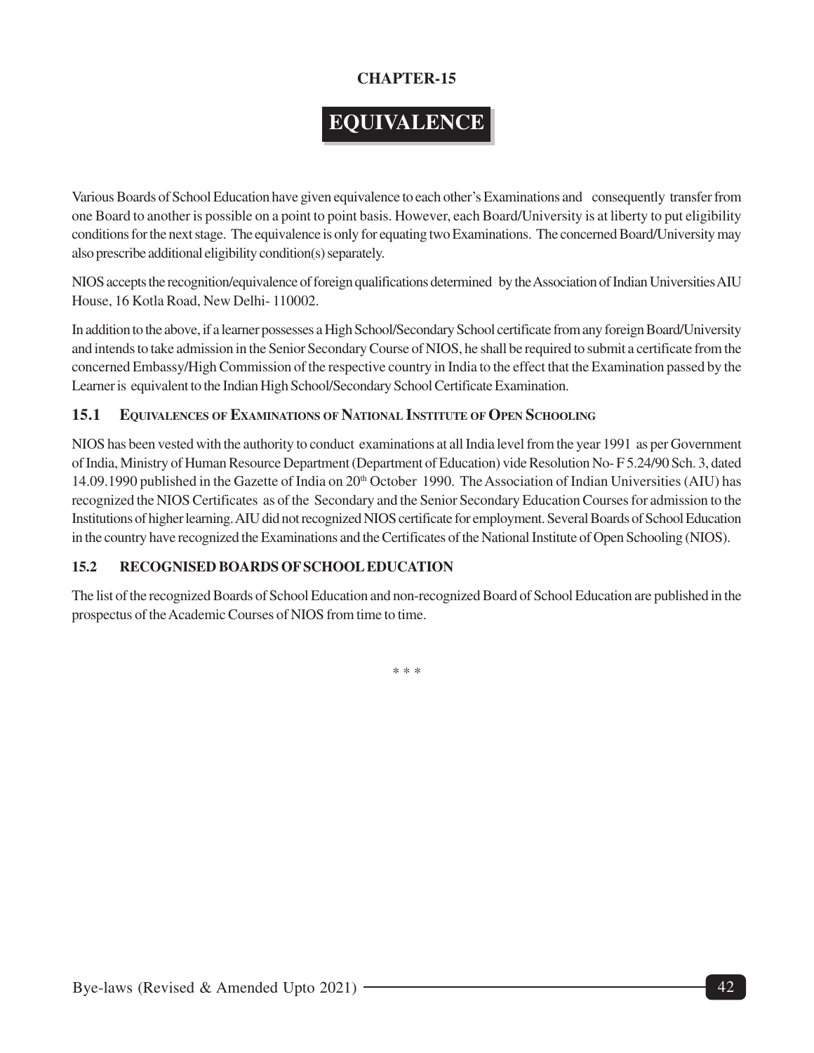**CHAPTER-15**

# EQUIVALENCE

Various Boards of School Education have given equivalence to each other's Examinations and consequently transfer from one Board to another is possible on a point to point basis. However, each Board/University is at liberty to put eligibility conditions for the next stage. The equivalence is only for equating two Examinations. The concerned Board/University may also prescribe additional eligibility condition(s) separately.

NIOS accepts the recognition/equivalence of foreign qualifications determined by the Association of Indian Universities AIU House, 16 Kotla Road, New Delhi- 110002.

In addition to the above, if a learner possesses a High School/Secondary School certificate from any foreign Board/University and intends to take admission in the Senior Secondary Course of NIOS, he shall be required to submit a certificate from the concerned Embassy/High Commission of the respective country in India to the effect that the Examination passed by the Learner is equivalent to the Indian High School/Secondary School Certificate Examination.

## 15.1 EQUIVALENCES OF EXAMINATIONS OF NATIONAL INSTITUTE OF OPEN SCHOOLING

NIOS has been vested with the authority to conduct examinations at all India level from the year 1991 as per Government of India, Ministry of Human Resource Department (Department of Education) vide Resolution No- F 5.24/90 Sch. 3, dated 14.09.1990 published in the Gazette of India on 20th October 1990. The Association of Indian Universities (AIU) has recognized the NIOS Certificates as of the Secondary and the Senior Secondary Education Courses for admission to the Institutions of higher learning. AIU did not recognized NIOS certificate for employment. Several Boards of School Education in the country have recognized the Examinations and the Certificates of the National Institute of Open Schooling (NIOS).

## 15.2 RECOGNISED BOARDS OF SCHOOL EDUCATION

The list of the recognized Boards of School Education and non-recognized Board of School Education are published in the prospectus of the Academic Courses of NIOS from time to time.

\* \* \*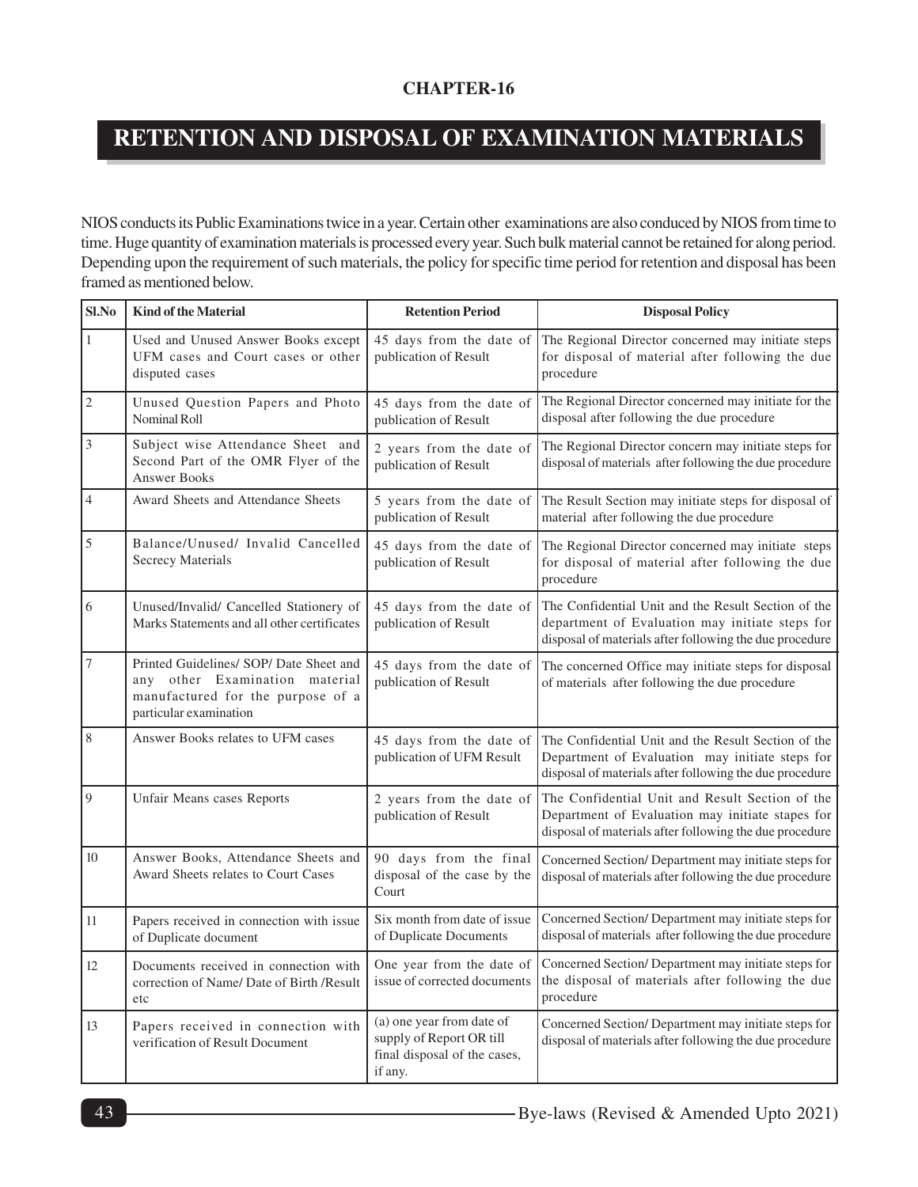**CHAPTER-16**

# RETENTION AND DISPOSAL OF EXAMINATION MATERIALS

NIOS conducts its Public Examinations twice in a year. Certain other examinations are also conduced by NIOS from time to time. Huge quantity of examination materials is processed every year. Such bulk material cannot be retained for along period. Depending upon the requirement of such materials, the policy for specific time period for retention and disposal has been framed as mentioned below.

| Sl.No | Kind of the Material | Retention Period | Disposal Policy |
|---|---|---|---|
| 1 | Used and Unused Answer Books except UFM cases and Court cases or other disputed cases | 45 days from the date of publication of Result | The Regional Director concerned may initiate steps for disposal of material after following the due procedure |
| 2 | Unused Question Papers and Photo Nominal Roll | 45 days from the date of publication of Result | The Regional Director concerned may initiate for the disposal after following the due procedure |
| 3 | Subject wise Attendance Sheet and Second Part of the OMR Flyer of the Answer Books | 2 years from the date of publication of Result | The Regional Director concern may initiate steps for disposal of materials after following the due procedure |
| 4 | Award Sheets and Attendance Sheets | 5 years from the date of publication of Result | The Result Section may initiate steps for disposal of material after following the due procedure |
| 5 | Balance/Unused/ Invalid Cancelled Secrecy Materials | 45 days from the date of publication of Result | The Regional Director concerned may initiate steps for disposal of material after following the due procedure |
| 6 | Unused/Invalid/ Cancelled Stationery of Marks Statements and all other certificates | 45 days from the date of publication of Result | The Confidential Unit and the Result Section of the department of Evaluation may initiate steps for disposal of materials after following the due procedure |
| 7 | Printed Guidelines/ SOP/ Date Sheet and any other Examination material manufactured for the purpose of a particular examination | 45 days from the date of publication of Result | The concerned Office may initiate steps for disposal of materials after following the due procedure |
| 8 | Answer Books relates to UFM cases | 45 days from the date of publication of UFM Result | The Confidential Unit and the Result Section of the Department of Evaluation may initiate steps for disposal of materials after following the due procedure |
| 9 | Unfair Means cases Reports | 2 years from the date of publication of Result | The Confidential Unit and Result Section of the Department of Evaluation may initiate stapes for disposal of materials after following the due procedure |
| 10 | Answer Books, Attendance Sheets and Award Sheets relates to Court Cases | 90 days from the final disposal of the case by the Court | Concerned Section/ Department may initiate steps for disposal of materials after following the due procedure |
| 11 | Papers received in connection with issue of Duplicate document | Six month from date of issue of Duplicate Documents | Concerned Section/ Department may initiate steps for disposal of materials after following the due procedure |
| 12 | Documents received in connection with correction of Name/ Date of Birth /Result etc | One year from the date of issue of corrected documents | Concerned Section/ Department may initiate steps for the disposal of materials after following the due procedure |
| 13 | Papers received in connection with verification of Result Document | (a) one year from date of supply of Report OR till final disposal of the cases, if any. | Concerned Section/ Department may initiate steps for disposal of materials after following the due procedure |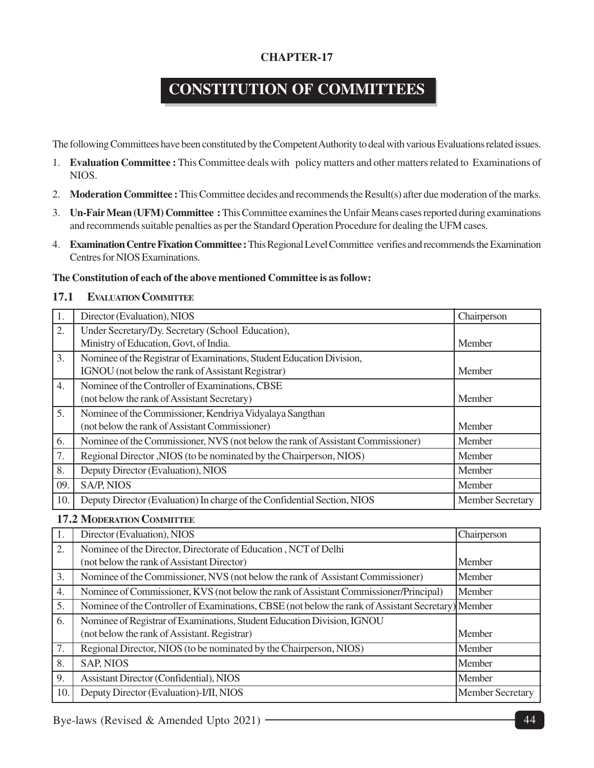**CHAPTER-17**

# CONSTITUTION OF COMMITTEES

The following Committees have been constituted by the Competent Authority to deal with various Evaluations related issues.

1. **Evaluation Committee :** This Committee deals with policy matters and other matters related to Examinations of NIOS.
2. **Moderation Committee :** This Committee decides and recommends the Result(s) after due moderation of the marks.
3. **Un-Fair Mean (UFM) Committee :** This Committee examines the Unfair Means cases reported during examinations and recommends suitable penalties as per the Standard Operation Procedure for dealing the UFM cases.
4. **Examination Centre Fixation Committee :** This Regional Level Committee verifies and recommends the Examination Centres for NIOS Examinations.

**The Constitution of each of the above mentioned Committee is as follow:**

## 17.1 Evaluation Committee

| | | |
|---|---|---|
| 1. | Director (Evaluation), NIOS | Chairperson |
| 2. | Under Secretary/Dy. Secretary (School Education), Ministry of Education, Govt. of India. | Member |
| 3. | Nominee of the Registrar of Examinations, Student Education Division, IGNOU (not below the rank of Assistant Registrar) | Member |
| 4. | Nominee of the Controller of Examinations, CBSE (not below the rank of Assistant Secretary) | Member |
| 5. | Nominee of the Commissioner, Kendriya Vidyalaya Sangthan (not below the rank of Assistant Commissioner) | Member |
| 6. | Nominee of the Commissioner, NVS (not below the rank of Assistant Commissioner) | Member |
| 7. | Regional Director ,NIOS (to be nominated by the Chairperson, NIOS) | Member |
| 8. | Deputy Director (Evaluation), NIOS | Member |
| 09. | SA/P, NIOS | Member |
| 10. | Deputy Director (Evaluation) In charge of the Confidential Section, NIOS | Member Secretary |

## 17.2 Moderation Committee

| | | |
|---|---|---|
| 1. | Director (Evaluation), NIOS | Chairperson |
| 2. | Nominee of the Director, Directorate of Education , NCT of Delhi (not below the rank of Assistant Director) | Member |
| 3. | Nominee of the Commissioner, NVS (not below the rank of Assistant Commissioner) | Member |
| 4. | Nominee of Commissioner, KVS (not below the rank of Assistant Commissioner/Principal) | Member |
| 5. | Nominee of the Controller of Examinations, CBSE (not below the rank of Assistant Secretary) | Member |
| 6. | Nominee of Registrar of Examinations, Student Education Division, IGNOU (not below the rank of Assistant. Registrar) | Member |
| 7. | Regional Director, NIOS (to be nominated by the Chairperson, NIOS) | Member |
| 8. | SAP, NIOS | Member |
| 9. | Assistant Director (Confidential), NIOS | Member |
| 10. | Deputy Director (Evaluation)-I/II, NIOS | Member Secretary |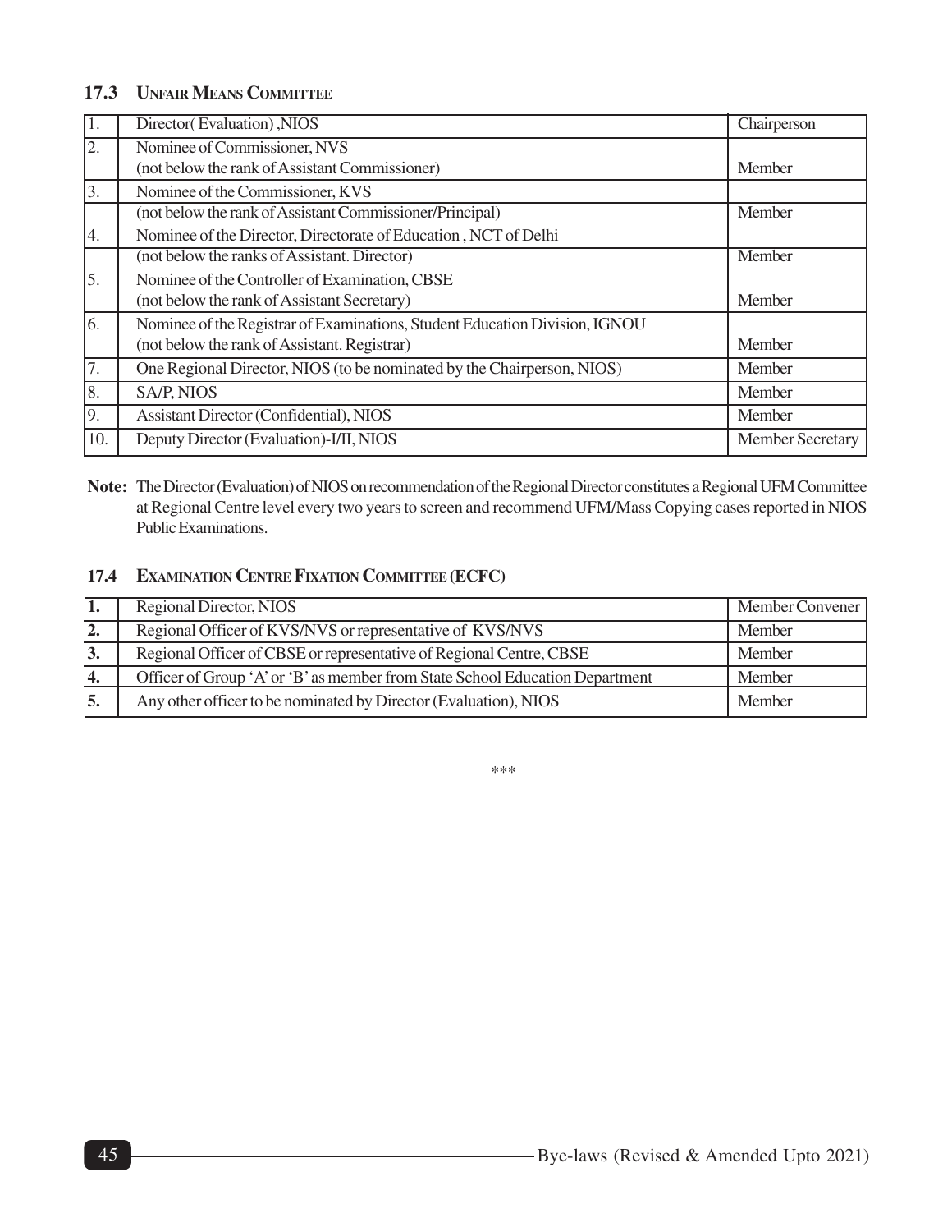### 17.3 UNFAIR MEANS COMMITTEE

| | | |
|---|---|---|
| 1. | Director( Evaluation) ,NIOS | Chairperson |
| 2. | Nominee of Commissioner, NVS (not below the rank of Assistant Commissioner) | Member |
| 3. | Nominee of the Commissioner, KVS (not below the rank of Assistant Commissioner/Principal) | Member |
| 4. | Nominee of the Director, Directorate of Education , NCT of Delhi (not below the ranks of Assistant. Director) | Member |
| 5. | Nominee of the Controller of Examination, CBSE (not below the rank of Assistant Secretary) | Member |
| 6. | Nominee of the Registrar of Examinations, Student Education Division, IGNOU (not below the rank of Assistant. Registrar) | Member |
| 7. | One Regional Director, NIOS (to be nominated by the Chairperson, NIOS) | Member |
| 8. | SA/P, NIOS | Member |
| 9. | Assistant Director (Confidential), NIOS | Member |
| 10. | Deputy Director (Evaluation)-I/II, NIOS | Member Secretary |

**Note:** The Director (Evaluation) of NIOS on recommendation of the Regional Director constitutes a Regional UFM Committee at Regional Centre level every two years to screen and recommend UFM/Mass Copying cases reported in NIOS Public Examinations.

### 17.4 EXAMINATION CENTRE FIXATION COMMITTEE (ECFC)

| | | |
|---|---|---|
| **1.** | Regional Director, NIOS | Member Convener |
| **2.** | Regional Officer of KVS/NVS or representative of KVS/NVS | Member |
| **3.** | Regional Officer of CBSE or representative of Regional Centre, CBSE | Member |
| **4.** | Officer of Group 'A' or 'B' as member from State School Education Department | Member |
| **5.** | Any other officer to be nominated by Director (Evaluation), NIOS | Member |

***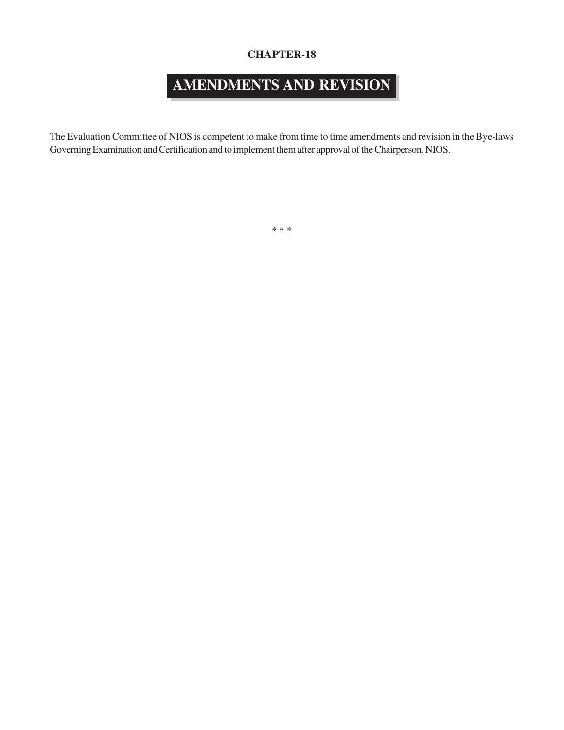**CHAPTER-18**

# AMENDMENTS AND REVISION

The Evaluation Committee of NIOS is competent to make from time to time amendments and revision in the Bye-laws Governing Examination and Certification and to implement them after approval of the Chairperson, NIOS.

* * *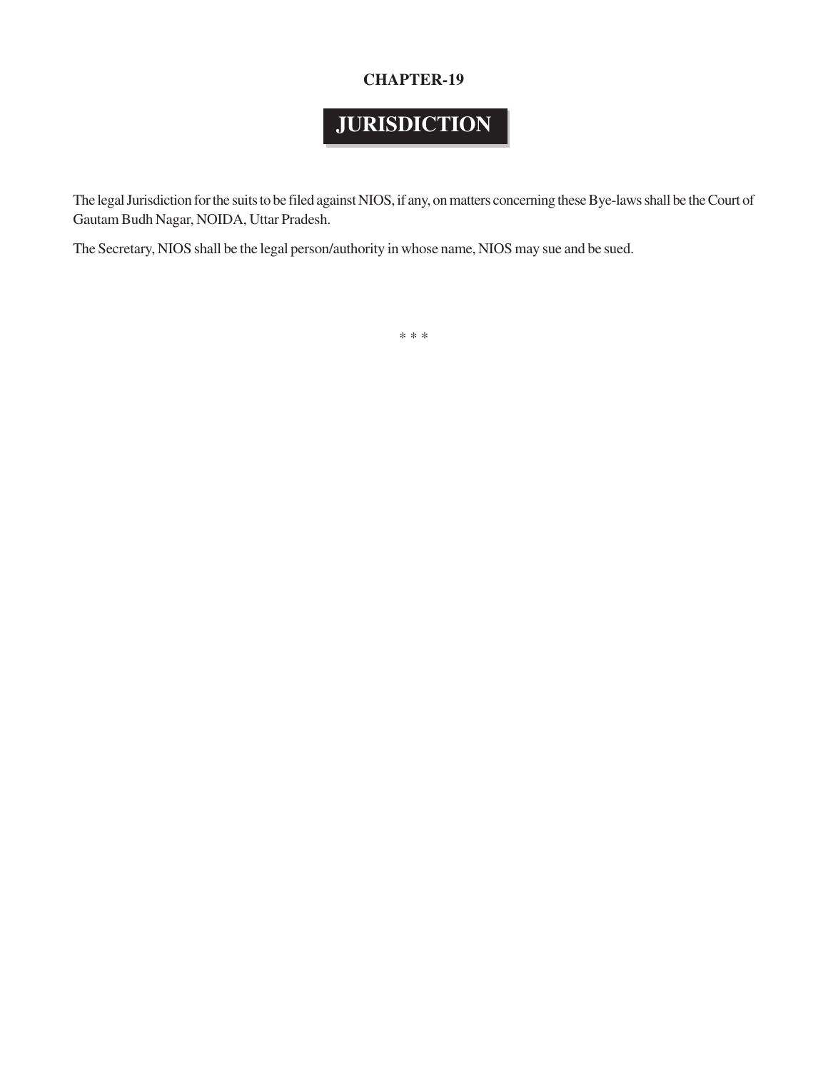**CHAPTER-19**

# JURISDICTION

The legal Jurisdiction for the suits to be filed against NIOS, if any, on matters concerning these Bye-laws shall be the Court of Gautam Budh Nagar, NOIDA, Uttar Pradesh.

The Secretary, NIOS shall be the legal person/authority in whose name, NIOS may sue and be sued.

\* \* \*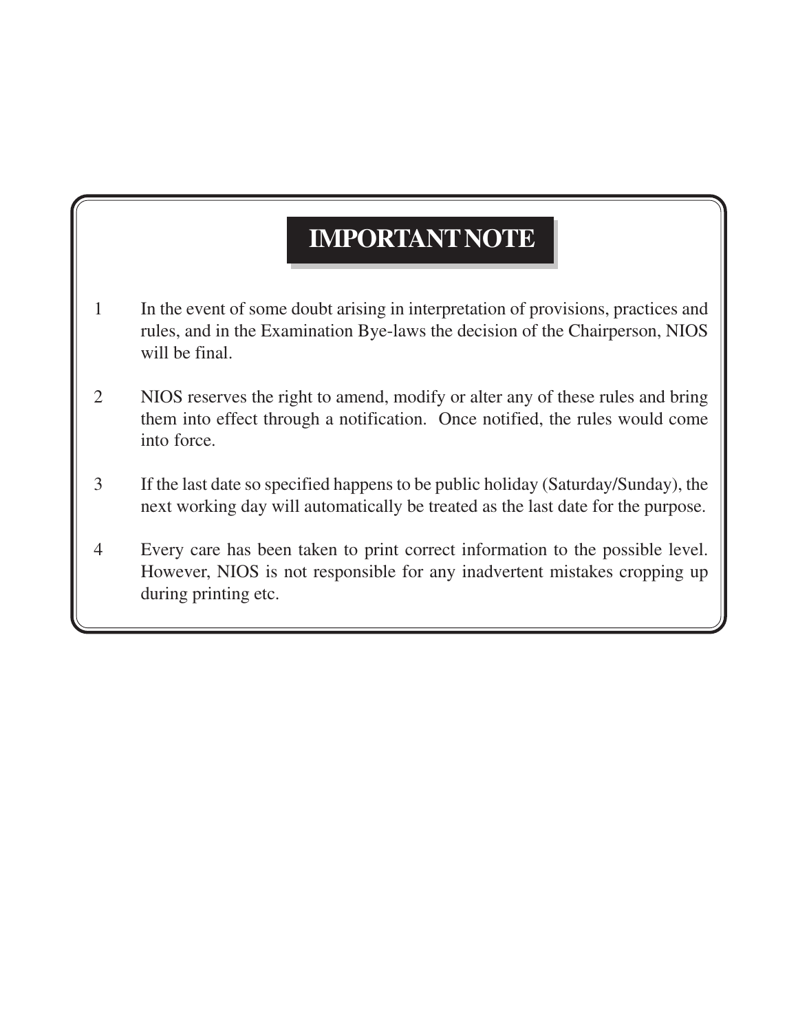# IMPORTANT NOTE

1. In the event of some doubt arising in interpretation of provisions, practices and rules, and in the Examination Bye-laws the decision of the Chairperson, NIOS will be final.

2. NIOS reserves the right to amend, modify or alter any of these rules and bring them into effect through a notification. Once notified, the rules would come into force.

3. If the last date so specified happens to be public holiday (Saturday/Sunday), the next working day will automatically be treated as the last date for the purpose.

4. Every care has been taken to print correct information to the possible level. However, NIOS is not responsible for any inadvertent mistakes cropping up during printing etc.